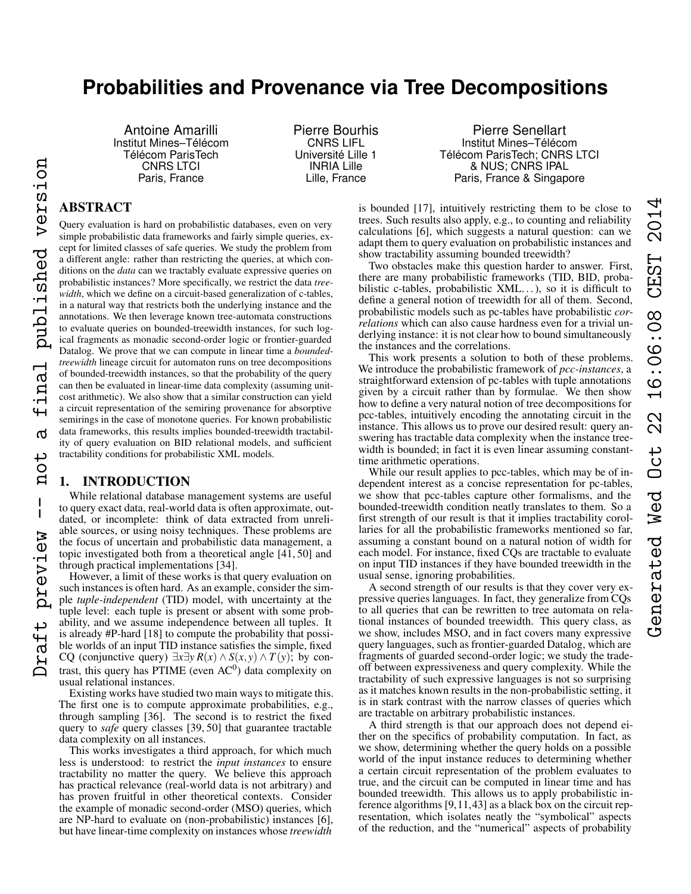# Probabilities and Provenance via Tree Decompositions

Antoine Amarilli
Institut Mines–Télécom
Télécom ParisTech
CNRS LTCI
Paris, France

Pierre Bourhis
CNRS LIFL
Université Lille 1
INRIA Lille
Lille, France

Pierre Senellart
Institut Mines–Télécom
Télécom ParisTech; CNRS LTCI
& NUS; CNRS IPAL
Paris, France & Singapore

## ABSTRACT

Query evaluation is hard on probabilistic databases, even on very simple probabilistic data frameworks and fairly simple queries, except for limited classes of safe queries. We study the problem from a different angle: rather than restricting the queries, at which conditions on the *data* can we tractably evaluate expressive queries on probabilistic instances? More specifically, we restrict the data *treewidth*, which we define on a circuit-based generalization of c-tables, in a natural way that restricts both the underlying instance and the annotations. We then leverage known tree-automata constructions to evaluate queries on bounded-treewidth instances, for such logical fragments as monadic second-order logic or frontier-guarded Datalog. We prove that we can compute in linear time a *bounded-treewidth* lineage circuit for automaton runs on tree decompositions of bounded-treewidth instances, so that the probability of the query can then be evaluated in linear-time data complexity (assuming unit-cost arithmetic). We also show that a similar construction can yield a circuit representation of the semiring provenance for absorptive semirings in the case of monotone queries. For known probabilistic data frameworks, this results implies bounded-treewidth tractability of query evaluation on BID relational models, and sufficient tractability conditions for probabilistic XML models.

## 1. INTRODUCTION

While relational database management systems are useful to query exact data, real-world data is often approximate, outdated, or incomplete: think of data extracted from unreliable sources, or using noisy techniques. These problems are the focus of uncertain and probabilistic data management, a topic investigated both from a theoretical angle [41, 50] and through practical implementations [34].

However, a limit of these works is that query evaluation on such instances is often hard. As an example, consider the simple *tuple-independent* (TID) model, with uncertainty at the tuple level: each tuple is present or absent with some probability, and we assume independence between all tuples. It is already #P-hard [18] to compute the probability that possible worlds of an input TID instance satisfies the simple, fixed CQ (conjunctive query) $\exists x \exists y\, R(x) \wedge S(x,y) \wedge T(y)$; by contrast, this query has PTIME (even $AC^0$) data complexity on usual relational instances.

Existing works have studied two main ways to mitigate this. The first one is to compute approximate probabilities, e.g., through sampling [36]. The second is to restrict the fixed query to *safe* query classes [39, 50] that guarantee tractable data complexity on all instances.

This works investigates a third approach, for which much less is understood: to restrict the *input instances* to ensure tractability no matter the query. We believe this approach has practical relevance (real-world data is not arbitrary) and has proven fruitful in other theoretical contexts. Consider the example of monadic second-order (MSO) queries, which are NP-hard to evaluate on (non-probabilistic) instances [6], but have linear-time complexity on instances whose *treewidth* is bounded [17], intuitively restricting them to be close to trees. Such results also apply, e.g., to counting and reliability calculations [6], which suggests a natural question: can we adapt them to query evaluation on probabilistic instances and show tractability assuming bounded treewidth?

Two obstacles make this question harder to answer. First, there are many probabilistic frameworks (TID, BID, probabilistic c-tables, probabilistic XML...), so it is difficult to define a general notion of treewidth for all of them. Second, probabilistic models such as pc-tables have probabilistic *correlations* which can also cause hardness even for a trivial underlying instance: it is not clear how to bound simultaneously the instances and the correlations.

This work presents a solution to both of these problems. We introduce the probabilistic framework of *pcc-instances*, a straightforward extension of pc-tables with tuple annotations given by a circuit rather than by formulae. We then show how to define a very natural notion of tree decompositions for pcc-tables, intuitively encoding the annotating circuit in the instance. This allows us to prove our desired result: query answering has tractable data complexity when the instance treewidth is bounded; in fact it is even linear assuming constant-time arithmetic operations.

While our result applies to pcc-tables, which may be of independent interest as a concise representation for pc-tables, we show that pcc-tables capture other formalisms, and the bounded-treewidth condition neatly translates to them. So a first strength of our result is that it implies tractability corollaries for all the probabilistic frameworks mentioned so far, assuming a constant bound on a natural notion of width for each model. For instance, fixed CQs are tractable to evaluate on input TID instances if they have bounded treewidth in the usual sense, ignoring probabilities.

A second strength of our results is that they cover very expressive queries languages. In fact, they generalize from CQs to all queries that can be rewritten to tree automata on relational instances of bounded treewidth. This query class, as we show, includes MSO, and in fact covers many expressive query languages, such as frontier-guarded Datalog, which are fragments of guarded second-order logic; we study the tradeoff between expressiveness and query complexity. While the tractability of such expressive languages is not so surprising as it matches known results in the non-probabilistic setting, it is in stark contrast with the narrow classes of queries which are tractable on arbitrary probabilistic instances.

A third strength is that our approach does not depend either on the specifics of probability computation. In fact, as we show, determining whether the query holds on a possible world of the input instance reduces to determining whether a certain circuit representation of the problem evaluates to true, and the circuit can be computed in linear time and has bounded treewidth. This allows us to apply probabilistic inference algorithms [9, 11, 43] as a black box on the circuit representation, which isolates neatly the "symbolical" aspects of the reduction, and the "numerical" aspects of probability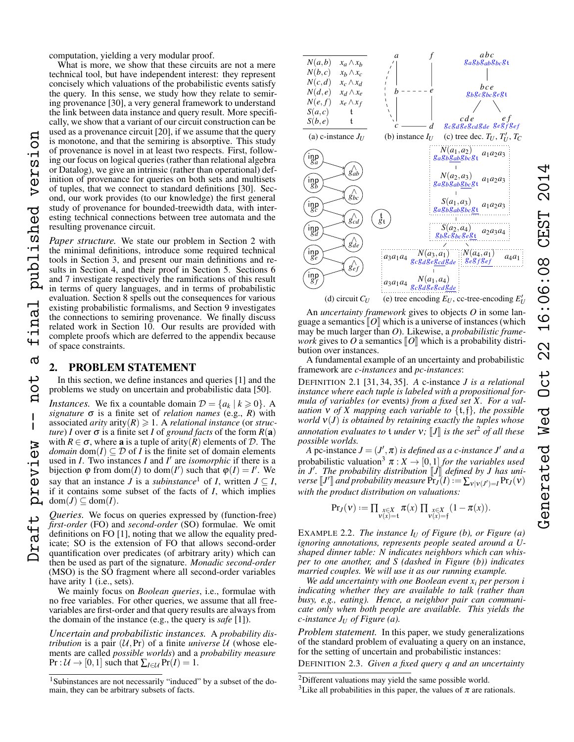computation, yielding a very modular proof.

What is more, we show that these circuits are not a mere technical tool, but have independent interest: they represent concisely which valuations of the probabilistic events satisfy the query. In this sense, we study how they relate to semiring provenance [30], a very general framework to understand the link between data instance and query result. More specifically, we show that a variant of our circuit construction can be used as a provenance circuit [20], if we assume that the query is monotone, and that the semiring is absorptive. This study of provenance is novel in at least two respects. First, following our focus on logical queries (rather than relational algebra or Datalog), we give an intrinsic (rather than operational) definition of provenance for queries on both sets and multisets of tuples, that we connect to standard definitions [30]. Second, our work provides (to our knowledge) the first general study of provenance for bounded-treewidth data, with interesting technical connections between tree automata and the resulting provenance circuit.

*Paper structure.* We state our problem in Section 2 with the minimal definitions, introduce some required technical tools in Section 3, and present our main definitions and results in Section 4, and their proof in Section 5. Sections 6 and 7 investigate respectively the ramifications of this result in terms of query languages, and in terms of probabilistic evaluation. Section 8 spells out the consequences for various existing probabilistic formalisms, and Section 9 investigates the connections to semiring provenance. We finally discuss related work in Section 10. Our results are provided with complete proofs which are deferred to the appendix because of space constraints.

## 2. PROBLEM STATEMENT

In this section, we define instances and queries [1] and the problems we study on uncertain and probabilistic data [50].

*Instances.* We fix a countable domain $\mathcal{D} = \{a_k \mid k \geqslant 0\}$. A *signature* $\sigma$ is a finite set of *relation names* (e.g., $R$) with associated *arity* $\text{arity}(R) \geqslant 1$. A *relational instance* (or *structure*) $I$ over $\sigma$ is a finite set $I$ of *ground facts* of the form $R(\mathbf{a})$ with $R \in \sigma$, where $\mathbf{a}$ is a tuple of $\text{arity}(R)$ elements of $\mathcal{D}$. The *domain* $\text{dom}(I) \subseteq \mathcal{D}$ of $I$ is the finite set of domain elements used in $I$. Two instances $I$ and $I'$ are *isomorphic* if there is a bijection $\varphi$ from $\text{dom}(I)$ to $\text{dom}(I')$ such that $\varphi(I) = I'$. We say that an instance $J$ is a *subinstance*[1] of $I$, written $J \subseteq I$, if it contains some subset of the facts of $I$, which implies $\text{dom}(J) \subseteq \text{dom}(I)$.

*Queries.* We focus on queries expressed by (function-free) *first-order* (FO) and *second-order* (SO) formulae. We omit definitions on FO [1], noting that we allow the equality predicate; SO is the extension of FO that allows second-order quantification over predicates (of arbitrary arity) which can then be used as part of the signature. *Monadic second-order* (MSO) is the SO fragment where all second-order variables have arity 1 (i.e., sets).

We mainly focus on *Boolean queries*, i.e., formulae with no free variables. For other queries, we assume that all free-variables are first-order and that query results are always from the domain of the instance (e.g., the query is *safe* [1]).

*Uncertain and probabilistic instances.* A *probability distribution* is a pair $(\mathcal{U}, \Pr)$ of a finite *universe* $\mathcal{U}$ (whose elements are called *possible worlds*) and a *probability measure* $\Pr : \mathcal{U} \to [0,1]$ such that $\sum_{I \in \mathcal{U}} \Pr(I) = 1$.

[1] Subinstances are not necessarily "induced" by a subset of the domain, they can be arbitrary subsets of facts.

| | |
|---|---|
| $N(a,b)$ | $x_a \wedge x_b$ |
| $N(b,c)$ | $x_b \wedge x_c$ |
| $N(c,d)$ | $x_c \wedge x_d$ |
| $N(d,e)$ | $x_d \wedge x_e$ |
| $N(e,f)$ | $x_e \wedge x_f$ |
| $S(a,c)$ | $\mathfrak{t}$ |
| $S(b,e)$ | $\mathfrak{t}$ |

(a) c-instance $J_U$ (b) instance $I_U$ (c) tree dec. $T_U$, $T'_U$, $T_C$

(d) circuit $C_U$ (e) tree encoding $E_U$, cc-tree-encoding $E'_U$

An *uncertainty framework* gives to objects $O$ in some language a semantics $[\![O]\!]$ which is a universe of instances (which may be much larger than $O$). Likewise, a *probabilistic framework* gives to $O$ a semantics $[\![O]\!]$ which is a probability distribution over instances.

A fundamental example of an uncertainty and probabilistic framework are *c-instances* and *pc-instances*:

DEFINITION 2.1 [31, 34, 35]. *A* c-instance $J$ *is a relational instance where each tuple is labeled with a propositional formula of variables (or* events*) from a fixed set $X$. For a valuation $\nu$ of $X$ mapping each variable to $\{\mathfrak{t}, \mathfrak{f}\}$, the possible world $\nu(J)$ is obtained by retaining exactly the tuples whose annotation evaluates to $\mathfrak{t}$ under $\nu$; $[\![J]\!]$ is the set[2] of all these possible worlds.*

*A pc-instance $J = (J', \pi)$ is defined as a c-instance $J'$ and a probabilistic valuation[3] $\pi : X \to [0,1]$ for the variables used in $J'$. The probability distribution $[\![J]\!]$ defined by $J$ has universe $[\![J']\!]$ and probability measure $\Pr_J(I) := \sum_{\nu \mid \nu(J') = I} \Pr_J(\nu)$ with the product distribution on valuations:*

$$\Pr_J(\nu) := \prod_{\substack{x \in X \\ \nu(x) = \mathfrak{t}}} \pi(x) \prod_{\substack{x \in X \\ \nu(x) = \mathfrak{f}}} (1 - \pi(x)).$$

EXAMPLE 2.2. *The instance $I_U$ of Figure (b), or Figure (a) ignoring annotations, represents people seated around a U-shaped dinner table: $N$ indicates neighbors which can whisper to one another, and $S$ (dashed in Figure (b)) indicates married couples. We will use it as our running example.*

*We add uncertainty with one Boolean event $x_i$ per person $i$ indicating whether they are available to talk (rather than busy, e.g., eating). Hence, a neighbor pair can communicate only when both people are available. This yields the c-instance $J_U$ of Figure (a).*

*Problem statement.* In this paper, we study generalizations of the standard problem of evaluating a query on an instance, for the setting of uncertain and probabilistic instances:

DEFINITION 2.3. *Given a fixed query $q$ and an uncertainty*

[2] Different valuations may yield the same possible world.

[3] Like all probabilities in this paper, the values of $\pi$ are rationals.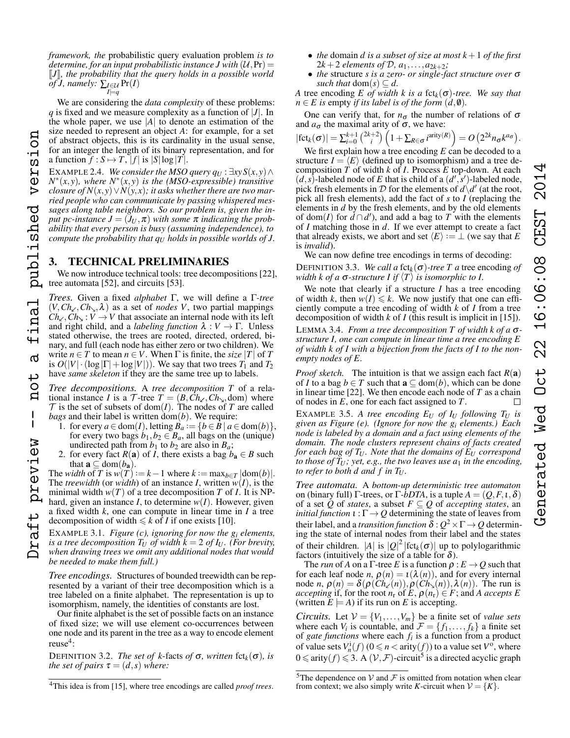*framework, the* probabilistic query evaluation problem *is to determine, for an input probabilistic instance J with* $(\mathcal{U}, \Pr) = [\![J]\!]$*, the probability that the query holds in a possible world of J, namely:* $\sum_{\substack{I \in \mathcal{U} \\ I \models q}} \Pr(I)$

We are considering the *data complexity* of these problems: $q$ is fixed and we measure complexity as a function of $|J|$. In the whole paper, we use $|A|$ to denote an estimation of the size needed to represent an object $A$: for example, for a set of abstract objects, this is its cardinality in the usual sense, for an integer the length of its binary representation, and for a function $f : S \mapsto T$, $|f|$ is $|S| \log |T|$.

EXAMPLE 2.4. *We consider the MSO query* $q_U : \exists xy S(x,y) \wedge N^*(x,y)$*, where* $N^*(x,y)$ *is the (MSO-expressible) transitive closure of* $N(x,y) \vee N(y,x)$*; it asks whether there are two married people who can communicate by passing whispered messages along table neighbors. So our problem is, given the input pc-instance* $J = (J_U, \pi)$ *with some* $\pi$ *indicating the probability that every person is busy (assuming independence), to compute the probability that* $q_U$ *holds in possible worlds of J.*

## 3. TECHNICAL PRELIMINARIES

We now introduce technical tools: tree decompositions [22], tree automata [52], and circuits [53].

*Trees.* Given a fixed *alphabet* $\Gamma$, we will define a $\Gamma$*-tree* $(V, Ch_{\swarrow}, Ch_{\searrow}, \lambda)$ as a set of *nodes* $V$, two partial mappings $Ch_{\swarrow}, Ch_{\searrow} : V \to V$ that associate an internal node with its left and right child, and a *labeling function* $\lambda : V \to \Gamma$. Unless stated otherwise, the trees are rooted, directed, ordered, binary, and full (each node has either zero or two children). We write $n \in T$ to mean $n \in V$. When $\Gamma$ is finite, the *size* $|T|$ of $T$ is $O(|V| \cdot (\log|\Gamma| + \log|V|))$. We say that two trees $T_1$ and $T_2$ have *same skeleton* if they are the same tree up to labels.

*Tree decompositions.* A *tree decomposition* $T$ of a relational instance $I$ is a $\mathcal{T}$-tree $T = (B, Ch_{\swarrow}, Ch_{\searrow}, \mathrm{dom})$ where $\mathcal{T}$ is the set of subsets of $\mathrm{dom}(I)$. The nodes of $T$ are called *bags* and their label is written $\mathrm{dom}(b)$. We require:

1. for every $a \in \mathrm{dom}(I)$, letting $B_a := \{b \in B \mid a \in \mathrm{dom}(b)\}$, for every two bags $b_1, b_2 \in B_a$, all bags on the (unique) undirected path from $b_1$ to $b_2$ are also in $B_a$;
2. for every fact $R(\mathbf{a})$ of $I$, there exists a bag $b_{\mathbf{a}} \in B$ such that $\mathbf{a} \subseteq \mathrm{dom}(b_{\mathbf{a}})$.

The *width* of $T$ is $w(T) := k - 1$ where $k := \max_{b \in T} |\mathrm{dom}(b)|$. The *treewidth* (or *width*) of an instance $I$, written $w(I)$, is the minimal width $w(T)$ of a tree decomposition $T$ of $I$. It is NP-hard, given an instance $I$, to determine $w(I)$. However, given a fixed width $k$, one can compute in linear time in $I$ a tree decomposition of width $\leqslant k$ of $I$ if one exists [10].

EXAMPLE 3.1. *Figure (c), ignoring for now the* $g_i$ *elements, is a tree decomposition* $T_U$ *of width* $k = 2$ *of* $I_U$*. (For brevity, when drawing trees we omit any additional nodes that would be needed to make them full.)*

*Tree encodings.* Structures of bounded treewidth can be represented by a variant of their tree decomposition which is a tree labeled on a finite alphabet. The representation is up to isomorphism, namely, the identities of constants are lost.

Our finite alphabet is the set of possible facts on an instance of fixed size; we will use element co-occurrences between one node and its parent in the tree as a way to encode element reuse[4]:

DEFINITION 3.2. *The set of k*-facts *of* $\sigma$*, written* $\mathrm{fct}_k(\sigma)$*, is the set of pairs* $\tau = (d, s)$ *where:*

- *the* domain $d$ *is a subset of size at most* $k+1$ *of the first* $2k+2$ *elements of* $\mathcal{D}$*,* $a_1, \ldots, a_{2k+2}$*;*
- *the* structure $s$ *is a zero- or single-fact structure over* $\sigma$ *such that* $\mathrm{dom}(s) \subseteq d$*.*

*A* tree encoding $E$ *of width* $k$ *is a* $\mathrm{fct}_k(\sigma)$*-tree. We say that* $n \in E$ *is* empty *if its label is of the form* $(d, \emptyset)$*.*

One can verify that, for $n_\sigma$ the number of relations of $\sigma$ and $a_\sigma$ the maximal arity of $\sigma$, we have:

$|\mathrm{fct}_k(\sigma)| = \sum_{i=0}^{k+1} \binom{2k+2}{i} \left(1 + \sum_{R \in \sigma} i^{\mathrm{arity}(R)}\right) = O\left(2^{2k} n_\sigma k^{a_\sigma}\right)$.

We first explain how a tree encoding $E$ can be decoded to a structure $I = \langle E \rangle$ (defined up to isomorphism) and a tree decomposition $T$ of width $k$ of $I$. Process $E$ top-down. At each $(d, s)$-labeled node of $E$ that is child of a $(d', s')$-labeled node, pick fresh elements in $\mathcal{D}$ for the elements of $d \backslash d'$ (at the root, pick all fresh elements), add the fact of $s$ to $I$ (replacing the elements in $d$ by the fresh elements, and by the old elements of $\mathrm{dom}(I)$ for $d \cap d'$), and add a bag to $T$ with the elements of $I$ matching those in $d$. If we ever attempt to create a fact that already exists, we abort and set $\langle E \rangle := \perp$ (we say that $E$ is *invalid*).

We can now define tree encodings in terms of decoding:

DEFINITION 3.3. *We call a* $\mathrm{fct}_k(\sigma)$*-tree* $T$ *a* tree encoding *of width* $k$ *of a* $\sigma$*-structure* $I$ *if* $\langle T \rangle$ *is isomorphic to* $I$*.*

We note that clearly if a structure $I$ has a tree encoding of width $k$, then $w(I) \leqslant k$. We now justify that one can efficiently compute a tree encoding of width $k$ of $I$ from a tree decomposition of width $k$ of $I$ (this result is implicit in [15]).

LEMMA 3.4. *From a tree decomposition* $T$ *of width* $k$ *of a* $\sigma$*-structure* $I$*, one can compute in linear time a tree encoding* $E$ *of width* $k$ *of* $I$ *with a bijection from the facts of* $I$ *to the non-empty nodes of* $E$*.*

*Proof sketch.* The intuition is that we assign each fact $R(\mathbf{a})$ of $I$ to a bag $b \in T$ such that $\mathbf{a} \subseteq \mathrm{dom}(b)$, which can be done in linear time [22]. We then encode each node of $T$ as a chain of nodes in $E$, one for each fact assigned to $T$. □

EXAMPLE 3.5. *A tree encoding* $E_U$ *of* $I_U$ *following* $T_U$ *is given as Figure (e). (Ignore for now the* $g_i$ *elements.) Each node is labeled by a domain and a fact using elements of the domain. The node clusters represent chains of facts created for each bag of* $T_U$*. Note that the domains of* $E_U$ *correspond to those of* $T_U$*; yet, e.g., the two leaves use* $a_1$ *in the encoding, to refer to both* $d$ *and* $f$ *in* $T_U$*.*

*Tree automata.* A *bottom-up deterministic tree automaton* on (binary full) $\Gamma$-trees, or $\Gamma$*-bDTA*, is a tuple $A = (Q, F, \iota, \delta)$ of a set $Q$ of *states*, a subset $F \subseteq Q$ of *accepting states*, an *initial function* $\iota : \Gamma \to Q$ determining the state of leaves from their label, and a *transition function* $\delta : Q^2 \times \Gamma \to Q$ determining the state of internal nodes from their label and the states of their children. $|A|$ is $|Q|^2 |\mathrm{fct}_k(\sigma)|$ up to polylogarithmic factors (intuitively the size of a table for $\delta$).

The *run* of $A$ on a $\Gamma$-tree $E$ is a function $\rho : E \to Q$ such that for each leaf node $n$, $\rho(n) = \iota(\lambda(n))$, and for every internal node $n$, $\rho(n) = \delta(\rho(Ch_{\swarrow}(n)), \rho(Ch_{\searrow}(n)), \lambda(n))$. The run is *accepting* if, for the root $n_r$ of $E$, $\rho(n_r) \in F$; and $A$ *accepts* $E$ (written $E \models A$) if its run on $E$ is accepting.

*Circuits.* Let $\mathcal{V} = \{V_1, \ldots, V_m\}$ be a finite set of *value sets* where each $V_i$ is countable, and $\mathcal{F} = \{f_1, \ldots, f_k\}$ a finite set of *gate functions* where each $f_i$ is a function from a product of value sets $V_n^{\mathrm{i}}(f)$ $(0 \leqslant n < \mathrm{arity}(f))$ to a value set $V^{\mathrm{o}}$, where $0 \leqslant \mathrm{arity}(f) \leqslant 3$. A $(\mathcal{V}, \mathcal{F})$-circuit[5] is a directed acyclic graph

[4] This idea is from [15], where tree encodings are called *proof trees*.

[5] The dependence on $\mathcal{V}$ and $\mathcal{F}$ is omitted from notation when clear from context; we also simply write $K$-circuit when $\mathcal{V} = \{K\}$.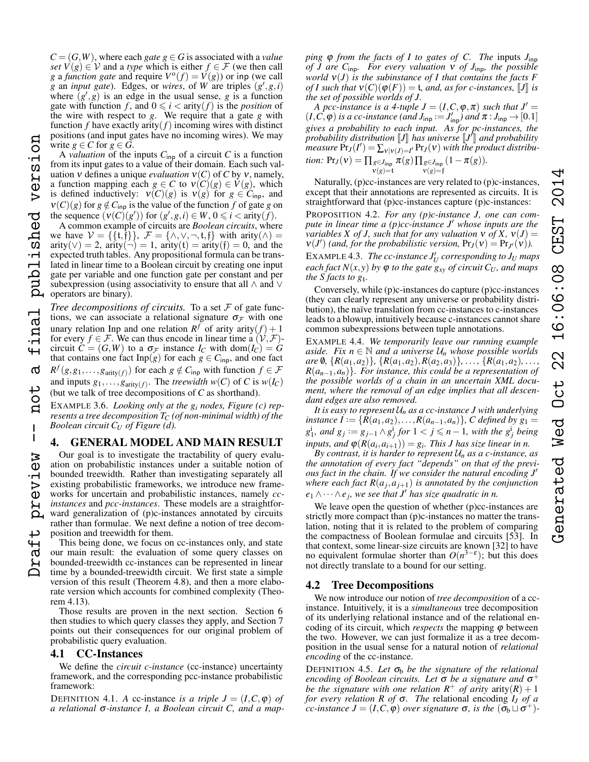$C = (G, W)$, where each *gate* $g \in G$ is associated with a *value set* $V(g) \in \mathcal{V}$ and a *type* which is either $f \in \mathcal{F}$ (we then call $g$ a *function gate* and require $V^{\mathrm{o}}(f) = V(g)$) or inp (we call $g$ an *input gate*). Edges, or *wires*, of $W$ are triples $(g', g, i)$ where $(g', g)$ is an edge in the usual sense, $g$ is a function gate with function $f$, and $0 \leqslant i < \mathrm{arity}(f)$ is the *position* of the wire with respect to $g$. We require that a gate $g$ with function $f$ have exactly arity$(f)$ incoming wires with distinct positions (and input gates have no incoming wires). We may write $g \in C$ for $g \in G$.

A *valuation* of the inputs $C_{\mathsf{inp}}$ of a circuit $C$ is a function from its input gates to a value of their domain. Each such valuation $\nu$ defines a unique *evaluation* $\nu(C)$ of $C$ by $\nu$, namely, a function mapping each $g \in C$ to $\nu(C)(g) \in V(g)$, which is defined inductively: $\nu(C)(g)$ is $\nu(g)$ for $g \in C_{\mathsf{inp}}$, and $\nu(C)(g)$ for $g \notin C_{\mathsf{inp}}$ is the value of the function $f$ of gate $g$ on the sequence $(\nu(C)(g'))$ for $(g', g, i) \in W$, $0 \leqslant i < \mathrm{arity}(f)$.

A common example of circuits are *Boolean circuits*, where we have $\mathcal{V} = \{\{\mathfrak{t}, \mathfrak{f}\}\}$, $\mathcal{F} = \{\wedge, \vee, \neg, \mathfrak{t}, \mathfrak{f}\}$ with arity$(\wedge)$ = arity$(\vee) = 2$, arity$(\neg) = 1$, arity$(\mathfrak{t})$ = arity$(\mathfrak{f}) = 0$, and the expected truth tables. Any propositional formula can be translated in linear time to a Boolean circuit by creating one input gate per variable and one function gate per constant and per subexpression (using associativity to ensure that all $\wedge$ and $\vee$ operators are binary).

*Tree decompositions of circuits.* To a set $\mathcal{F}$ of gate functions, we can associate a relational signature $\sigma_{\mathcal{F}}$ with one unary relation Inp and one relation $R^f$ of arity arity$(f)+1$ for every $f \in \mathcal{F}$. We can thus encode in linear time a $(\mathcal{V}, \mathcal{F})$-circuit $C = (G, W)$ to a $\sigma_{\mathcal{F}}$ instance $I_C$ with $\mathrm{dom}(I_C) = G$ that contains one fact $\mathrm{Inp}(g)$ for each $g \in C_{\mathsf{inp}}$, and one fact $R^f(g, g_1, \ldots, g_{\mathrm{arity}(f)})$ for each $g \notin C_{\mathsf{inp}}$ with function $f \in \mathcal{F}$ and inputs $g_1, \ldots, g_{\mathrm{arity}(f)}$. The *treewidth* $w(C)$ of $C$ is $w(I_C)$ (but we talk of tree decompositions of $C$ as shorthand).

EXAMPLE 3.6. *Looking only at the $g_i$ nodes, Figure (c) represents a tree decomposition $T_C$ (of non-minimal width) of the Boolean circuit $C_U$ of Figure (d).*

## 4. GENERAL MODEL AND MAIN RESULT

Our goal is to investigate the tractability of query evaluation on probabilistic instances under a suitable notion of bounded treewidth. Rather than investigating separately all existing probabilistic frameworks, we introduce new frameworks for uncertain and probabilistic instances, namely *cc-instances* and *pcc-instances*. These models are a straightforward generalization of (p)c-instances annotated by circuits rather than formulae. We next define a notion of tree decomposition and treewidth for them.

This being done, we focus on cc-instances only, and state our main result: the evaluation of some query classes on bounded-treewidth cc-instances can be represented in linear time by a bounded-treewidth circuit. We first state a simple version of this result (Theorem 4.8), and then a more elaborate version which accounts for combined complexity (Theorem 4.13).

Those results are proven in the next section. Section 6 then studies to which query classes they apply, and Section 7 points out their consequences for our original problem of probabilistic query evaluation.

### 4.1 CC-Instances

We define the *circuit c-instance* (cc-instance) uncertainty framework, and the corresponding pcc-instance probabilistic framework:

DEFINITION 4.1. *A* cc-instance *is a triple $J = (I, C, \varphi)$ of a relational $\sigma$-instance $I$, a Boolean circuit $C$, and a mapping $\varphi$ from the facts of $I$ to gates of $C$. The* inputs $J_{\mathsf{inp}}$ *of $J$ are $C_{\mathsf{inp}}$. For every valuation $\nu$ of $J_{\mathsf{inp}}$, the possible world $\nu(J)$ is the subinstance of $I$ that contains the facts $F$ of $I$ such that $\nu(C)(\varphi(F)) = \mathfrak{t}$, and, as for c-instances, $[\![J]\!]$ is the set of possible worlds of $J$.*

*A pcc-instance is a 4-tuple $J = (I, C, \varphi, \pi)$ such that $J' = (I, C, \varphi)$ is a cc-instance (and $J_{\mathsf{inp}} := J'_{\mathsf{inp}}$) and $\pi : J_{\mathsf{inp}} \to [0.1]$ gives a probability to each input. As for pc-instances, the probability distribution $[\![J]\!]$ has universe $[\![J']\!]$ and probability measure $\Pr_J(I') = \sum_{\nu | \nu(J) = I'} \Pr_J(\nu)$ with the product distribution: $\Pr_J(\nu) = \prod_{\substack{g \in J_{\mathsf{inp}} \\ \nu(g) = \mathfrak{t}}} \pi(g) \prod_{\substack{g \in J_{\mathsf{inp}} \\ \nu(g) = \mathfrak{f}}} (1 - \pi(g))$.*

Naturally, (p)cc-instances are very related to (p)c-instances, except that their annotations are represented as circuits. It is straightforward that (p)cc-instances capture (p)c-instances:

PROPOSITION 4.2. *For any (p)c-instance $J$, one can compute in linear time a (p)cc-instance $J'$ whose inputs are the variables $X$ of $J$, such that for any valuation $\nu$ of $X$, $\nu(J) = \nu(J')$ (and, for the probabilistic version, $\Pr_J(\nu) = \Pr_{J'}(\nu)$).*

EXAMPLE 4.3. *The cc-instance $J'_U$ corresponding to $J_U$ maps each fact $N(x, y)$ by $\varphi$ to the gate $g_{xy}$ of circuit $C_U$, and maps the $S$ facts to $g_{\mathfrak{t}}$.*

Conversely, while (p)c-instances do capture (p)cc-instances (they can clearly represent any universe or probability distribution), the naïve translation from cc-instances to c-instances leads to a blowup, intuitively because c-instances cannot share common subexpressions between tuple annotations.

EXAMPLE 4.4. *We temporarily leave our running example aside. Fix $n \in \mathbb{N}$ and a universe $\mathcal{U}_n$ whose possible worlds are $\emptyset$, $\{R(a_1, a_2)\}$, $\{R(a_1, a_2), R(a_2, a_3)\}$, ..., $\{R(a_1, a_2), \ldots, R(a_{n-1}, a_n)\}$. For instance, this could be a representation of the possible worlds of a chain in an uncertain XML document, where the removal of an edge implies that all descendant edges are also removed.*

*It is easy to represent $\mathcal{U}_n$ as a cc-instance $J$ with underlying instance $I := \{R(a_1, a_2), \ldots, R(a_{n-1}, a_n)\}$, $C$ defined by $g_1 = g_1^{\mathrm{i}}$, and $g_j := g_{j-1} \wedge g_j^{\mathrm{i}}$ for $1 < j \leqslant n-1$, with the $g_j^{\mathrm{i}}$ being inputs, and $\varphi(R(a_i, a_{i+1})) = g_i$. This $J$ has size linear in $n$.*

*By contrast, it is harder to represent $\mathcal{U}_n$ as a c-instance, as the annotation of every fact "depends" on that of the previous fact in the chain. If we consider the natural encoding $J'$ where each fact $R(a_j, a_{j+1})$ is annotated by the conjunction $e_1 \wedge \cdots \wedge e_j$, we see that $J'$ has size quadratic in $n$.*

We leave open the question of whether (p)cc-instances are strictly more compact than (p)c-instances no matter the translation, noting that it is related to the problem of comparing the compactness of Boolean formulae and circuits [53]. In that context, some linear-size circuits are known [32] to have no equivalent formulae shorter than $O(n^{3-\varepsilon})$; but this does not directly translate to a bound for our setting.

### 4.2 Tree Decompositions

We now introduce our notion of *tree decomposition* of a cc-instance. Intuitively, it is a *simultaneous* tree decomposition of its underlying relational instance and of the relational encoding of its circuit, which *respects* the mapping $\varphi$ between the two. However, we can just formalize it as a tree decomposition in the usual sense for a natural notion of *relational encoding* of the cc-instance.

DEFINITION 4.5. *Let $\sigma_{\mathrm{b}}$ be the signature of the relational encoding of Boolean circuits. Let $\sigma$ be a signature and $\sigma^+$ be the signature with one relation $R^+$ of arity arity$(R)+1$ for every relation $R$ of $\sigma$. The* relational encoding *$I_J$ of a cc-instance $J = (I, C, \varphi)$ over signature $\sigma$, is the $(\sigma_{\mathrm{b}} \sqcup \sigma^+)$-*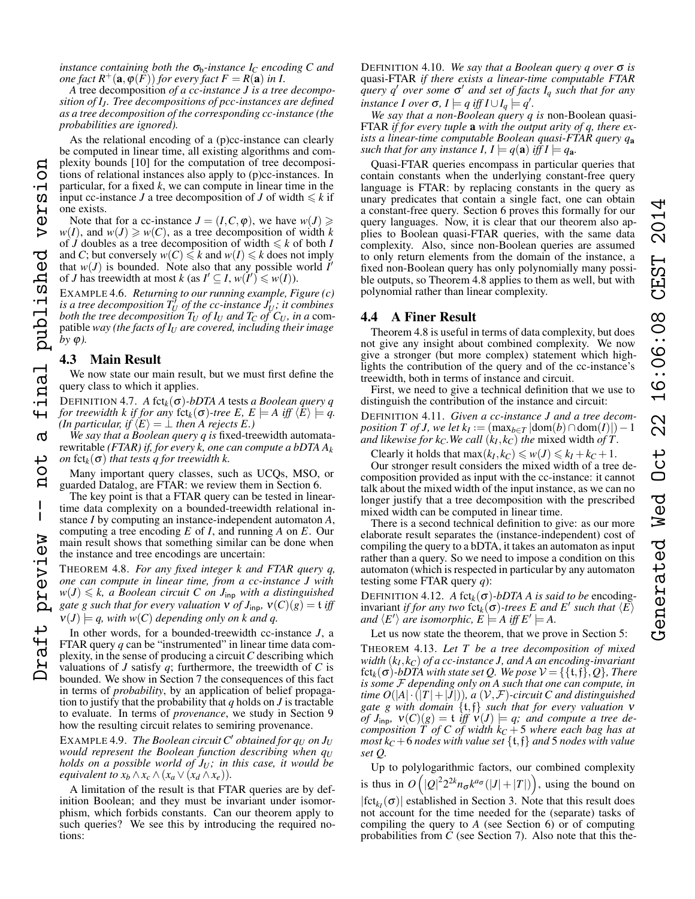*instance containing both the $\sigma_b$-instance $I_C$ encoding $C$ and one fact $R^+(\mathbf{a}, \varphi(F))$ for every fact $F = R(\mathbf{a})$ in $I$.*

*A* tree decomposition *of a cc-instance $J$ is a tree decomposition of $I_J$. Tree decompositions of pcc-instances are defined as a tree decomposition of the corresponding cc-instance (the probabilities are ignored).*

As the relational encoding of a (p)cc-instance can clearly be computed in linear time, all existing algorithms and complexity bounds [10] for the computation of tree decompositions of relational instances also apply to (p)cc-instances. In particular, for a fixed $k$, we can compute in linear time in the input cc-instance $J$ a tree decomposition of $J$ of width $\leqslant k$ if one exists.

Note that for a cc-instance $J = (I, C, \varphi)$, we have $w(J) \geqslant w(I)$, and $w(J) \geqslant w(C)$, as a tree decomposition of width $k$ of $J$ doubles as a tree decomposition of width $\leqslant k$ of both $I$ and $C$; but conversely $w(C) \leqslant k$ and $w(I) \leqslant k$ does not imply that $w(J)$ is bounded. Note also that any possible world $I'$ of $J$ has treewidth at most $k$ (as $I' \subseteq I$, $w(I') \leqslant w(I)$).

EXAMPLE 4.6. *Returning to our running example, Figure (c) is a tree decomposition $T'_U$ of the cc-instance $J'_U$; it combines both the tree decomposition $T_U$ of $I_U$ and $T_C$ of $C_U$, in a* compatible *way (the facts of $I_U$ are covered, including their image by $\varphi$).*

## 4.3 Main Result

We now state our main result, but we must first define the query class to which it applies.

DEFINITION 4.7. *A $\mathrm{fct}_k(\sigma)$-bDTA $A$* tests *a Boolean query $q$ for treewidth $k$ if for any $\mathrm{fct}_k(\sigma)$-tree $E$, $E \models A$ iff $\langle E \rangle \models q$. (In particular, if $\langle E \rangle = \perp$ then $A$ rejects $E$.)*

*We say that a Boolean query $q$ is* fixed-treewidth automata-rewritable *(FTAR) if, for every $k$, one can compute a bDTA $A_k$ on $\mathrm{fct}_k(\sigma)$ that tests $q$ for treewidth $k$.*

Many important query classes, such as UCQs, MSO, or guarded Datalog, are FTAR: we review them in Section 6.

The key point is that a FTAR query can be tested in linear-time data complexity on a bounded-treewidth relational instance $I$ by computing an instance-independent automaton $A$, computing a tree encoding $E$ of $I$, and running $A$ on $E$. Our main result shows that something similar can be done when the instance and tree encodings are uncertain:

THEOREM 4.8. *For any fixed integer $k$ and FTAR query $q$, one can compute in linear time, from a cc-instance $J$ with $w(J) \leqslant k$, a Boolean circuit $C$ on $J_{\mathsf{inp}}$ with a distinguished gate $g$ such that for every valuation $\nu$ of $J_{\mathsf{inp}}$, $\nu(C)(g) = \mathfrak{t}$ iff $\nu(J) \models q$, with $w(C)$ depending only on $k$ and $q$.*

In other words, for a bounded-treewidth cc-instance $J$, a FTAR query $q$ can be "instrumented" in linear time data complexity, in the sense of producing a circuit $C$ describing which valuations of $J$ satisfy $q$; furthermore, the treewidth of $C$ is bounded. We show in Section 7 the consequences of this fact in terms of *probability*, by an application of belief propagation to justify that the probability that $q$ holds on $J$ is tractable to evaluate. In terms of *provenance*, we study in Section 9 how the resulting circuit relates to semiring provenance.

EXAMPLE 4.9. *The Boolean circuit $C'$ obtained for $q_U$ on $J_U$ would represent the Boolean function describing when $q_U$ holds on a possible world of $J_U$; in this case, it would be equivalent to $x_b \wedge x_c \wedge (x_a \vee (x_d \wedge x_e))$.*

A limitation of the result is that FTAR queries are by definition Boolean; and they must be invariant under isomorphism, which forbids constants. Can our theorem apply to such queries? We see this by introducing the required notions:

DEFINITION 4.10. *We say that a Boolean query $q$ over $\sigma$ is* quasi-FTAR *if there exists a linear-time computable FTAR query $q'$ over some $\sigma'$ and set of facts $I_q$ such that for any instance $I$ over $\sigma$, $I \models q$ iff $I \cup I_q \models q'$.*

*We say that a non-Boolean query $q$ is* non-Boolean quasi-FTAR *if for every tuple $\mathbf{a}$ with the output arity of $q$, there exists a linear-time computable Boolean quasi-FTAR query $q_{\mathbf{a}}$ such that for any instance $I$, $I \models q(\mathbf{a})$ iff $I \models q_{\mathbf{a}}$.*

Quasi-FTAR queries encompass in particular queries that contain constants when the underlying constant-free query language is FTAR: by replacing constants in the query as unary predicates that contain a single fact, one can obtain a constant-free query. Section 6 proves this formally for our query languages. Now, it is clear that our theorem also applies to Boolean quasi-FTAR queries, with the same data complexity. Also, since non-Boolean queries are assumed to only return elements from the domain of the instance, a fixed non-Boolean query has only polynomially many possible outputs, so Theorem 4.8 applies to them as well, but with polynomial rather than linear complexity.

## 4.4 A Finer Result

Theorem 4.8 is useful in terms of data complexity, but does not give any insight about combined complexity. We now give a stronger (but more complex) statement which highlights the contribution of the query and of the cc-instance's treewidth, both in terms of instance and circuit.

First, we need to give a technical definition that we use to distinguish the contribution of the instance and circuit:

DEFINITION 4.11. *Given a cc-instance $J$ and a tree decomposition $T$ of $J$, we let $k_I := (\max_{b \in T} |\mathrm{dom}(b) \cap \mathrm{dom}(I)|) - 1$ and likewise for $k_C$. We call $(k_I, k_C)$ the* mixed width *of $T$.*

Clearly it holds that $\max(k_I, k_C) \leqslant w(J) \leqslant k_I + k_C + 1$.

Our stronger result considers the mixed width of a tree decomposition provided as input with the cc-instance: it cannot talk about the mixed width of the input instance, as we can no longer justify that a tree decomposition with the prescribed mixed width can be computed in linear time.

There is a second technical definition to give: as our more elaborate result separates the (instance-independent) cost of compiling the query to a bDTA, it takes an automaton as input rather than a query. So we need to impose a condition on this automaton (which is respected in particular by any automaton testing some FTAR query $q$):

DEFINITION 4.12. *A $\mathrm{fct}_k(\sigma)$-bDTA $A$ is said to be* encoding-invariant *if for any two $\mathrm{fct}_k(\sigma)$-trees $E$ and $E'$ such that $\langle E \rangle$ and $\langle E' \rangle$ are isomorphic, $E \models A$ iff $E' \models A$.*

Let us now state the theorem, that we prove in Section 5:

THEOREM 4.13. *Let $T$ be a tree decomposition of mixed width $(k_I, k_C)$ of a cc-instance $J$, and $A$ an encoding-invariant $\mathrm{fct}_k(\sigma)$-bDTA with state set $Q$. We pose $\mathcal{V} = \{\{\mathfrak{t}, \mathfrak{f}\}, Q\}$. There is some $\mathcal{F}$ depending only on $A$ such that one can compute, in time $O(|A| \cdot (|T| + |J|))$, a $(\mathcal{V}, \mathcal{F})$-circuit $C$ and distinguished gate $g$ with domain $\{\mathfrak{t}, \mathfrak{f}\}$ such that for every valuation $\nu$ of $J_{\mathsf{inp}}$, $\nu(C)(g) = \mathfrak{t}$ iff $\nu(J) \models q$; and compute a tree decomposition $T$ of $C$ of width $k_C + 5$ where each bag has at most $k_C + 6$ nodes with value set $\{\mathfrak{t}, \mathfrak{f}\}$ and 5 nodes with value set $Q$.*

Up to polylogarithmic factors, our combined complexity is thus in $O\left(|Q|^2 2^{2k} n_\sigma k^{a_\sigma} (|J| + |T|)\right)$, using the bound on $|\mathrm{fct}_{k_I}(\sigma)|$ established in Section 3. Note that this result does not account for the time needed for the (separate) tasks of compiling the query to $A$ (see Section 6) or of computing probabilities from $C$ (see Section 7). Also note that this the-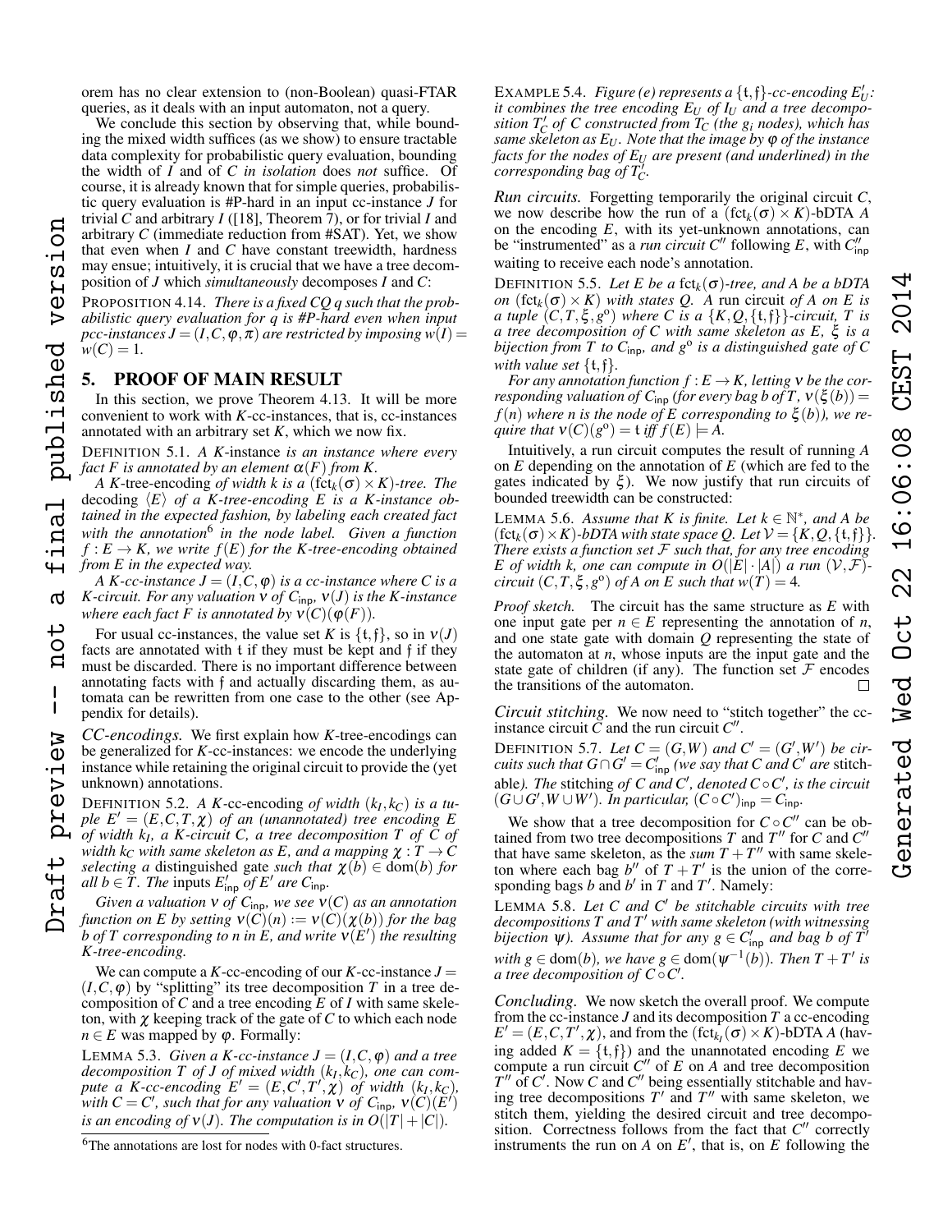orem has no clear extension to (non-Boolean) quasi-FTAR queries, as it deals with an input automaton, not a query.

We conclude this section by observing that, while bounding the mixed width suffices (as we show) to ensure tractable data complexity for probabilistic query evaluation, bounding the width of $I$ and of $C$ *in isolation* does *not* suffice. Of course, it is already known that for simple queries, probabilistic query evaluation is #P-hard in an input cc-instance $J$ for trivial $C$ and arbitrary $I$ ([18], Theorem 7), or for trivial $I$ and arbitrary $C$ (immediate reduction from #SAT). Yet, we show that even when $I$ and $C$ have constant treewidth, hardness may ensue; intuitively, it is crucial that we have a tree decomposition of $J$ which *simultaneously* decomposes $I$ and $C$:

PROPOSITION 4.14. *There is a fixed CQ $q$ such that the probabilistic query evaluation for $q$ is #P-hard even when input pcc-instances $J = (I, C, \varphi, \pi)$ are restricted by imposing $w(I) = w(C) = 1$.*

## 5. PROOF OF MAIN RESULT

In this section, we prove Theorem 4.13. It will be more convenient to work with $K$-cc-instances, that is, cc-instances annotated with an arbitrary set $K$, which we now fix.

DEFINITION 5.1. *A $K$-instance is an instance where every fact $F$ is annotated by an element $\alpha(F)$ from $K$.*

*A $K$-tree-encoding of width $k$ is a $(\mathrm{fct}_k(\sigma) \times K)$-tree. The decoding $\langle E \rangle$ of a $K$-tree-encoding $E$ is a $K$-instance obtained in the expected fashion, by labeling each created fact with the annotation*[6] *in the node label. Given a function $f : E \to K$, we write $f(E)$ for the $K$-tree-encoding obtained from $E$ in the expected way.*

*A $K$-cc-instance $J = (I, C, \varphi)$ is a cc-instance where $C$ is a $K$-circuit. For any valuation $\nu$ of $C_{\mathsf{inp}}$, $\nu(J)$ is the $K$-instance where each fact $F$ is annotated by $\nu(C)(\varphi(F))$.*

For usual cc-instances, the value set $K$ is $\{\mathfrak{t}, \mathfrak{f}\}$, so in $\nu(J)$ facts are annotated with $\mathfrak{t}$ if they must be kept and $\mathfrak{f}$ if they must be discarded. There is no important difference between annotating facts with $\mathfrak{f}$ and actually discarding them, as automata can be rewritten from one case to the other (see Appendix for details).

*CC-encodings.* We first explain how $K$-tree-encodings can be generalized for $K$-cc-instances: we encode the underlying instance while retaining the original circuit to provide the (yet unknown) annotations.

DEFINITION 5.2. *A $K$-cc-encoding of width $(k_I, k_C)$ is a tuple $E' = (E, C, T, \chi)$ of an (unannotated) tree encoding $E$ of width $k_I$, a $K$-circuit $C$, a tree decomposition $T$ of $C$ of width $k_C$ with same skeleton as $E$, and a mapping $\chi : T \to C$ selecting a* distinguished *gate such that $\chi(b) \in \mathrm{dom}(b)$ for all $b \in T$. The inputs $E'_{\mathsf{inp}}$ of $E'$ are $C_{\mathsf{inp}}$.*

*Given a valuation $\nu$ of $C_{\mathsf{inp}}$, we see $\nu(C)$ as an annotation function on $E$ by setting $\nu(C)(n) := \nu(C)(\chi(b))$ for the bag $b$ of $T$ corresponding to $n$ in $E$, and write $\nu(E')$ the resulting $K$-tree-encoding.*

We can compute a $K$-cc-encoding of our $K$-cc-instance $J = (I, C, \varphi)$ by "splitting" its tree decomposition $T$ in a tree decomposition of $C$ and a tree encoding $E$ of $I$ with same skeleton, with $\chi$ keeping track of the gate of $C$ to which each node $n \in E$ was mapped by $\varphi$. Formally:

LEMMA 5.3. *Given a $K$-cc-instance $J = (I, C, \varphi)$ and a tree decomposition $T$ of $J$ of mixed width $(k_I, k_C)$, one can compute a $K$-cc-encoding $E' = (E, C', T', \chi)$ of width $(k_I, k_C)$, with $C = C'$, such that for any valuation $\nu$ of $C_{\mathsf{inp}}$, $\nu(C)(E')$ is an encoding of $\nu(J)$. The computation is in $O(|T| + |C|)$.*

[6] The annotations are lost for nodes with 0-fact structures.

EXAMPLE 5.4. *Figure (e) represents a $\{\mathfrak{t}, \mathfrak{f}\}$-cc-encoding $E'_U$: it combines the tree encoding $E_U$ of $I_U$ and a tree decomposition $T'_C$ of $C$ constructed from $T_C$ (the $g_i$ nodes), which has same skeleton as $E_U$. Note that the image by $\varphi$ of the instance facts for the nodes of $E_U$ are present (and underlined) in the corresponding bag of $T'_C$.*

*Run circuits.* Forgetting temporarily the original circuit $C$, we now describe how the run of a $(\mathrm{fct}_k(\sigma) \times K)$-bDTA $A$ on the encoding $E$, with its yet-unknown annotations, can be "instrumented" as a *run circuit* $C''$ following $E$, with $C''_{\mathsf{inp}}$ waiting to receive each node's annotation.

DEFINITION 5.5. *Let $E$ be a $\mathrm{fct}_k(\sigma)$-tree, and $A$ be a bDTA on $(\mathrm{fct}_k(\sigma) \times K)$ with states $Q$. A* run circuit *of $A$ on $E$ is a tuple $(C, T, \xi, g^{\mathrm{o}})$ where $C$ is a $\{K, Q, \{\mathfrak{t}, \mathfrak{f}\}\}$-circuit, $T$ is a tree decomposition of $C$ with same skeleton as $E$, $\xi$ is a bijection from $T$ to $C_{\mathsf{inp}}$, and $g^{\mathrm{o}}$ is a distinguished gate of $C$ with value set $\{\mathfrak{t}, \mathfrak{f}\}$.*

*For any annotation function $f : E \to K$, letting $\nu$ be the corresponding valuation of $C_{\mathsf{inp}}$ (for every bag $b$ of $T$, $\nu(\xi(b)) = f(n)$ where $n$ is the node of $E$ corresponding to $\xi(b)$), we require that $\nu(C)(g^{\mathrm{o}}) = \mathfrak{t}$ iff $f(E) \models A$.*

Intuitively, a run circuit computes the result of running $A$ on $E$ depending on the annotation of $E$ (which are fed to the gates indicated by $\xi$). We now justify that run circuits of bounded treewidth can be constructed:

LEMMA 5.6. *Assume that $K$ is finite. Let $k \in \mathbb{N}^*$, and $A$ be $(\mathrm{fct}_k(\sigma) \times K)$-bDTA with state space $Q$. Let $\mathcal{V} = \{K, Q, \{\mathfrak{t}, \mathfrak{f}\}\}$. There exists a function set $\mathcal{F}$ such that, for any tree encoding $E$ of width $k$, one can compute in $O(|E| \cdot |A|)$ a run $(\mathcal{V}, \mathcal{F})$-circuit $(C, T, \xi, g^{\mathrm{o}})$ of $A$ on $E$ such that $w(T) = 4$.*

*Proof sketch.* The circuit has the same structure as $E$ with one input gate per $n \in E$ representing the annotation of $n$, and one state gate with domain $Q$ representing the state of the automaton at $n$, whose inputs are the input gate and the state gate of children (if any). The function set $\mathcal{F}$ encodes the transitions of the automaton. $\square$

*Circuit stitching.* We now need to "stitch together" the cc-instance circuit $C$ and the run circuit $C''$.

DEFINITION 5.7. *Let $C = (G, W)$ and $C' = (G', W')$ be circuits such that $G \cap G' = C'_{\mathsf{inp}}$ (we say that $C$ and $C'$ are* stitchable*). The* stitching *of $C$ and $C'$, denoted $C \circ C'$, is the circuit $(G \cup G', W \cup W')$. In particular, $(C \circ C')_{\mathsf{inp}} = C_{\mathsf{inp}}$.*

We show that a tree decomposition for $C \circ C''$ can be obtained from two tree decompositions $T$ and $T''$ for $C$ and $C''$ that have same skeleton, as the *sum* $T + T''$ with same skeleton where each bag $b''$ of $T + T'$ is the union of the corresponding bags $b$ and $b'$ in $T$ and $T'$. Namely:

LEMMA 5.8. *Let $C$ and $C'$ be stitchable circuits with tree decompositions $T$ and $T'$ with same skeleton (with witnessing bijection $\psi$). Assume that for any $g \in C'_{\mathsf{inp}}$ and bag $b$ of $T'$ with $g \in \mathrm{dom}(b)$, we have $g \in \mathrm{dom}(\psi^{-1}(b))$. Then $T + T'$ is a tree decomposition of $C \circ C'$.*

*Concluding.* We now sketch the overall proof. We compute from the cc-instance $J$ and its decomposition $T$ a cc-encoding $E' = (E, C, T', \chi)$, and from the $(\mathrm{fct}_{k_I}(\sigma) \times K)$-bDTA $A$ (having added $K = \{\mathfrak{t}, \mathfrak{f}\}$) and the unannotated encoding $E$ we compute a run circuit $C''$ of $E'$ on $A$ and tree decomposition $T''$ of $C'$. Now $C$ and $C''$ being essentially stitchable and having tree decompositions $T'$ and $T''$ with same skeleton, we stitch them, yielding the desired circuit and tree decomposition. Correctness follows from the fact that $C''$ correctly instruments the run on $A$ on $E'$, that is, on $E$ following the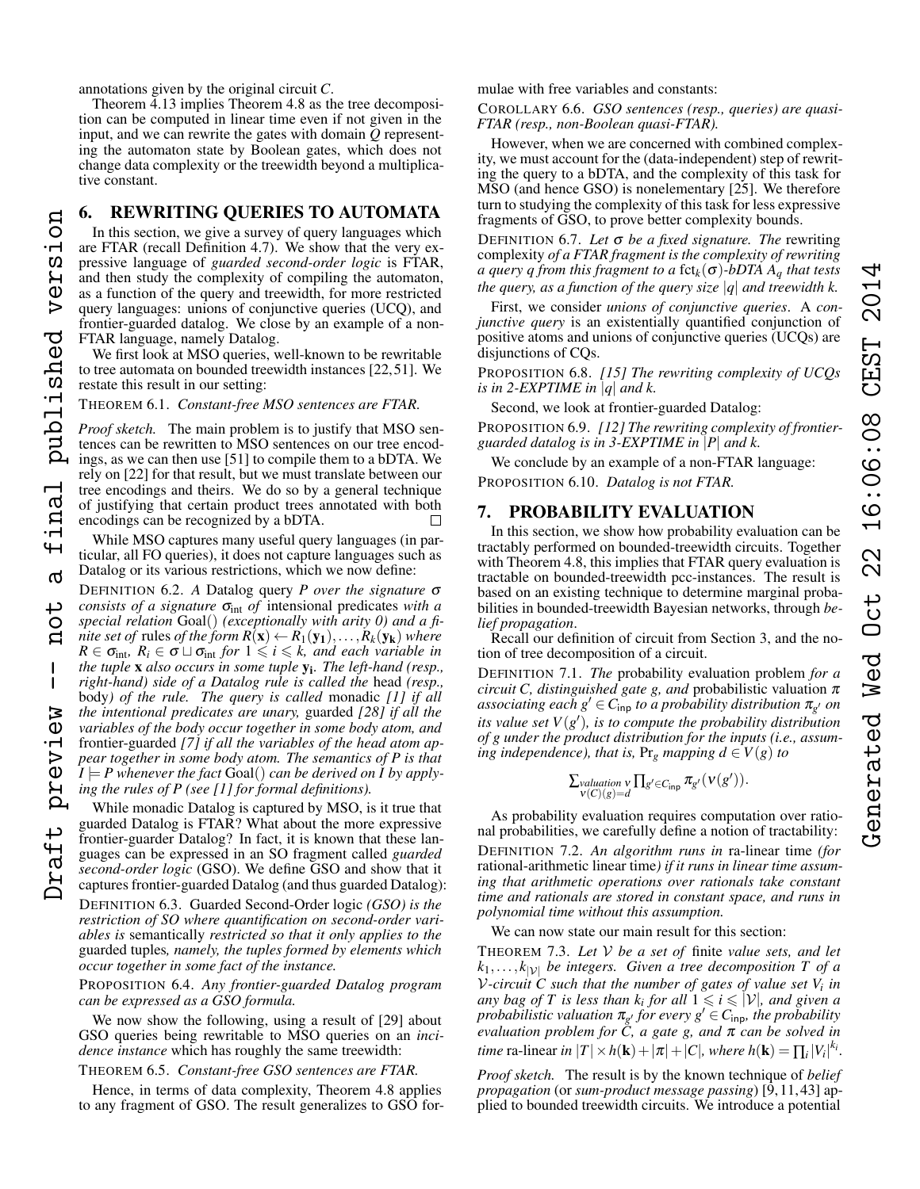annotations given by the original circuit $C$.

Theorem 4.13 implies Theorem 4.8 as the tree decomposition can be computed in linear time even if not given in the input, and we can rewrite the gates with domain $Q$ representing the automaton state by Boolean gates, which does not change data complexity or the treewidth beyond a multiplicative constant.

## 6. REWRITING QUERIES TO AUTOMATA

In this section, we give a survey of query languages which are FTAR (recall Definition 4.7). We show that the very expressive language of *guarded second-order logic* is FTAR, and then study the complexity of compiling the automaton, as a function of the query and treewidth, for more restricted query languages: unions of conjunctive queries (UCQ), and frontier-guarded datalog. We close by an example of a non-FTAR language, namely Datalog.

We first look at MSO queries, well-known to be rewritable to tree automata on bounded treewidth instances [22,51]. We restate this result in our setting:

THEOREM 6.1. *Constant-free MSO sentences are FTAR.*

*Proof sketch.* The main problem is to justify that MSO sentences can be rewritten to MSO sentences on our tree encodings, as we can then use [51] to compile them to a bDTA. We rely on [22] for that result, but we must translate between our tree encodings and theirs. We do so by a general technique of justifying that certain product trees annotated with both encodings can be recognized by a bDTA. □

While MSO captures many useful query languages (in particular, all FO queries), it does not capture languages such as Datalog or its various restrictions, which we now define:

DEFINITION 6.2. *A* Datalog query *$P$ over the signature $\sigma$ consists of a signature $\sigma_{\text{int}}$ of* intensional predicates *with a special relation* Goal() *(exceptionally with arity 0) and a finite set of* rules *of the form $R(\mathbf{x}) \leftarrow R_1(\mathbf{y_1}), \ldots, R_k(\mathbf{y_k})$ where $R \in \sigma_{\text{int}}$, $R_i \in \sigma \sqcup \sigma_{\text{int}}$ for $1 \leqslant i \leqslant k$, and each variable in the tuple $\mathbf{x}$ also occurs in some tuple $\mathbf{y_i}$. The left-hand (resp., right-hand) side of a Datalog rule is called the* head *(resp.,* body*) of the rule. The query is called* monadic *[1] if all the intentional predicates are unary,* guarded *[28] if all the variables of the body occur together in some body atom, and* frontier-guarded *[7] if all the variables of the head atom appear together in some body atom. The semantics of $P$ is that $I \models P$ whenever the fact* Goal() *can be derived on $I$ by applying the rules of $P$ (see [1] for formal definitions).*

While monadic Datalog is captured by MSO, is it true that guarded Datalog is FTAR? What about the more expressive frontier-guarder Datalog? In fact, it is known that these languages can be expressed in an SO fragment called *guarded second-order logic* (GSO). We define GSO and show that it captures frontier-guarded Datalog (and thus guarded Datalog):

DEFINITION 6.3. Guarded Second-Order logic *(GSO) is the restriction of SO where quantification on second-order variables is* semantically *restricted so that it only applies to the* guarded tuples*, namely, the tuples formed by elements which occur together in some fact of the instance.*

PROPOSITION 6.4. *Any frontier-guarded Datalog program can be expressed as a GSO formula.*

We now show the following, using a result of [29] about GSO queries being rewritable to MSO queries on an *incidence instance* which has roughly the same treewidth:

THEOREM 6.5. *Constant-free GSO sentences are FTAR.*

Hence, in terms of data complexity, Theorem 4.8 applies to any fragment of GSO. The result generalizes to GSO formulae with free variables and constants:

COROLLARY 6.6. *GSO sentences (resp., queries) are quasi-FTAR (resp., non-Boolean quasi-FTAR).*

However, when we are concerned with combined complexity, we must account for the (data-independent) step of rewriting the query to a bDTA, and the complexity of this task for MSO (and hence GSO) is nonelementary [25]. We therefore turn to studying the complexity of this task for less expressive fragments of GSO, to prove better complexity bounds.

DEFINITION 6.7. *Let $\sigma$ be a fixed signature. The* rewriting complexity *of a FTAR fragment is the complexity of rewriting a query $q$ from this fragment to a $\text{fct}_k(\sigma)$-bDTA $A_q$ that tests the query, as a function of the query size $|q|$ and treewidth $k$.*

First, we consider *unions of conjunctive queries*. A *conjunctive query* is an existentially quantified conjunction of positive atoms and unions of conjunctive queries (UCQs) are disjunctions of CQs.

PROPOSITION 6.8. *[15] The rewriting complexity of UCQs is in 2-EXPTIME in $|q|$ and $k$.*

Second, we look at frontier-guarded Datalog:

PROPOSITION 6.9. *[12] The rewriting complexity of frontier-guarded datalog is in 3-EXPTIME in $|P|$ and $k$.*

We conclude by an example of a non-FTAR language:

PROPOSITION 6.10. *Datalog is not FTAR.*

## 7. PROBABILITY EVALUATION

In this section, we show how probability evaluation can be tractably performed on bounded-treewidth circuits. Together with Theorem 4.8, this implies that FTAR query evaluation is tractable on bounded-treewidth pcc-instances. The result is based on an existing technique to determine marginal probabilities in bounded-treewidth Bayesian networks, through *belief propagation*.

Recall our definition of circuit from Section 3, and the notion of tree decomposition of a circuit.

DEFINITION 7.1. *The* probability evaluation problem *for a circuit $C$, distinguished gate $g$, and* probabilistic valuation *$\pi$ associating each $g' \in C_{\text{inp}}$ to a probability distribution $\pi_{g'}$ on its value set $V(g')$, is to compute the probability distribution of $g$ under the product distribution for the inputs (i.e., assuming independence), that is, $\Pr_g$ mapping $d \in V(g)$ to*

$$\sum_{\substack{\text{valuation } \nu \\ \nu(C)(g)=d}} \prod_{g' \in C_{\text{inp}}} \pi_{g'}(\nu(g')).$$

As probability evaluation requires computation over rational probabilities, we carefully define a notion of tractability:

DEFINITION 7.2. *An algorithm runs in* ra-linear time *(for* rational-arithmetic linear time*) if it runs in linear time assuming that arithmetic operations over rationals take constant time and rationals are stored in constant space, and runs in polynomial time without this assumption.*

We can now state our main result for this section:

THEOREM 7.3. *Let $\mathcal{V}$ be a set of* finite *value sets, and let $k_1, \ldots, k_{|\mathcal{V}|}$ be integers. Given a tree decomposition $T$ of a $\mathcal{V}$-circuit $C$ such that the number of gates of value set $V_i$ in any bag of $T$ is less than $k_i$ for all $1 \leqslant i \leqslant |\mathcal{V}|$, and given a probabilistic valuation $\pi_{g'}$ for every $g' \in C_{\text{inp}}$, the probability evaluation problem for $C$, a gate $g$, and $\pi$ can be solved in time* ra-linear *in $|T| \times h(\mathbf{k}) + |\pi| + |C|$, where $h(\mathbf{k}) = \prod_i |V_i|^{k_i}$.*

*Proof sketch.* The result is by the known technique of *belief propagation* (or *sum-product message passing*) [9,11,43] applied to bounded treewidth circuits. We introduce a potential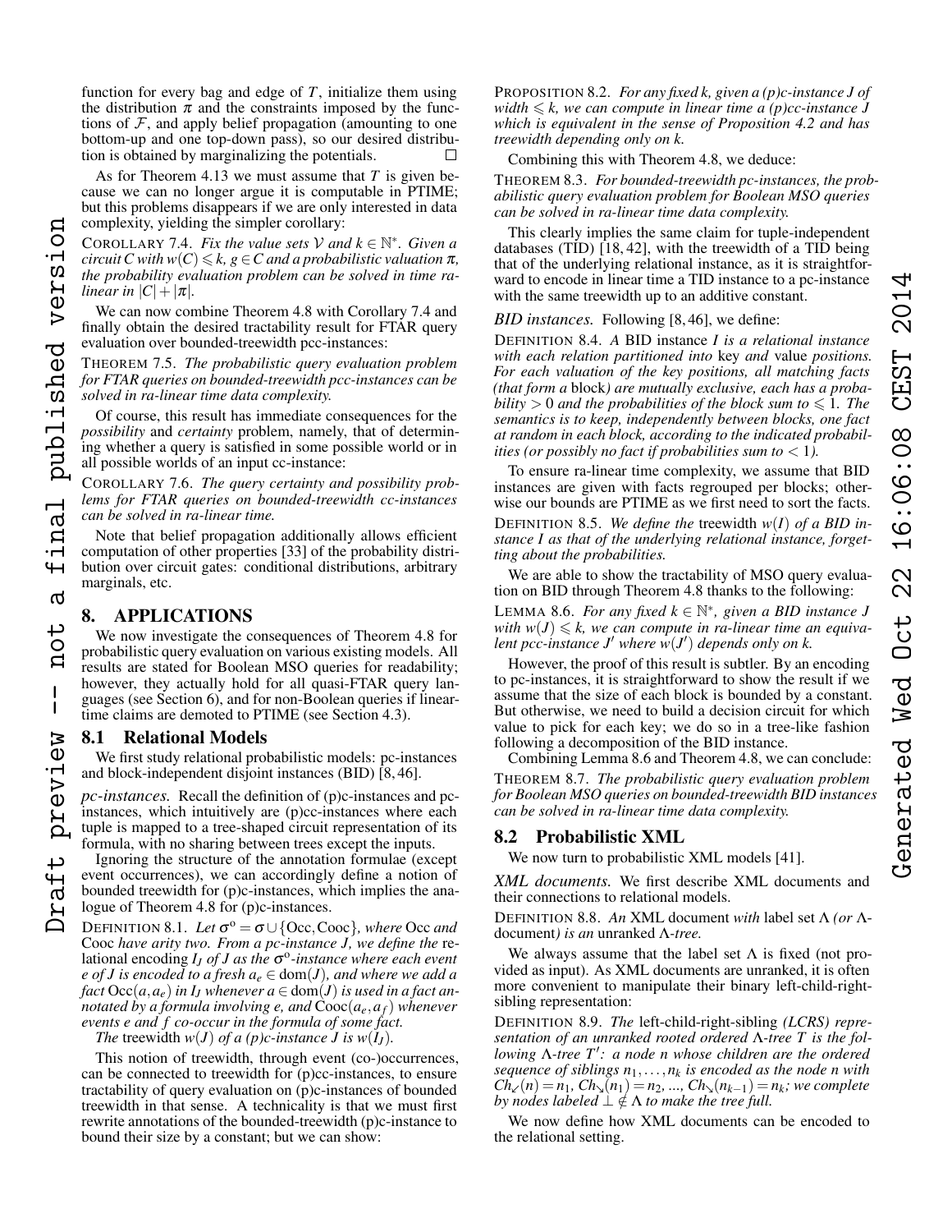function for every bag and edge of $T$, initialize them using the distribution $\pi$ and the constraints imposed by the functions of $\mathcal{F}$, and apply belief propagation (amounting to one bottom-up and one top-down pass), so our desired distribution is obtained by marginalizing the potentials. □

As for Theorem 4.13 we must assume that $T$ is given because we can no longer argue it is computable in PTIME; but this problems disappears if we are only interested in data complexity, yielding the simpler corollary:

COROLLARY 7.4. *Fix the value sets $\mathcal{V}$ and $k \in \mathbb{N}^*$. Given a circuit $C$ with $w(C) \leqslant k$, $g \in C$ and a probabilistic valuation $\pi$, the probability evaluation problem can be solved in time ra-linear in $|C| + |\pi|$.*

We can now combine Theorem 4.8 with Corollary 7.4 and finally obtain the desired tractability result for FTAR query evaluation over bounded-treewidth pcc-instances:

THEOREM 7.5. *The probabilistic query evaluation problem for FTAR queries on bounded-treewidth pcc-instances can be solved in ra-linear time data complexity.*

Of course, this result has immediate consequences for the *possibility* and *certainty* problem, namely, that of determining whether a query is satisfied in some possible world or in all possible worlds of an input cc-instance:

COROLLARY 7.6. *The query certainty and possibility problems for FTAR queries on bounded-treewidth cc-instances can be solved in ra-linear time.*

Note that belief propagation additionally allows efficient computation of other properties [33] of the probability distribution over circuit gates: conditional distributions, arbitrary marginals, etc.

## 8. APPLICATIONS

We now investigate the consequences of Theorem 4.8 for probabilistic query evaluation on various existing models. All results are stated for Boolean MSO queries for readability; however, they actually hold for all quasi-FTAR query languages (see Section 6), and for non-Boolean queries if linear-time claims are demoted to PTIME (see Section 4.3).

### 8.1 Relational Models

We first study relational probabilistic models: pc-instances and block-independent disjoint instances (BID) [8, 46].

*pc-instances.* Recall the definition of (p)c-instances and pcc-instances, which intuitively are (p)cc-instances where each tuple is mapped to a tree-shaped circuit representation of its formula, with no sharing between trees except the inputs.

Ignoring the structure of the annotation formulae (except event occurrences), we can accordingly define a notion of bounded treewidth for (p)c-instances, which implies the analogue of Theorem 4.8 for (p)c-instances.

DEFINITION 8.1. *Let $\sigma^o = \sigma \cup \{\mathrm{Occ}, \mathrm{Cooc}\}$, where Occ and Cooc have arity two. From a pc-instance $J$, we define the relational encoding $I_J$ of $J$ as the $\sigma^o$-instance where each event $e$ of $J$ is encoded to a fresh $a_e \in \mathrm{dom}(J)$, and where we add a fact $\mathrm{Occ}(a, a_e)$ in $I_J$ whenever $a \in \mathrm{dom}(J)$ is used in a fact annotated by a formula involving $e$, and $\mathrm{Cooc}(a_e, a_f)$ whenever events $e$ and $f$ co-occur in the formula of some fact.*

*The treewidth $w(J)$ of a (p)c-instance $J$ is $w(I_J)$.*

This notion of treewidth, through event (co-)occurrences, can be connected to treewidth for (p)cc-instances, to ensure tractability of query evaluation on (p)c-instances of bounded treewidth in that sense. A technicality is that we must first rewrite annotations of the bounded-treewidth (p)c-instance to bound their size by a constant; but we can show:

PROPOSITION 8.2. *For any fixed $k$, given a (p)c-instance $J$ of width $\leqslant k$, we can compute in linear time a (p)cc-instance $J$ which is equivalent in the sense of Proposition 4.2 and has treewidth depending only on $k$.*

Combining this with Theorem 4.8, we deduce:

THEOREM 8.3. *For bounded-treewidth pc-instances, the probabilistic query evaluation problem for Boolean MSO queries can be solved in ra-linear time data complexity.*

This clearly implies the same claim for tuple-independent databases (TID) [18, 42], with the treewidth of a TID being that of the underlying relational instance, as it is straightforward to encode in linear time a TID instance to a pc-instance with the same treewidth up to an additive constant.

*BID instances.* Following [8, 46], we define:

DEFINITION 8.4. *A BID instance $I$ is a relational instance with each relation partitioned into* key *and* value *positions. For each valuation of the key positions, all matching facts (that form a* block*) are mutually exclusive, each has a probability $> 0$ and the probabilities of the block sum to $\leqslant 1$. The semantics is to keep, independently between blocks, one fact at random in each block, according to the indicated probabilities (or possibly no fact if probabilities sum to $< 1$).*

To ensure ra-linear time complexity, we assume that BID instances are given with facts regrouped per blocks; otherwise our bounds are PTIME as we first need to sort the facts.

DEFINITION 8.5. *We define the* treewidth *$w(I)$ of a BID instance $I$ as that of the underlying relational instance, forgetting about the probabilities.*

We are able to show the tractability of MSO query evaluation on BID through Theorem 4.8 thanks to the following:

LEMMA 8.6. *For any fixed $k \in \mathbb{N}^*$, given a BID instance $J$ with $w(J) \leqslant k$, we can compute in ra-linear time an equivalent pcc-instance $J'$ where $w(J')$ depends only on $k$.*

However, the proof of this result is subtler. By an encoding to pc-instances, it is straightforward to show the result if we assume that the size of each block is bounded by a constant. But otherwise, we need to build a decision circuit for which value to pick for each key; we do so in a tree-like fashion following a decomposition of the BID instance.

Combining Lemma 8.6 and Theorem 4.8, we can conclude:

THEOREM 8.7. *The probabilistic query evaluation problem for Boolean MSO queries on bounded-treewidth BID instances can be solved in ra-linear time data complexity.*

### 8.2 Probabilistic XML

We now turn to probabilistic XML models [41].

*XML documents.* We first describe XML documents and their connections to relational models.

DEFINITION 8.8. *An* XML document *with* label set $\Lambda$ *(or $\Lambda$-*document*) is an* unranked *$\Lambda$-tree.*

We always assume that the label set $\Lambda$ is fixed (not provided as input). As XML documents are unranked, it is often more convenient to manipulate their binary left-child-right-sibling representation:

DEFINITION 8.9. *The* left-child-right-sibling *(LCRS) representation of an unranked rooted ordered $\Lambda$-tree $T$ is the following $\Lambda$-tree $T'$: a node $n$ whose children are the ordered sequence of siblings $n_1, \ldots, n_k$ is encoded as the node $n$ with $Ch_\swarrow(n) = n_1$, $Ch_\searrow(n_1) = n_2$, ..., $Ch_\searrow(n_{k-1}) = n_k$; we complete by nodes labeled $\perp \notin \Lambda$ to make the tree full.*

We now define how XML documents can be encoded to the relational setting.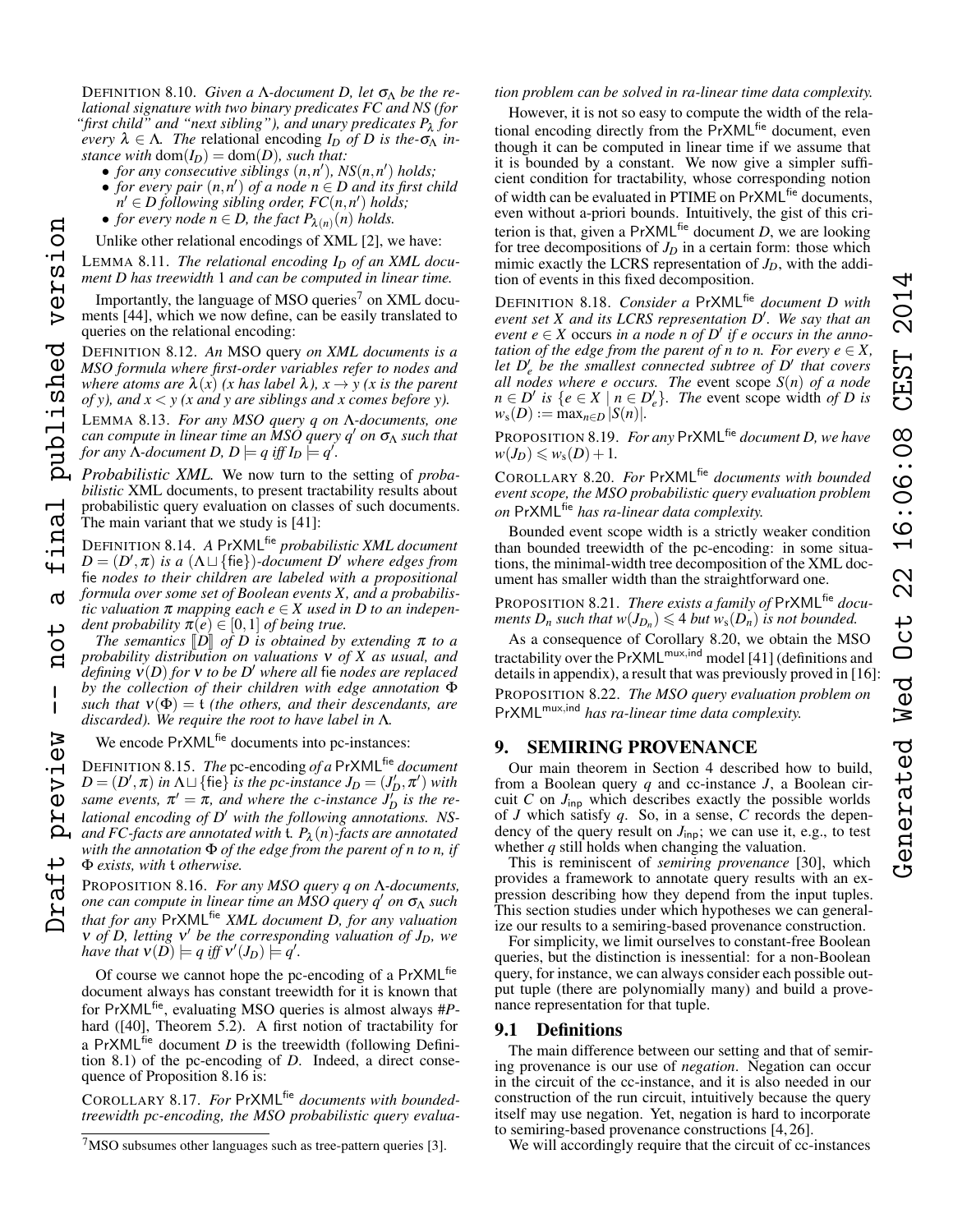DEFINITION 8.10. *Given a $\Lambda$-document $D$, let $\sigma_\Lambda$ be the relational signature with two binary predicates FC and NS (for "first child" and "next sibling"), and unary predicates $P_\lambda$ for every $\lambda \in \Lambda$. The* relational encoding $I_D$ *of $D$ is the-$\sigma_\Lambda$ instance with $\mathrm{dom}(I_D) = \mathrm{dom}(D)$, such that:*

- *for any consecutive siblings $(n,n')$, $NS(n,n')$ holds;*
- *for every pair $(n,n')$ of a node $n \in D$ and its first child $n' \in D$ following sibling order, $FC(n,n')$ holds;*
- *for every node $n \in D$, the fact $P_{\lambda(n)}(n)$ holds.*

Unlike other relational encodings of XML [2], we have:

LEMMA 8.11. *The relational encoding $I_D$ of an XML document $D$ has treewidth 1 and can be computed in linear time.*

Importantly, the language of MSO queries[7] on XML documents [44], which we now define, can be easily translated to queries on the relational encoding:

DEFINITION 8.12. *An* MSO query *on XML documents is a MSO formula where first-order variables refer to nodes and where atoms are $\lambda(x)$ ($x$ has label $\lambda$), $x \to y$ ($x$ is the parent of $y$), and $x < y$ ($x$ and $y$ are siblings and $x$ comes before $y$).*

LEMMA 8.13. *For any MSO query $q$ on $\Lambda$-documents, one can compute in linear time an MSO query $q'$ on $\sigma_\Lambda$ such that for any $\Lambda$-document $D$, $D \models q$ iff $I_D \models q'$.*

*Probabilistic XML.* We now turn to the setting of *probabilistic* XML documents, to present tractability results about probabilistic query evaluation on classes of such documents. The main variant that we study is [41]:

DEFINITION 8.14. *A* $\mathsf{PrXML}^{\mathsf{fie}}$ *probabilistic XML document $D = (D', \pi)$ is a $(\Lambda \sqcup \{\mathsf{fie}\})$-document $D'$ where edges from* fie *nodes to their children are labeled with a propositional formula over some set of Boolean events $X$, and a probabilistic valuation $\pi$ mapping each $e \in X$ used in $D$ to an independent probability $\pi(e) \in [0,1]$ of being true.*

*The semantics $[\![D]\!]$ of $D$ is obtained by extending $\pi$ to a probability distribution on valuations $\nu$ of $X$ as usual, and defining $\nu(D)$ for $\nu$ to be $D'$ where all* fie *nodes are replaced by the collection of their children with edge annotation $\Phi$ such that $\nu(\Phi) = \mathsf{t}$ (the others, and their descendants, are discarded). We require the root to have label in $\Lambda$.*

We encode $\mathsf{PrXML}^{\mathsf{fie}}$ documents into pc-instances:

DEFINITION 8.15. *The* pc-encoding *of a* $\mathsf{PrXML}^{\mathsf{fie}}$ *document $D = (D', \pi)$ in $\Lambda \sqcup \{\mathsf{fie}\}$ is the pc-instance $J_D = (J'_D, \pi')$ with same events, $\pi' = \pi$, and where the c-instance $J'_D$ is the relational encoding of $D'$ with the following annotations. NS- and FC-facts are annotated with $\mathsf{t}$. $P_\lambda(n)$-facts are annotated with the annotation $\Phi$ of the edge from the parent of $n$ to $n$, if $\Phi$ exists, with $\mathsf{t}$ otherwise.*

PROPOSITION 8.16. *For any MSO query $q$ on $\Lambda$-documents, one can compute in linear time an MSO query $q'$ on $\sigma_\Lambda$ such that for any* $\mathsf{PrXML}^{\mathsf{fie}}$ *XML document $D$, for any valuation $\nu$ of $D$, letting $\nu'$ be the corresponding valuation of $J_D$, we have that $\nu(D) \models q$ iff $\nu'(J_D) \models q'$.*

Of course we cannot hope the pc-encoding of a $\mathsf{PrXML}^{\mathsf{fie}}$ document always has constant treewidth for it is known that for $\mathsf{PrXML}^{\mathsf{fie}}$, evaluating MSO queries is almost always #*P*-hard ([40], Theorem 5.2). A first notion of tractability for a $\mathsf{PrXML}^{\mathsf{fie}}$ document $D$ is the treewidth (following Definition 8.1) of the pc-encoding of $D$. Indeed, a direct consequence of Proposition 8.16 is:

COROLLARY 8.17. *For* $\mathsf{PrXML}^{\mathsf{fie}}$ *documents with bounded-treewidth pc-encoding, the MSO probabilistic query evaluation problem can be solved in ra-linear time data complexity.*

However, it is not so easy to compute the width of the relational encoding directly from the $\mathsf{PrXML}^{\mathsf{fie}}$ document, even though it can be computed in linear time if we assume that it is bounded by a constant. We now give a simpler sufficient condition for tractability, whose corresponding notion of width can be evaluated in PTIME on $\mathsf{PrXML}^{\mathsf{fie}}$ documents, even without a-priori bounds. Intuitively, the gist of this criterion is that, given a $\mathsf{PrXML}^{\mathsf{fie}}$ document $D$, we are looking for tree decompositions of $J_D$ in a certain form: those which mimic exactly the LCRS representation of $J_D$, with the addition of events in this fixed decomposition.

DEFINITION 8.18. *Consider a* $\mathsf{PrXML}^{\mathsf{fie}}$ *document $D$ with event set $X$ and its LCRS representation $D'$. We say that an event $e \in X$* occurs *in a node $n$ of $D'$ if $e$ occurs in the annotation of the edge from the parent of $n$ to $n$. For every $e \in X$, let $D'_e$ be the smallest connected subtree of $D'$ that covers all nodes where $e$ occurs. The* event scope *$S(n)$ of a node $n \in D'$ is $\{e \in X \mid n \in D'_e\}$. The* event scope width *of $D$ is $w_s(D) := \max_{n \in D} |S(n)|$.*

PROPOSITION 8.19. *For any* $\mathsf{PrXML}^{\mathsf{fie}}$ *document $D$, we have $w(J_D) \leqslant w_s(D) + 1$.*

COROLLARY 8.20. *For* $\mathsf{PrXML}^{\mathsf{fie}}$ *documents with bounded event scope, the MSO probabilistic query evaluation problem on* $\mathsf{PrXML}^{\mathsf{fie}}$ *has ra-linear data complexity.*

Bounded event scope width is a strictly weaker condition than bounded treewidth of the pc-encoding: in some situations, the minimal-width tree decomposition of the XML document has smaller width than the straightforward one.

PROPOSITION 8.21. *There exists a family of* $\mathsf{PrXML}^{\mathsf{fie}}$ *documents $D_n$ such that $w(J_{D_n}) \leqslant 4$ but $w_s(D_n)$ is not bounded.*

As a consequence of Corollary 8.20, we obtain the MSO tractability over the $\mathsf{PrXML}^{\mathsf{mux,ind}}$ model [41] (definitions and details in appendix), a result that was previously proved in [16]:

PROPOSITION 8.22. *The MSO query evaluation problem on* $\mathsf{PrXML}^{\mathsf{mux,ind}}$ *has ra-linear time data complexity.*

## 9. SEMIRING PROVENANCE

Our main theorem in Section 4 described how to build, from a Boolean query $q$ and cc-instance $J$, a Boolean circuit $C$ on $J_{\mathsf{inp}}$ which describes exactly the possible worlds of $J$ which satisfy $q$. So, in a sense, $C$ records the dependency of the query result on $J_{\mathsf{inp}}$; we can use it, e.g., to test whether $q$ still holds when changing the valuation.

This is reminiscent of *semiring provenance* [30], which provides a framework to annotate query results with an expression describing how they depend from the input tuples. This section studies under which hypotheses we can generalize our results to a semiring-based provenance construction.

For simplicity, we limit ourselves to constant-free Boolean queries, but the distinction is inessential: for a non-Boolean query, for instance, we can always consider each possible output tuple (there are polynomially many) and build a provenance representation for that tuple.

### 9.1 Definitions

The main difference between our setting and that of semiring provenance is our use of *negation*. Negation can occur in the circuit of the cc-instance, and it is also needed in our construction of the run circuit, intuitively because the query itself may use negation. Yet, negation is hard to incorporate to semiring-based provenance constructions [4, 26].

We will accordingly require that the circuit of cc-instances

[7] MSO subsumes other languages such as tree-pattern queries [3].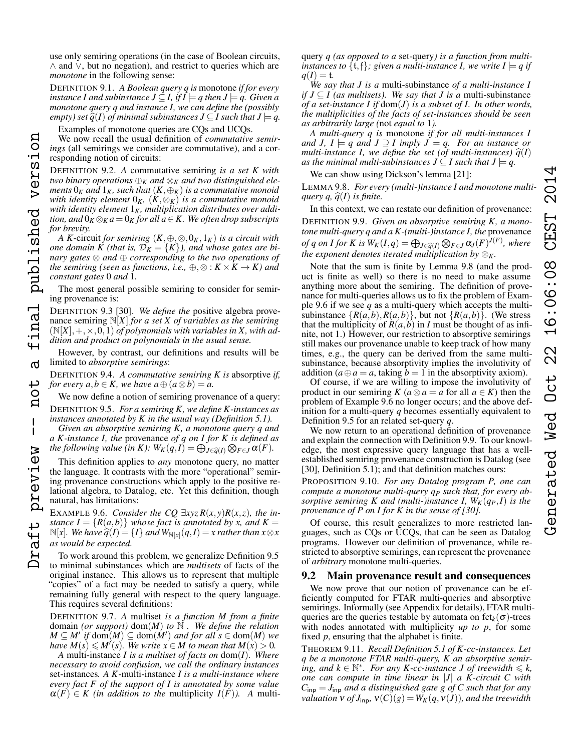use only semiring operations (in the case of Boolean circuits, $\wedge$ and $\vee$, but no negation), and restrict to queries which are *monotone* in the following sense:

DEFINITION 9.1. *A Boolean query $q$ is* monotone *if for every instance $I$ and subinstance $J \subseteq I$, if $I \models q$ then $J \models q$. Given a monotone query $q$ and instance $I$, we can define the (possibly empty) set $\widehat{q}(I)$ of minimal subinstances $J \subseteq I$ such that $J \models q$.*

Examples of monotone queries are CQs and UCQs.

We now recall the usual definition of *commutative semirings* (all semirings we consider are commutative), and a corresponding notion of circuits:

DEFINITION 9.2. *A* commutative semiring *is a set $K$ with two binary operations $\oplus_K$ and $\otimes_K$ and two distinguished elements $0_K$ and $1_K$, such that $(K, \oplus_K)$ is a commutative monoid with identity element $0_K$, $(K, \otimes_K)$ is a commutative monoid with identity element $1_K$, multiplication distributes over addition, and $0_K \otimes_K a = 0_K$ for all $a \in K$. We often drop subscripts for brevity.*

*A $K$-*circuit *for semiring $(K, \oplus, \otimes, 0_K, 1_K)$ is a circuit with one domain $K$ (that is, $\mathcal{D}_K = \{K\}$), and whose gates are binary gates $\otimes$ and $\oplus$ corresponding to the two operations of the semiring (seen as functions, i.e., $\oplus, \otimes : K \times K \to K$) and constant gates 0 and 1.*

The most general possible semiring to consider for semiring provenance is:

DEFINITION 9.3 [30]. *We define the* positive algebra provenance semiring *$\mathbb{N}[X]$ for a set $X$ of variables as the semiring $(\mathbb{N}[X], +, \times, 0, 1)$ of polynomials with variables in $X$, with addition and product on polynomials in the usual sense.*

However, by contrast, our definitions and results will be limited to *absorptive semirings*:

DEFINITION 9.4. *A commutative semiring $K$ is* absorptive *if, for every $a, b \in K$, we have $a \oplus (a \otimes b) = a$.*

We now define a notion of semiring provenance of a query:

DEFINITION 9.5. *For a semiring $K$, we define $K$-instances as instances annotated by $K$ in the usual way (Definition 5.1).*

*Given an absorptive semiring $K$, a monotone query $q$ and a $K$-instance $I$, the* provenance *of $q$ on $I$ for $K$ is defined as the following value (in $K$): $W_K(q, I) = \bigoplus_{J \in \widehat{q}(I)} \bigotimes_{F \in J} \alpha(F)$.*

This definition applies to *any* monotone query, no matter the language. It contrasts with the more "operational" semiring provenance constructions which apply to the positive relational algebra, to Datalog, etc. Yet this definition, though natural, has limitations:

EXAMPLE 9.6. *Consider the CQ $\exists xyz\, R(x,y) R(x,z)$, the instance $I = \{R(a,b)\}$ whose fact is annotated by $x$, and $K = \mathbb{N}[x]$. We have $\widehat{q}(I) = \{I\}$ and $W_{\mathbb{N}[x]}(q, I) = x$ rather than $x \otimes x$ as would be expected.*

To work around this problem, we generalize Definition 9.5 to minimal subinstances which are *multisets* of facts of the original instance. This allows us to represent that multiple "copies" of a fact may be needed to satisfy a query, while remaining fully general with respect to the query language. This requires several definitions:

DEFINITION 9.7. *A* multiset *is a function $M$ from a finite* domain *(or support) $\mathrm{dom}(M)$ to $\mathbb{N}$. We define the relation $M \subseteq M'$ if $\mathrm{dom}(M) \subseteq \mathrm{dom}(M')$ and for all $s \in \mathrm{dom}(M)$ we have $M(s) \leqslant M'(s)$. We write $x \in M$ to mean that $M(x) > 0$.*

*A* multi-instance *$I$ is a multiset of facts on $\mathrm{dom}(I)$. Where necessary to avoid confusion, we call the ordinary instances* set-instances*. A $K$-*multi-instance *$I$ is a multi-instance where every fact $F$ of the support of $I$ is annotated by some value $\alpha(F) \in K$ (in addition to the* multiplicity *$I(F)$). A* multi-query *$q$ (as opposed to a* set-query*) is a function from multi-instances to $\{\mathfrak{t}, \mathfrak{f}\}$; given a multi-instance $I$, we write $I \models q$ if $q(I) = \mathfrak{t}$.*

*We say that $J$ is a* multi-subinstance *of a multi-instance $I$ if $J \subseteq I$ (as multisets). We say that $J$ is a* multi-subinstance *of a set-instance $I$ if $\mathrm{dom}(J)$ is a subset of $I$. In other words, the multiplicities of the facts of set-instances should be seen as arbitrarily large (*not *equal to 1).*

*A multi-query $q$ is* monotone *if for all multi-instances $I$ and $J$, $I \models q$ and $J \supseteq I$ imply $J \models q$. For an instance or multi-instance $I$, we define the set (of multi-instances) $\widehat{q}(I)$ as the minimal multi-subinstances $J \subseteq I$ such that $J \models q$.*

We can show using Dickson's lemma [21]:

LEMMA 9.8. *For every (multi-)instance $I$ and monotone multi-query $q$, $\widehat{q}(I)$ is finite.*

In this context, we can restate our definition of provenance:

DEFINITION 9.9. *Given an absorptive semiring $K$, a monotone multi-query $q$ and a $K$-(multi-)instance $I$, the* provenance *of $q$ on $I$ for $K$ is $W_K(I, q) = \bigoplus_{J \in \widehat{q}(I)} \bigotimes_{F \in J} \alpha_J(F)^{J(F)}$, where the exponent denotes iterated multiplication by $\otimes_K$.*

Note that the sum is finite by Lemma 9.8 (and the product is finite as well) so there is no need to make assume anything more about the semiring. The definition of provenance for multi-queries allows us to fix the problem of Example 9.6 if we see $q$ as a multi-query which accepts the multi-subinstance $\{R(a,b), R(a,b)\}$, but not $\{R(a,b)\}$. (We stress that the multiplicity of $R(a,b)$ in $I$ must be thought of as infinite, not 1.) However, our restriction to absorptive semirings still makes our provenance unable to keep track of how many times, e.g., the query can be derived from the same multi-subinstance, because absorptivity implies the involutivity of addition ($a \oplus a = a$, taking $b = 1$ in the absorptivity axiom).

Of course, if we are willing to impose the involutivity of product in our semiring $K$ ($a \otimes a = a$ for all $a \in K$) then the problem of Example 9.6 no longer occurs; and the above definition for a multi-query $q$ becomes essentially equivalent to Definition 9.5 for an related set-query $q$.

We now return to an operational definition of provenance and explain the connection with Definition 9.9. To our knowledge, the most expressive query language that has a well-established semiring provenance construction is Datalog (see [30], Definition 5.1); and that definition matches ours:

PROPOSITION 9.10. *For any Datalog program $P$, one can compute a monotone multi-query $q_P$ such that, for every absorptive semiring $K$ and (multi-)instance $I$, $W_K(q_P, I)$ is the provenance of $P$ on $I$ for $K$ in the sense of [30].*

Of course, this result generalizes to more restricted languages, such as CQs or UCQs, that can be seen as Datalog programs. However our definition of provenance, while restricted to absorptive semirings, can represent the provenance of *arbitrary* monotone multi-queries.

## 9.2 Main provenance result and consequences

We now prove that our notion of provenance can be efficiently computed for FTAR multi-queries and absorptive semirings. Informally (see Appendix for details), FTAR multi-queries are the queries testable by automata on $\mathrm{fct}_k(\sigma)$-trees with nodes annotated with multiplicity *up to $p$*, for some fixed $p$, ensuring that the alphabet is finite.

THEOREM 9.11. *Recall Definition 5.1 of $K$-cc-instances. Let $q$ be a monotone FTAR multi-query, $K$ an absorptive semiring, and $k \in \mathbb{N}^*$. For any $K$-cc-instance $J$ of treewidth $\leqslant k$, one can compute in time linear in $|J|$ a $K$-circuit $C$ with $C_{\mathsf{inp}} = J_{\mathsf{inp}}$ and a distinguished gate $g$ of $C$ such that for any valuation $\nu$ of $J_{\mathsf{inp}}$, $\nu(C)(g) = W_K(q, \nu(J))$, and the treewidth*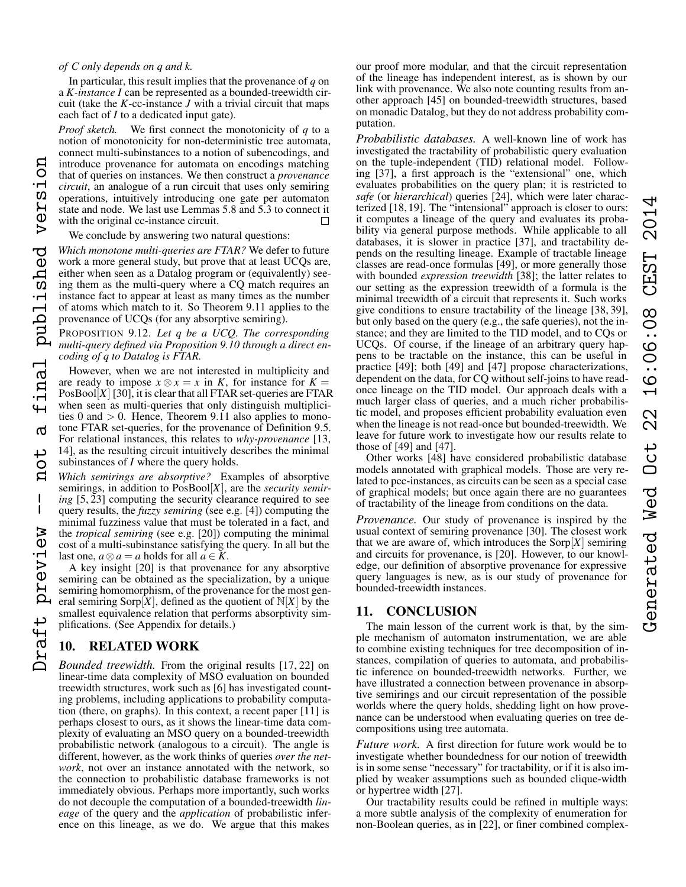*of C only depends on q and k.*

In particular, this result implies that the provenance of $q$ on a $K$*-instance* $I$ can be represented as a bounded-treewidth circuit (take the $K$-cc-instance $J$ with a trivial circuit that maps each fact of $I$ to a dedicated input gate).

*Proof sketch.* We first connect the monotonicity of $q$ to a notion of monotonicity for non-deterministic tree automata, connect multi-subinstances to a notion of subencodings, and introduce provenance for automata on encodings matching that of queries on instances. We then construct a *provenance circuit*, an analogue of a run circuit that uses only semiring operations, intuitively introducing one gate per automaton state and node. We last use Lemmas 5.8 and 5.3 to connect it with the original cc-instance circuit. □

We conclude by answering two natural questions:

*Which monotone multi-queries are FTAR?* We defer to future work a more general study, but prove that at least UCQs are, either when seen as a Datalog program or (equivalently) seeing them as the multi-query where a CQ match requires an instance fact to appear at least as many times as the number of atoms which match to it. So Theorem 9.11 applies to the provenance of UCQs (for any absorptive semiring).

PROPOSITION 9.12. *Let q be a UCQ. The corresponding multi-query defined via Proposition 9.10 through a direct encoding of q to Datalog is FTAR.*

However, when we are not interested in multiplicity and are ready to impose $x \otimes x = x$ in $K$, for instance for $K = \text{PosBool}[X]$ [30], it is clear that all FTAR set-queries are FTAR when seen as multi-queries that only distinguish multiplicities 0 and $> 0$. Hence, Theorem 9.11 also applies to monotone FTAR set-queries, for the provenance of Definition 9.5. For relational instances, this relates to *why-provenance* [13, 14], as the resulting circuit intuitively describes the minimal subinstances of $I$ where the query holds.

*Which semirings are absorptive?* Examples of absorptive semirings, in addition to $\text{PosBool}[X]$, are the *security semiring* [5, 23] computing the security clearance required to see query results, the *fuzzy semiring* (see e.g. [4]) computing the minimal fuzziness value that must be tolerated in a fact, and the *tropical semiring* (see e.g. [20]) computing the minimal cost of a multi-subinstance satisfying the query. In all but the last one, $a \otimes a = a$ holds for all $a \in K$.

A key insight [20] is that provenance for any absorptive semiring can be obtained as the specialization, by a unique semiring homomorphism, of the provenance for the most general semiring $\text{Sorp}[X]$, defined as the quotient of $\mathbb{N}[X]$ by the smallest equivalence relation that performs absorptivity simplifications. (See Appendix for details.)

## 10. RELATED WORK

*Bounded treewidth.* From the original results [17, 22] on linear-time data complexity of MSO evaluation on bounded treewidth structures, work such as [6] has investigated counting problems, including applications to probability computation (there, on graphs). In this context, a recent paper [11] is perhaps closest to ours, as it shows the linear-time data complexity of evaluating an MSO query on a bounded-treewidth probabilistic network (analogous to a circuit). The angle is different, however, as the work thinks of queries *over the network*, not over an instance annotated with the network, so the connection to probabilistic database frameworks is not immediately obvious. Perhaps more importantly, such works do not decouple the computation of a bounded-treewidth *lineage* of the query and the *application* of probabilistic inference on this lineage, as we do. We argue that this makes our proof more modular, and that the circuit representation of the lineage has independent interest, as is shown by our link with provenance. We also note counting results from another approach [45] on bounded-treewidth structures, based on monadic Datalog, but they do not address probability computation.

*Probabilistic databases.* A well-known line of work has investigated the tractability of probabilistic query evaluation on the tuple-independent (TID) relational model. Following [37], a first approach is the "extensional" one, which evaluates probabilities on the query plan; it is restricted to *safe* (or *hierarchical*) queries [24], which were later characterized [18, 19]. The "intensional" approach is closer to ours: it computes a lineage of the query and evaluates its probability via general purpose methods. While applicable to all databases, it is slower in practice [37], and tractability depends on the resulting lineage. Example of tractable lineage classes are read-once formulas [49], or more generally those with bounded *expression treewidth* [38]; the latter relates to our setting as the expression treewidth of a formula is the minimal treewidth of a circuit that represents it. Such works give conditions to ensure tractability of the lineage [38, 39], but only based on the query (e.g., the safe queries), not the instance; and they are limited to the TID model, and to CQs or UCQs. Of course, if the lineage of an arbitrary query happens to be tractable on the instance, this can be useful in practice [49]; both [49] and [47] propose characterizations, dependent on the data, for CQ without self-joins to have read-once lineage on the TID model. Our approach deals with a much larger class of queries, and a much richer probabilistic model, and proposes efficient probability evaluation even when the lineage is not read-once but bounded-treewidth. We leave for future work to investigate how our results relate to those of [49] and [47].

Other works [48] have considered probabilistic database models annotated with graphical models. Those are very related to pcc-instances, as circuits can be seen as a special case of graphical models; but once again there are no guarantees of tractability of the lineage from conditions on the data.

*Provenance.* Our study of provenance is inspired by the usual context of semiring provenance [30]. The closest work that we are aware of, which introduces the $\text{Sorp}[X]$ semiring and circuits for provenance, is [20]. However, to our knowledge, our definition of absorptive provenance for expressive query languages is new, as is our study of provenance for bounded-treewidth instances.

## 11. CONCLUSION

The main lesson of the current work is that, by the simple mechanism of automaton instrumentation, we are able to combine existing techniques for tree decomposition of instances, compilation of queries to automata, and probabilistic inference on bounded-treewidth networks. Further, we have illustrated a connection between provenance in absorptive semirings and our circuit representation of the possible worlds where the query holds, shedding light on how provenance can be understood when evaluating queries on tree decompositions using tree automata.

*Future work.* A first direction for future work would be to investigate whether boundedness for our notion of treewidth is in some sense "necessary" for tractability, or if it is also implied by weaker assumptions such as bounded clique-width or hypertree width [27].

Our tractability results could be refined in multiple ways: a more subtle analysis of the complexity of enumeration for non-Boolean queries, as in [22], or finer combined complex-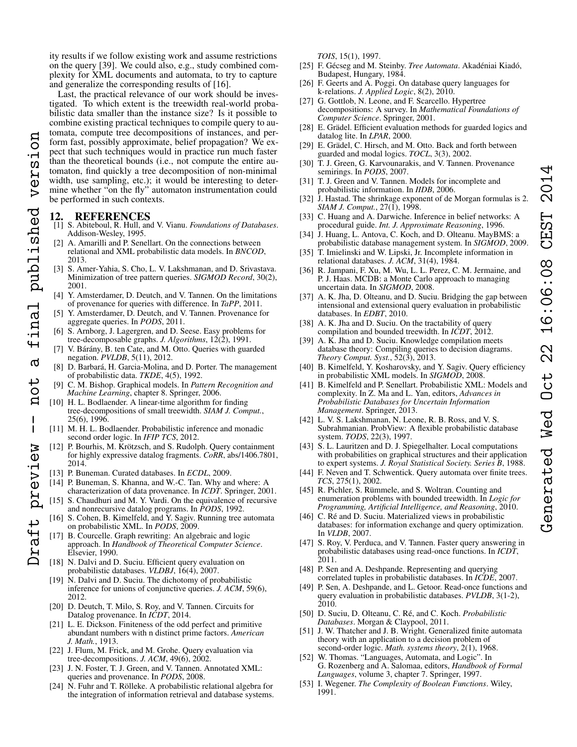ity results if we follow existing work and assume restrictions on the query [39]. We could also, e.g., study combined complexity for XML documents and automata, to try to capture and generalize the corresponding results of [16].

Last, the practical relevance of our work should be investigated. To which extent is the treewidth real-world probabilistic data smaller than the instance size? Is it possible to combine existing practical techniques to compile query to automata, compute tree decompositions of instances, and perform fast, possibly approximate, belief propagation? We expect that such techniques would in practice run much faster than the theoretical bounds (i.e., not compute the entire automaton, find quickly a tree decomposition of non-minimal width, use sampling, etc.); it would be interesting to determine whether "on the fly" automaton instrumentation could be performed in such contexts.

## 12. REFERENCES

[1] S. Abiteboul, R. Hull, and V. Vianu. *Foundations of Databases*. Addison-Wesley, 1995.

[2] A. Amarilli and P. Senellart. On the connections between relational and XML probabilistic data models. In *BNCOD*, 2013.

[3] S. Amer-Yahia, S. Cho, L. V. Lakshmanan, and D. Srivastava. Minimization of tree pattern queries. *SIGMOD Record*, 30(2), 2001.

[4] Y. Amsterdamer, D. Deutch, and V. Tannen. On the limitations of provenance for queries with difference. In *TaPP*, 2011.

[5] Y. Amsterdamer, D. Deutch, and V. Tannen. Provenance for aggregate queries. In *PODS*, 2011.

[6] S. Arnborg, J. Lagergren, and D. Seese. Easy problems for tree-decomposable graphs. *J. Algorithms*, 12(2), 1991.

[7] V. Bárány, B. ten Cate, and M. Otto. Queries with guarded negation. *PVLDB*, 5(11), 2012.

[8] D. Barbará, H. Garcia-Molina, and D. Porter. The management of probabilistic data. *TKDE*, 4(5), 1992.

[9] C. M. Bishop. Graphical models. In *Pattern Recognition and Machine Learning*, chapter 8. Springer, 2006.

[10] H. L. Bodlaender. A linear-time algorithm for finding tree-decompositions of small treewidth. *SIAM J. Comput.*, 25(6), 1996.

[11] M. H. L. Bodlaender. Probabilistic inference and monadic second order logic. In *IFIP TCS*, 2012.

[12] P. Bourhis, M. Krötzsch, and S. Rudolph. Query containment for highly expressive datalog fragments. *CoRR*, abs/1406.7801, 2014.

[13] P. Buneman. Curated databases. In *ECDL*, 2009.

[14] P. Buneman, S. Khanna, and W.-C. Tan. Why and where: A characterization of data provenance. In *ICDT*. Springer, 2001.

[15] S. Chaudhuri and M. Y. Vardi. On the equivalence of recursive and nonrecursive datalog programs. In *PODS*, 1992.

[16] S. Cohen, B. Kimelfeld, and Y. Sagiv. Running tree automata on probabilistic XML. In *PODS*, 2009.

[17] B. Courcelle. Graph rewriting: An algebraic and logic approach. In *Handbook of Theoretical Computer Science*. Elsevier, 1990.

[18] N. Dalvi and D. Suciu. Efficient query evaluation on probabilistic databases. *VLDBJ*, 16(4), 2007.

[19] N. Dalvi and D. Suciu. The dichotomy of probabilistic inference for unions of conjunctive queries. *J. ACM*, 59(6), 2012.

[20] D. Deutch, T. Milo, S. Roy, and V. Tannen. Circuits for Datalog provenance. In *ICDT*, 2014.

[21] L. E. Dickson. Finiteness of the odd perfect and primitive abundant numbers with n distinct prime factors. *American J. Math.*, 1913.

[22] J. Flum, M. Frick, and M. Grohe. Query evaluation via tree-decompositions. *J. ACM*, 49(6), 2002.

[23] J. N. Foster, T. J. Green, and V. Tannen. Annotated XML: queries and provenance. In *PODS*, 2008.

[24] N. Fuhr and T. Rölleke. A probabilistic relational algebra for the integration of information retrieval and database systems. *TOIS*, 15(1), 1997.

[25] F. Gécseg and M. Steinby. *Tree Automata*. Akadéniai Kiadó, Budapest, Hungary, 1984.

[26] F. Geerts and A. Poggi. On database query languages for k-relations. *J. Applied Logic*, 8(2), 2010.

[27] G. Gottlob, N. Leone, and F. Scarcello. Hypertree decompositions: A survey. In *Mathematical Foundations of Computer Science*. Springer, 2001.

[28] E. Grädel. Efficient evaluation methods for guarded logics and datalog lite. In *LPAR*, 2000.

[29] E. Grädel, C. Hirsch, and M. Otto. Back and forth between guarded and modal logics. *TOCL*, 3(3), 2002.

[30] T. J. Green, G. Karvounarakis, and V. Tannen. Provenance semirings. In *PODS*, 2007.

[31] T. J. Green and V. Tannen. Models for incomplete and probabilistic information. In *IIDB*, 2006.

[32] J. Hastad. The shrinkage exponent of de Morgan formulas is 2. *SIAM J. Comput.*, 27(1), 1998.

[33] C. Huang and A. Darwiche. Inference in belief networks: A procedural guide. *Int. J. Approximate Reasoning*, 1996.

[34] J. Huang, L. Antova, C. Koch, and D. Olteanu. MayBMS: a probabilistic database management system. In *SIGMOD*, 2009.

[35] T. Imielinski and W. Lipski, Jr. Incomplete information in relational databases. *J. ACM*, 31(4), 1984.

[36] R. Jampani, F. Xu, M. Wu, L. L. Perez, C. M. Jermaine, and P. J. Haas. MCDB: a Monte Carlo approach to managing uncertain data. In *SIGMOD*, 2008.

[37] A. K. Jha, D. Olteanu, and D. Suciu. Bridging the gap between intensional and extensional query evaluation in probabilistic databases. In *EDBT*, 2010.

[38] A. K. Jha and D. Suciu. On the tractability of query compilation and bounded treewidth. In *ICDT*, 2012.

[39] A. K. Jha and D. Suciu. Knowledge compilation meets database theory: Compiling queries to decision diagrams. *Theory Comput. Syst.*, 52(3), 2013.

[40] B. Kimelfeld, Y. Kosharovsky, and Y. Sagiv. Query efficiency in probabilistic XML models. In *SIGMOD*, 2008.

[41] B. Kimelfeld and P. Senellart. Probabilistic XML: Models and complexity. In Z. Ma and L. Yan, editors, *Advances in Probabilistic Databases for Uncertain Information Management*. Springer, 2013.

[42] L. V. S. Lakshmanan, N. Leone, R. B. Ross, and V. S. Subrahmanian. ProbView: A flexible probabilistic database system. *TODS*, 22(3), 1997.

[43] S. L. Lauritzen and D. J. Spiegelhalter. Local computations with probabilities on graphical structures and their application to expert systems. *J. Royal Statistical Society. Series B*, 1988.

[44] F. Neven and T. Schwentick. Query automata over finite trees. *TCS*, 275(1), 2002.

[45] R. Pichler, S. Rümmele, and S. Woltran. Counting and enumeration problems with bounded treewidth. In *Logic for Programming, Artificial Intelligence, and Reasoning*, 2010.

[46] C. Ré and D. Suciu. Materialized views in probabilistic databases: for information exchange and query optimization. In *VLDB*, 2007.

[47] S. Roy, V. Perduca, and V. Tannen. Faster query answering in probabilistic databases using read-once functions. In *ICDT*, 2011.

[48] P. Sen and A. Deshpande. Representing and querying correlated tuples in probabilistic databases. In *ICDE*, 2007.

[49] P. Sen, A. Deshpande, and L. Getoor. Read-once functions and query evaluation in probabilistic databases. *PVLDB*, 3(1-2), 2010.

[50] D. Suciu, D. Olteanu, C. Ré, and C. Koch. *Probabilistic Databases*. Morgan & Claypool, 2011.

[51] J. W. Thatcher and J. B. Wright. Generalized finite automata theory with an application to a decision problem of second-order logic. *Math. systems theory*, 2(1), 1968.

[52] W. Thomas. "Languages, Automata, and Logic". In G. Rozenberg and A. Salomaa, editors, *Handbook of Formal Languages*, volume 3, chapter 7. Springer, 1997.

[53] I. Wegener. *The Complexity of Boolean Functions*. Wiley, 1991.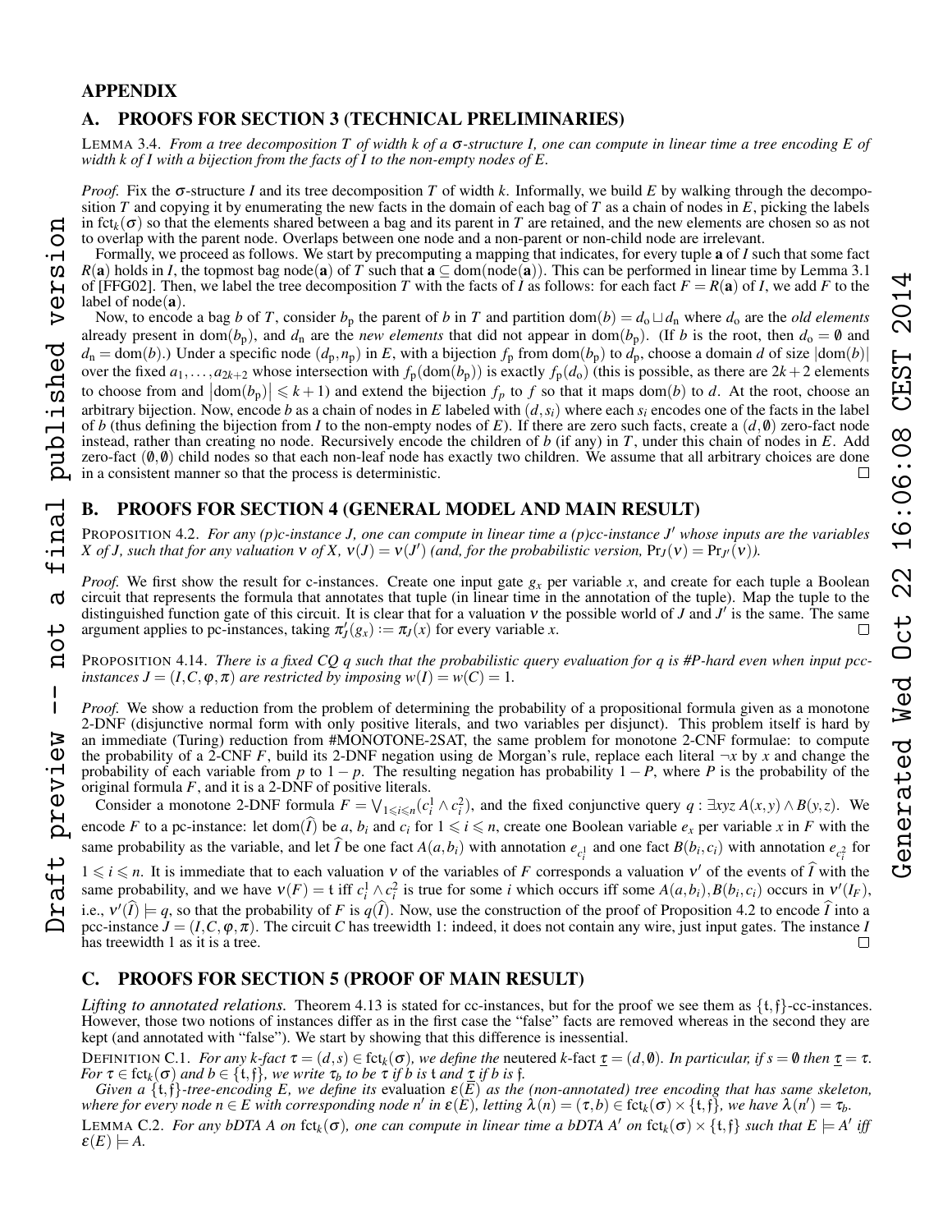# APPENDIX

## A. PROOFS FOR SECTION 3 (TECHNICAL PRELIMINARIES)

LEMMA 3.4. *From a tree decomposition $T$ of width $k$ of a $\sigma$-structure $I$, one can compute in linear time a tree encoding $E$ of width $k$ of $I$ with a bijection from the facts of $I$ to the non-empty nodes of $E$.*

*Proof.* Fix the $\sigma$-structure $I$ and its tree decomposition $T$ of width $k$. Informally, we build $E$ by walking through the decomposition $T$ and copying it by enumerating the new facts in the domain of each bag of $T$ as a chain of nodes in $E$, picking the labels in $\mathrm{fct}_k(\sigma)$ so that the elements shared between a bag and its parent in $T$ are retained, and the new elements are chosen so as not to overlap with the parent node. Overlaps between one node and a non-parent or non-child node are irrelevant.

Formally, we proceed as follows. We start by precomputing a mapping that indicates, for every tuple $\mathbf{a}$ of $I$ such that some fact $R(\mathbf{a})$ holds in $I$, the topmost bag node($\mathbf{a}$) of $T$ such that $\mathbf{a} \subseteq \mathrm{dom}(\mathrm{node}(\mathbf{a}))$. This can be performed in linear time by Lemma 3.1 of [FFG02]. Then, we label the tree decomposition $T$ with the facts of $I$ as follows: for each fact $F = R(\mathbf{a})$ of $I$, we add $F$ to the label of node($\mathbf{a}$).

Now, to encode a bag $b$ of $T$, consider $b_\mathrm{p}$ the parent of $b$ in $T$ and partition $\mathrm{dom}(b) = d_\mathrm{o} \sqcup d_\mathrm{n}$ where $d_\mathrm{o}$ are the *old elements* already present in $\mathrm{dom}(b_\mathrm{p})$, and $d_\mathrm{n}$ are the *new elements* that did not appear in $\mathrm{dom}(b_\mathrm{p})$. (If $b$ is the root, then $d_\mathrm{o} = \emptyset$ and $d_\mathrm{n} = \mathrm{dom}(b)$.) Under a specific node $(d_\mathrm{p}, n_\mathrm{p})$ in $E$, with a bijection $f_\mathrm{p}$ from $\mathrm{dom}(b_\mathrm{p})$ to $d_\mathrm{p}$, choose a domain $d$ of size $|\mathrm{dom}(b)|$ over the fixed $a_1, \ldots, a_{2k+2}$ whose intersection with $f_\mathrm{p}(\mathrm{dom}(b_\mathrm{p}))$ is exactly $f_\mathrm{p}(d_\mathrm{o})$ (this is possible, as there are $2k+2$ elements to choose from and $|\mathrm{dom}(b_\mathrm{p})| \leqslant k+1$) and extend the bijection $f_p$ to $f$ so that it maps $\mathrm{dom}(b)$ to $d$. At the root, choose an arbitrary bijection. Now, encode $b$ as a chain of nodes in $E$ labeled with $(d, s_i)$ where each $s_i$ encodes one of the facts in the label of $b$ (thus defining the bijection from $I$ to the non-empty nodes of $E$). If there are zero such facts, create a $(d, \emptyset)$ zero-fact node instead, rather than creating no node. Recursively encode the children of $b$ (if any) in $T$, under this chain of nodes in $E$. Add zero-fact $(\emptyset, \emptyset)$ child nodes so that each non-leaf node has exactly two children. We assume that all arbitrary choices are done in a consistent manner so that the process is deterministic. $\square$

## B. PROOFS FOR SECTION 4 (GENERAL MODEL AND MAIN RESULT)

PROPOSITION 4.2. *For any (p)c-instance $J$, one can compute in linear time a (p)cc-instance $J'$ whose inputs are the variables $X$ of $J$, such that for any valuation $\nu$ of $X$, $\nu(J) = \nu(J')$ (and, for the probabilistic version, $\Pr_J(\nu) = \Pr_{J'}(\nu)$).*

*Proof.* We first show the result for c-instances. Create one input gate $g_x$ per variable $x$, and create for each tuple a Boolean circuit that represents the formula that annotates that tuple (in linear time in the annotation of the tuple). Map the tuple to the distinguished function gate of this circuit. It is clear that for a valuation $\nu$ the possible world of $J$ and $J'$ is the same. The same argument applies to pc-instances, taking $\pi'_J(g_x) := \pi_J(x)$ for every variable $x$. $\square$

PROPOSITION 4.14. *There is a fixed CQ $q$ such that the probabilistic query evaluation for $q$ is #P-hard even when input pcc-instances $J = (I, C, \varphi, \pi)$ are restricted by imposing $w(I) = w(C) = 1$.*

*Proof.* We show a reduction from the problem of determining the probability of a propositional formula given as a monotone 2-DNF (disjunctive normal form with only positive literals, and two variables per disjunct). This problem itself is hard by an immediate (Turing) reduction from #MONOTONE-2SAT, the same problem for monotone 2-CNF formulae: to compute the probability of a 2-CNF $F$, build its 2-DNF negation using de Morgan's rule, replace each literal $\neg x$ by $x$ and change the probability of each variable from $p$ to $1-p$. The resulting negation has probability $1-P$, where $P$ is the probability of the original formula $F$, and it is a 2-DNF of positive literals.

Consider a monotone 2-DNF formula $F = \bigvee_{1 \leqslant i \leqslant n} (c_i^1 \wedge c_i^2)$, and the fixed conjunctive query $q : \exists xyz\, A(x,y) \wedge B(y,z)$. We encode $F$ to a pc-instance: let $\mathrm{dom}(\widehat{I})$ be $a$, $b_i$ and $c_i$ for $1 \leqslant i \leqslant n$, create one Boolean variable $e_x$ per variable $x$ in $F$ with the same probability as the variable, and let $\widehat{I}$ be one fact $A(a, b_i)$ with annotation $e_{c_i^1}$ and one fact $B(b_i, c_i)$ with annotation $e_{c_i^2}$ for $1 \leqslant i \leqslant n$. It is immediate that to each valuation $\nu$ of the variables of $F$ corresponds a valuation $\nu'$ of the events of $\widehat{I}$ with the same probability, and we have $\nu(F) = \mathfrak{t}$ iff $c_i^1 \wedge c_i^2$ is true for some $i$ which occurs iff some $A(a, b_i), B(b_i, c_i)$ occurs in $\nu'(I_F)$, i.e., $\nu'(\widehat{I}) \models q$, so that the probability of $F$ is $q(\widehat{I})$. Now, use the construction of the proof of Proposition 4.2 to encode $\widehat{I}$ into a pcc-instance $J = (I, C, \varphi, \pi)$. The circuit $C$ has treewidth 1: indeed, it does not contain any wire, just input gates. The instance $I$ has treewidth 1 as it is a tree. $\square$

## C. PROOFS FOR SECTION 5 (PROOF OF MAIN RESULT)

*Lifting to annotated relations.* Theorem 4.13 is stated for cc-instances, but for the proof we see them as $\{\mathfrak{t}, \mathfrak{f}\}$-cc-instances. However, those two notions of instances differ as in the first case the "false" facts are removed whereas in the second they are kept (and annotated with "false"). We start by showing that this difference is inessential.

DEFINITION C.1. *For any $k$-fact $\tau = (d, s) \in \mathrm{fct}_k(\sigma)$, we define the* neutered *$k$-fact $\underline{\tau} = (d, \emptyset)$. In particular, if $s = \emptyset$ then $\underline{\tau} = \tau$. For $\tau \in \mathrm{fct}_k(\sigma)$ and $b \in \{\mathfrak{t}, \mathfrak{f}\}$, we write $\tau_b$ to be $\tau$ if $b$ is $\mathfrak{t}$ and $\underline{\tau}$ if $b$ is $\mathfrak{f}$.*

*Given a $\{\mathfrak{t}, \mathfrak{f}\}$-tree-encoding $E$, we define its* evaluation *$\varepsilon(E)$ as the (non-annotated) tree encoding that has same skeleton, where for every node $n \in E$ with corresponding node $n'$ in $\varepsilon(E)$, letting $\lambda(n) = (\tau, b) \in \mathrm{fct}_k(\sigma) \times \{\mathfrak{t}, \mathfrak{f}\}$, we have $\lambda(n') = \tau_b$.*

LEMMA C.2. *For any bDTA $A$ on $\mathrm{fct}_k(\sigma)$, one can compute in linear time a bDTA $A'$ on $\mathrm{fct}_k(\sigma) \times \{\mathfrak{t}, \mathfrak{f}\}$ such that $E \models A'$ iff $\varepsilon(E) \models A$.*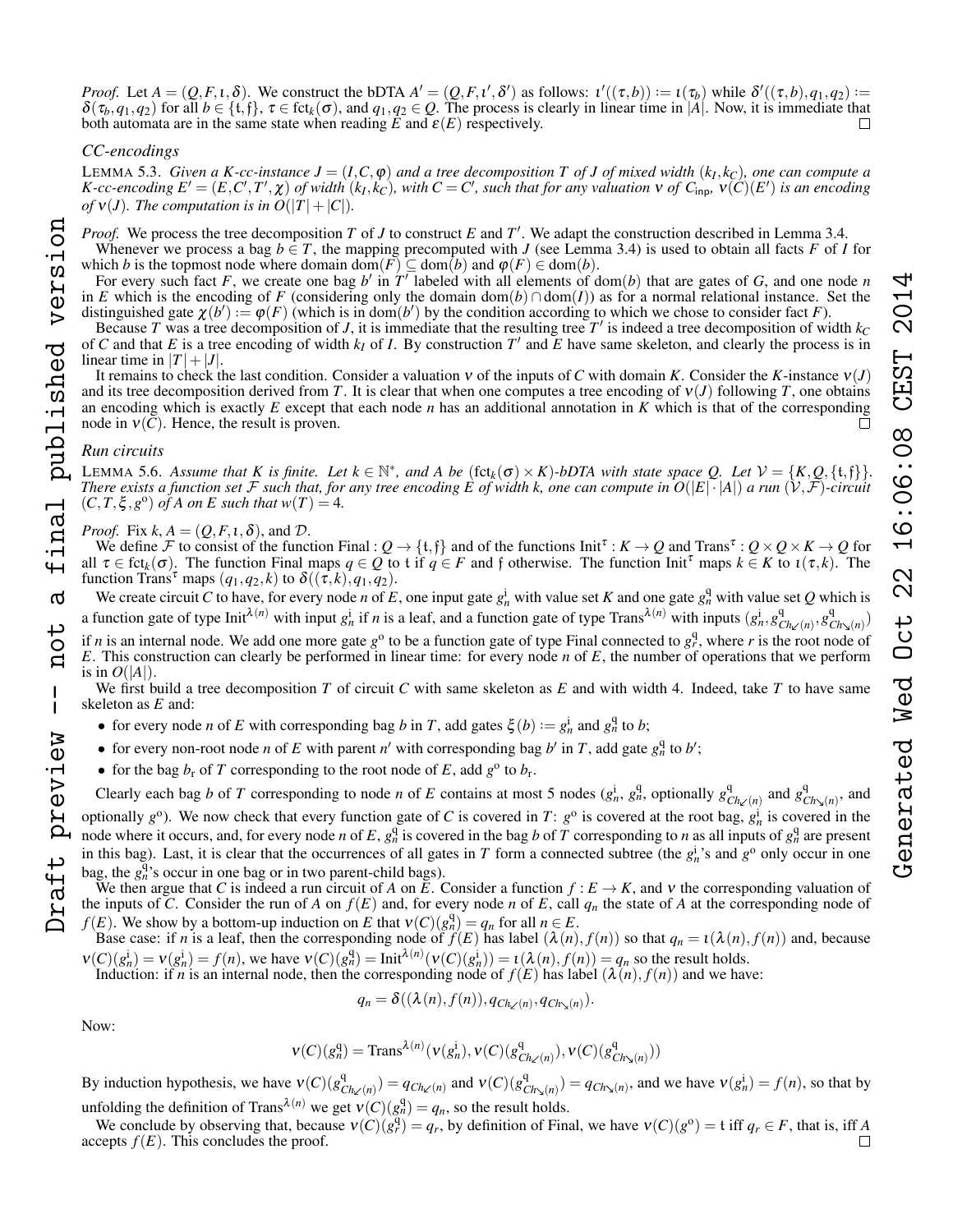*Proof.* Let $A = (Q, F, \iota, \delta)$. We construct the bDTA $A' = (Q, F, \iota', \delta')$ as follows: $\iota'((\tau, b)) := \iota(\tau_b)$ while $\delta'((\tau, b), q_1, q_2) := \delta(\tau_b, q_1, q_2)$ for all $b \in \{\mathfrak{t}, \mathfrak{f}\}$, $\tau \in \mathrm{fct}_k(\sigma)$, and $q_1, q_2 \in Q$. The process is clearly in linear time in $|A|$. Now, it is immediate that both automata are in the same state when reading $E$ and $\varepsilon(E)$ respectively. □

### CC-encodings

LEMMA 5.3. *Given a $K$-cc-instance $J = (I, C, \varphi)$ and a tree decomposition $T$ of $J$ of mixed width $(k_I, k_C)$, one can compute a $K$-cc-encoding $E' = (E, C', T', \chi)$ of width $(k_I, k_C)$, with $C = C'$, such that for any valuation $\nu$ of $C_{\mathrm{inp}}$, $\nu(C)(E')$ is an encoding of $\nu(J)$. The computation is in $O(|T| + |C|)$.*

*Proof.* We process the tree decomposition $T$ of $J$ to construct $E$ and $T'$. We adapt the construction described in Lemma 3.4.

Whenever we process a bag $b \in T$, the mapping precomputed with $J$ (see Lemma 3.4) is used to obtain all facts $F$ of $I$ for which $b$ is the topmost node where domain $\mathrm{dom}(F) \subseteq \mathrm{dom}(b)$ and $\varphi(F) \in \mathrm{dom}(b)$.

For every such fact $F$, we create one bag $b'$ in $T'$ labeled with all elements of $\mathrm{dom}(b)$ that are gates of $G$, and one node $n$ in $E$ which is the encoding of $F$ (considering only the domain $\mathrm{dom}(b) \cap \mathrm{dom}(I)$) as for a normal relational instance. Set the distinguished gate $\chi(b') := \varphi(F)$ (which is in $\mathrm{dom}(b')$ by the condition according to which we chose to consider fact $F$).

Because $T$ was a tree decomposition of $J$, it is immediate that the resulting tree $T'$ is indeed a tree decomposition of width $k_C$ of $C$ and that $E$ is a tree encoding of width $k_I$ of $I$. By construction $T'$ and $E$ have same skeleton, and clearly the process is in linear time in $|T| + |J|$.

It remains to check the last condition. Consider a valuation $\nu$ of the inputs of $C$ with domain $K$. Consider the $K$-instance $\nu(J)$ and its tree decomposition derived from $T$. It is clear that when one computes a tree encoding of $\nu(J)$ following $T$, one obtains an encoding which is exactly $E$ except that each node $n$ has an additional annotation in $K$ which is that of the corresponding node in $\nu(C)$. Hence, the result is proven. □

### Run circuits

LEMMA 5.6. *Assume that $K$ is finite. Let $k \in \mathbb{N}^*$, and $A$ be $(\mathrm{fct}_k(\sigma) \times K)$-bDTA with state space $Q$. Let $\mathcal{V} = \{K, Q, \{\mathfrak{t}, \mathfrak{f}\}\}$. There exists a function set $\mathcal{F}$ such that, for any tree encoding $E$ of width $k$, one can compute in $O(|E| \cdot |A|)$ a run $(\mathcal{V}, \mathcal{F})$-circuit $(C, T, \xi, g^{\mathrm{o}})$ of $A$ on $E$ such that $w(T) = 4$.*

*Proof.* Fix $k$, $A = (Q, F, \iota, \delta)$, and $\mathcal{D}$.

We define $\mathcal{F}$ to consist of the function $\mathrm{Final} : Q \to \{\mathfrak{t}, \mathfrak{f}\}$ and of the functions $\mathrm{Init}^\tau : K \to Q$ and $\mathrm{Trans}^\tau : Q \times Q \times K \to Q$ for all $\tau \in \mathrm{fct}_k(\sigma)$. The function Final maps $q \in Q$ to $\mathfrak{t}$ if $q \in F$ and $\mathfrak{f}$ otherwise. The function $\mathrm{Init}^\tau$ maps $k \in K$ to $\iota(\tau, k)$. The function $\mathrm{Trans}^\tau$ maps $(q_1, q_2, k)$ to $\delta((\tau, k), q_1, q_2)$.

We create circuit $C$ to have, for every node $n$ of $E$, one input gate $g_n^{\mathrm{i}}$ with value set $K$ and one gate $g_n^{\mathrm{q}}$ with value set $Q$ which is a function gate of type $\mathrm{Init}^{\lambda(n)}$ with input $g_n^{\mathrm{i}}$ if $n$ is a leaf, and a function gate of type $\mathrm{Trans}^{\lambda(n)}$ with inputs $(g_n^{\mathrm{i}}, g^{\mathrm{q}}_{Ch_{\swarrow}(n)}, g^{\mathrm{q}}_{Ch_{\searrow}(n)})$ if $n$ is an internal node. We add one more gate $g^{\mathrm{o}}$ to be a function gate of type Final connected to $g_r^{\mathrm{q}}$, where $r$ is the root node of $E$. This construction can clearly be performed in linear time: for every node $n$ of $E$, the number of operations that we perform is in $O(|A|)$.

We first build a tree decomposition $T$ of circuit $C$ with same skeleton as $E$ and with width 4. Indeed, take $T$ to have same skeleton as $E$ and:

- for every node $n$ of $E$ with corresponding bag $b$ in $T$, add gates $\xi(b) := g_n^{\mathrm{i}}$ and $g_n^{\mathrm{q}}$ to $b$;
- for every non-root node $n$ of $E$ with parent $n'$ with corresponding bag $b'$ in $T$, add gate $g_n^{\mathrm{q}}$ to $b'$;
- for the bag $b_r$ of $T$ corresponding to the root node of $E$, add $g^{\mathrm{o}}$ to $b_r$.

Clearly each bag $b$ of $T$ corresponding to node $n$ of $E$ contains at most 5 nodes ($g_n^{\mathrm{i}}$, $g_n^{\mathrm{q}}$, optionally $g^{\mathrm{q}}_{Ch_{\swarrow}(n)}$ and $g^{\mathrm{q}}_{Ch_{\searrow}(n)}$, and optionally $g^{\mathrm{o}}$). We now check that every function gate of $C$ is covered in $T$: $g^{\mathrm{o}}$ is covered at the root bag, $g_n^{\mathrm{i}}$ is covered in the node where it occurs, and, for every node $n$ of $E$, $g_n^{\mathrm{q}}$ is covered in the bag $b$ of $T$ corresponding to $n$ as all inputs of $g_n^{\mathrm{q}}$ are present in this bag). Last, it is clear that the occurrences of all gates in $T$ form a connected subtree (the $g_n^{\mathrm{i}}$'s and $g^{\mathrm{o}}$ only occur in one bag, the $g_n^{\mathrm{q}}$'s occur in one bag or in two parent-child bags).

We then argue that $C$ is indeed a run circuit of $A$ on $E$. Consider a function $f : E \to K$, and $\nu$ the corresponding valuation of the inputs of $C$. Consider the run of $A$ on $f(E)$ and, for every node $n$ of $E$, call $q_n$ the state of $A$ at the corresponding node of $f(E)$. We show by a bottom-up induction on $E$ that $\nu(C)(g_n^{\mathrm{q}}) = q_n$ for all $n \in E$.

Base case: if $n$ is a leaf, then the corresponding node of $f(E)$ has label $(\lambda(n), f(n))$ so that $q_n = \iota(\lambda(n), f(n))$ and, because $\nu(C)(g_n^{\mathrm{i}}) = \nu(g_n^{\mathrm{i}}) = f(n)$, we have $\nu(C)(g_n^{\mathrm{q}}) = \mathrm{Init}^{\lambda(n)}(\nu(C)(g_n^{\mathrm{i}})) = \iota(\lambda(n), f(n)) = q_n$ so the result holds.

Induction: if $n$ is an internal node, then the corresponding node of $f(E)$ has label $(\lambda(n), f(n))$ and we have:

$$q_n = \delta((\lambda(n), f(n)), q_{Ch_{\swarrow}(n)}, q_{Ch_{\searrow}(n)}).$$

Now:

$$\nu(C)(g_n^{\mathrm{q}}) = \mathrm{Trans}^{\lambda(n)}(\nu(g_n^{\mathrm{i}}), \nu(C)(g^{\mathrm{q}}_{Ch_{\swarrow}(n)}), \nu(C)(g^{\mathrm{q}}_{Ch_{\searrow}(n)}))$$

By induction hypothesis, we have $\nu(C)(g^{\mathrm{q}}_{Ch_{\swarrow}(n)}) = q_{Ch_{\swarrow}(n)}$ and $\nu(C)(g^{\mathrm{q}}_{Ch_{\searrow}(n)}) = q_{Ch_{\searrow}(n)}$, and we have $\nu(g_n^{\mathrm{i}}) = f(n)$, so that by unfolding the definition of $\mathrm{Trans}^{\lambda(n)}$ we get $\nu(C)(g_n^{\mathrm{q}}) = q_n$, so the result holds.

We conclude by observing that, because $\nu(C)(g_r^{\mathrm{q}}) = q_r$, by definition of Final, we have $\nu(C)(g^{\mathrm{o}}) = \mathfrak{t}$ iff $q_r \in F$, that is, iff $A$ accepts $f(E)$. This concludes the proof. □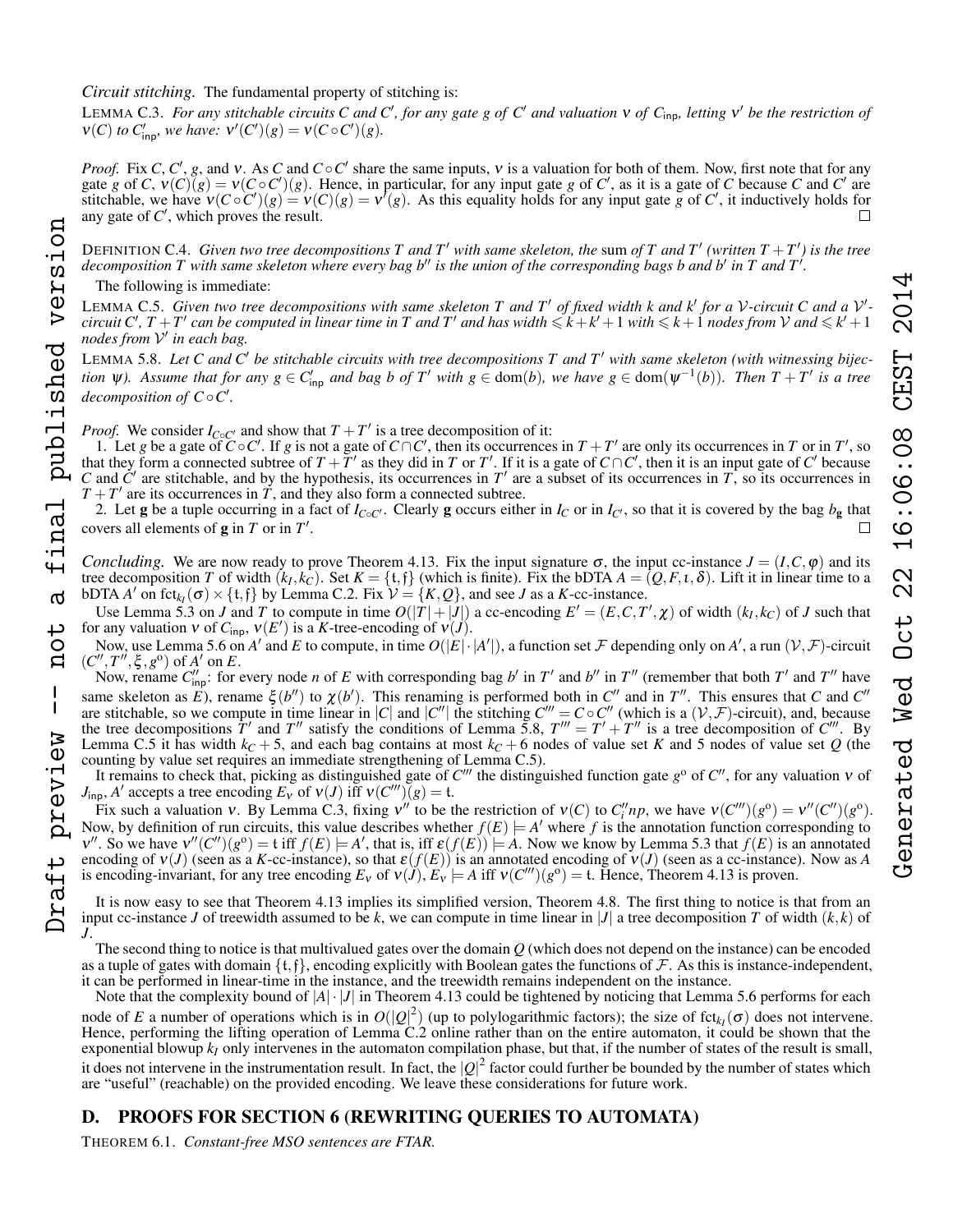*Circuit stitching.* The fundamental property of stitching is:

LEMMA C.3. *For any stitchable circuits $C$ and $C'$, for any gate $g$ of $C'$ and valuation $\nu$ of $C_{\mathsf{inp}}$, letting $\nu'$ be the restriction of $\nu(C)$ to $C'_{\mathsf{inp}}$, we have: $\nu'(C')(g) = \nu(C \circ C')(g)$.*

*Proof.* Fix $C$, $C'$, $g$, and $\nu$. As $C$ and $C \circ C'$ share the same inputs, $\nu$ is a valuation for both of them. Now, first note that for any gate $g$ of $C$, $\nu(C)(g) = \nu(C \circ C')(g)$. Hence, in particular, for any input gate $g$ of $C'$, as it is a gate of $C$ because $C$ and $C'$ are stitchable, we have $\nu(C \circ C')(g) = \nu(C)(g) = \nu'(g)$. As this equality holds for any input gate $g$ of $C'$, it inductively holds for any gate of $C'$, which proves the result. □

DEFINITION C.4. *Given two tree decompositions $T$ and $T'$ with same skeleton, the* sum *of $T$ and $T'$ (written $T + T'$) is the tree decomposition $T$ with same skeleton where every bag $b''$ is the union of the corresponding bags $b$ and $b'$ in $T$ and $T'$.*

The following is immediate:

LEMMA C.5. *Given two tree decompositions with same skeleton $T$ and $T'$ of fixed width $k$ and $k'$ for a $\mathcal{V}$-circuit $C$ and a $\mathcal{V}'$-circuit $C'$, $T + T'$ can be computed in linear time in $T$ and $T'$ and has width $\leqslant k + k' + 1$ with $\leqslant k + 1$ nodes from $\mathcal{V}$ and $\leqslant k' + 1$ nodes from $\mathcal{V}'$ in each bag.*

LEMMA 5.8. *Let $C$ and $C'$ be stitchable circuits with tree decompositions $T$ and $T'$ with same skeleton (with witnessing bijection $\psi$). Assume that for any $g \in C'_{\mathsf{inp}}$ and bag $b$ of $T'$ with $g \in \mathrm{dom}(b)$, we have $g \in \mathrm{dom}(\psi^{-1}(b))$. Then $T + T'$ is a tree decomposition of $C \circ C'$.*

*Proof.* We consider $I_{C \circ C'}$ and show that $T + T'$ is a tree decomposition of it:

1. Let $g$ be a gate of $C \circ C'$. If $g$ is not a gate of $C \cap C'$, then its occurrences in $T + T'$ are only its occurrences in $T$ or in $T'$, so that they form a connected subtree of $T + T'$ as they did in $T$ or $T'$. If it is a gate of $C \cap C'$, then it is an input gate of $C'$ because $C$ and $C'$ are stitchable, and by the hypothesis, its occurrences in $T'$ are a subset of its occurrences in $T$, so its occurrences in $T + T'$ are its occurrences in $T$, and they also form a connected subtree.

2. Let $\mathbf{g}$ be a tuple occurring in a fact of $I_{C \circ C'}$. Clearly $\mathbf{g}$ occurs either in $I_C$ or in $I_{C'}$, so that it is covered by the bag $b_{\mathbf{g}}$ that covers all elements of $\mathbf{g}$ in $T$ or in $T'$. □

*Concluding.* We are now ready to prove Theorem 4.13. Fix the input signature $\sigma$, the input cc-instance $J = (I, C, \varphi)$ and its tree decomposition $T$ of width $(k_I, k_C)$. Set $K = \{\mathfrak{t}, \mathfrak{f}\}$ (which is finite). Fix the bDTA $A = (Q, F, \iota, \delta)$. Lift it in linear time to a bDTA $A'$ on $\mathrm{fct}_{k_I}(\sigma) \times \{\mathfrak{t}, \mathfrak{f}\}$ by Lemma C.2. Fix $\mathcal{V} = \{K, Q\}$, and see $J$ as a $K$-cc-instance.

Use Lemma 5.3 on $J$ and $T$ to compute in time $O(|T| + |J|)$ a cc-encoding $E' = (E, C, T', \chi)$ of width $(k_I, k_C)$ of $J$ such that for any valuation $\nu$ of $C_{\mathsf{inp}}$, $\nu(E')$ is a $K$-tree-encoding of $\nu(J)$.

Now, use Lemma 5.6 on $A'$ and $E$ to compute, in time $O(|E| \cdot |A'|)$, a function set $\mathcal{F}$ depending only on $A'$, a run $(\mathcal{V}, \mathcal{F})$-circuit $(C'', T'', \xi, g^{\mathrm{o}})$ of $A'$ on $E$.

Now, rename $C''_{\mathsf{inp}}$: for every node $n$ of $E$ with corresponding bag $b'$ in $T'$ and $b''$ in $T''$ (remember that both $T'$ and $T''$ have same skeleton as $E$), rename $\xi(b'')$ to $\chi(b')$. This renaming is performed both in $C''$ and in $T''$. This ensures that $C$ and $C''$ are stitchable, so we compute in time linear in $|C|$ and $|C''|$ the stitching $C''' = C \circ C''$ (which is a $(\mathcal{V}, \mathcal{F})$-circuit), and, because the tree decompositions $T'$ and $T''$ satisfy the conditions of Lemma 5.8, $T''' = T' + T''$ is a tree decomposition of $C'''$. By Lemma C.5 it has width $k_C + 5$, and each bag contains at most $k_C + 6$ nodes of value set $K$ and 5 nodes of value set $Q$ (the counting by value set requires an immediate strengthening of Lemma C.5).

It remains to check that, picking as distinguished gate of $C'''$ the distinguished function gate $g^{\mathrm{o}}$ of $C''$, for any valuation $\nu$ of $J_{\mathsf{inp}}$, $A'$ accepts a tree encoding $E_\nu$ of $\nu(J)$ iff $\nu(C''')(g) = \mathfrak{t}$.

Fix such a valuation $\nu$. By Lemma C.3, fixing $\nu''$ to be the restriction of $\nu(C)$ to $C''_inp$, we have $\nu(C''')(g^{\mathrm{o}}) = \nu''(C'')(g^{\mathrm{o}})$. Now, by definition of run circuits, this value describes whether $f(E) \models A'$ where $f$ is the annotation function corresponding to $\nu''$. So we have $\nu''(C'')(g^{\mathrm{o}}) = \mathfrak{t}$ iff $f(E) \models A'$, that is, iff $\varepsilon(f(E)) \models A$. Now we know by Lemma 5.3 that $f(E)$ is an annotated encoding of $\nu(J)$ (seen as a $K$-cc-instance), so that $\varepsilon(f(E))$ is an annotated encoding of $\nu(J)$ (seen as a cc-instance). Now as $A$ is encoding-invariant, for any tree encoding $E_\nu$ of $\nu(J)$, $E_\nu \models A$ iff $\nu(C''')(g^{\mathrm{o}}) = \mathfrak{t}$. Hence, Theorem 4.13 is proven.

It is now easy to see that Theorem 4.13 implies its simplified version, Theorem 4.8. The first thing to notice is that from an input cc-instance $J$ of treewidth assumed to be $k$, we can compute in time linear in $|J|$ a tree decomposition $T$ of width $(k, k)$ of $J$.

The second thing to notice is that multivalued gates over the domain $Q$ (which does not depend on the instance) can be encoded as a tuple of gates with domain $\{\mathfrak{t}, \mathfrak{f}\}$, encoding explicitly with Boolean gates the functions of $\mathcal{F}$. As this is instance-independent, it can be performed in linear-time in the instance, and the treewidth remains independent on the instance.

Note that the complexity bound of $|A| \cdot |J|$ in Theorem 4.13 could be tightened by noticing that Lemma 5.6 performs for each node of $E$ a number of operations which is in $O(|Q|^2)$ (up to polylogarithmic factors); the size of $\mathrm{fct}_{k_I}(\sigma)$ does not intervene. Hence, performing the lifting operation of Lemma C.2 online rather than on the entire automaton, it could be shown that the exponential blowup $k_I$ only intervenes in the automaton compilation phase, but that, if the number of states of the result is small, it does not intervene in the instrumentation result. In fact, the $|Q|^2$ factor could further be bounded by the number of states which are "useful" (reachable) on the provided encoding. We leave these considerations for future work.

## D. PROOFS FOR SECTION 6 (REWRITING QUERIES TO AUTOMATA)

THEOREM 6.1. *Constant-free MSO sentences are FTAR.*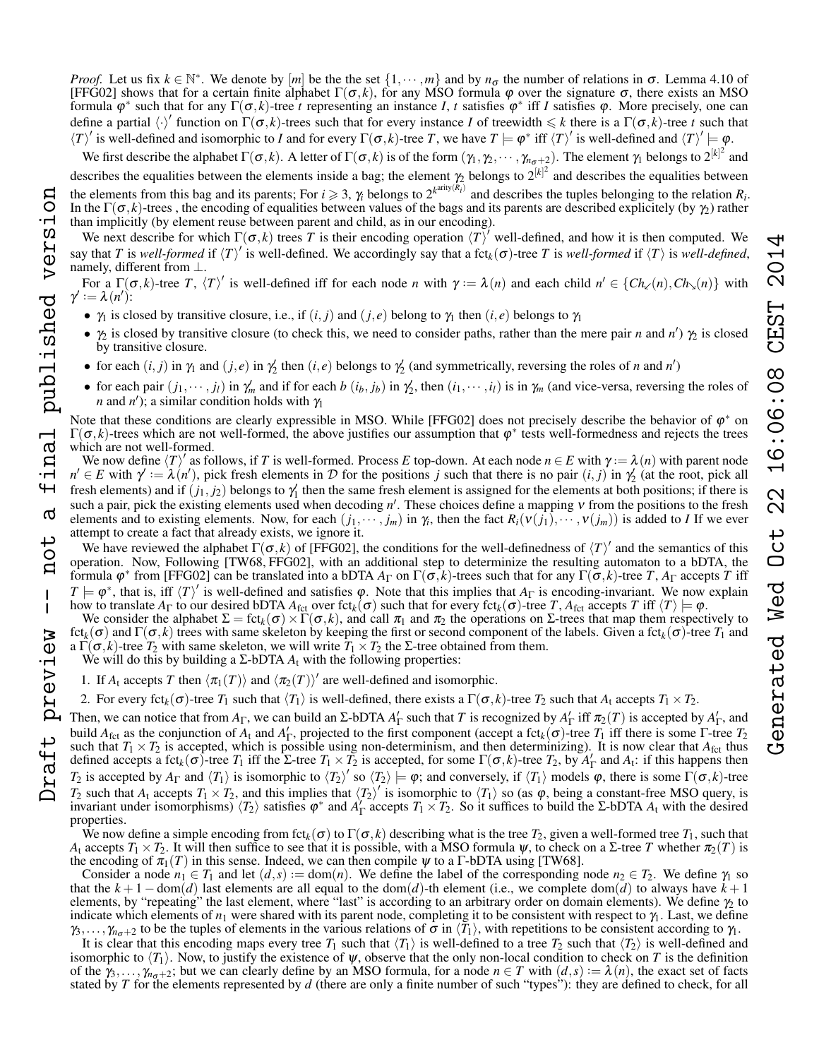*Proof.* Let us fix $k \in \mathbb{N}^*$. We denote by $[m]$ be the the set $\{1, \cdots, m\}$ and by $n_\sigma$ the number of relations in $\sigma$. Lemma 4.10 of [FFG02] shows that for a certain finite alphabet $\Gamma(\sigma, k)$, for any MSO formula $\varphi$ over the signature $\sigma$, there exists an MSO formula $\varphi^*$ such that for any $\Gamma(\sigma, k)$-tree $t$ representing an instance $I$, $t$ satisfies $\varphi^*$ iff $I$ satisfies $\varphi$. More precisely, one can define a partial $\langle \cdot \rangle'$ function on $\Gamma(\sigma, k)$-trees such that for every instance $I$ of treewidth $\leqslant k$ there is a $\Gamma(\sigma, k)$-tree $t$ such that $\langle T \rangle'$ is well-defined and isomorphic to $I$ and for every $\Gamma(\sigma, k)$-tree $T$, we have $T \models \varphi^*$ iff $\langle T \rangle'$ is well-defined and $\langle T \rangle' \models \varphi$.

We first describe the alphabet $\Gamma(\sigma, k)$. A letter of $\Gamma(\sigma, k)$ is of the form $(\gamma_1, \gamma_2, \cdots, \gamma_{n_\sigma+2})$. The element $\gamma_1$ belongs to $2^{[k]^2}$ and describes the equalities between the elements inside a bag; the element $\gamma_2$ belongs to $2^{[k]^2}$ and describes the equalities between the elements from this bag and its parents; For $i \geqslant 3$, $\gamma_i$ belongs to $2^{k^{\text{arity}(R_i)}}$ and describes the tuples belonging to the relation $R_i$. In the $\Gamma(\sigma, k)$-trees , the encoding of equalities between values of the bags and its parents are described explicitely (by $\gamma_2$) rather than implicitly (by element reuse between parent and child, as in our encoding).

We next describe for which $\Gamma(\sigma, k)$ trees $T$ is their encoding operation $\langle T \rangle'$ well-defined, and how it is then computed. We say that $T$ is *well-formed* if $\langle T \rangle'$ is well-defined. We accordingly say that a $\text{fct}_k(\sigma)$-tree $T$ is *well-formed* if $\langle T \rangle$ is *well-defined*, namely, different from $\perp$.

For a $\Gamma(\sigma, k)$-tree $T$, $\langle T \rangle'$ is well-defined iff for each node $n$ with $\gamma := \lambda(n)$ and each child $n' \in \{Ch_\swarrow(n), Ch_\searrow(n)\}$ with $\gamma' := \lambda(n')$:

- $\gamma_1$ is closed by transitive closure, i.e., if $(i, j)$ and $(j, e)$ belong to $\gamma_1$ then $(i, e)$ belongs to $\gamma_1$
- $\gamma_2$ is closed by transitive closure (to check this, we need to consider paths, rather than the mere pair $n$ and $n'$) $\gamma_2$ is closed by transitive closure.
- for each $(i, j)$ in $\gamma_1$ and $(j, e)$ in $\gamma'_2$ then $(i, e)$ belongs to $\gamma'_2$ (and symmetrically, reversing the roles of $n$ and $n'$)
- for each pair $(j_1, \cdots, j_l)$ in $\gamma'_m$ and if for each $b$ $(i_b, j_b)$ in $\gamma'_2$, then $(i_1, \cdots, i_l)$ is in $\gamma_m$ (and vice-versa, reversing the roles of $n$ and $n'$); a similar condition holds with $\gamma_1$

Note that these conditions are clearly expressible in MSO. While [FFG02] does not precisely describe the behavior of $\varphi^*$ on $\Gamma(\sigma, k)$-trees which are not well-formed, the above justifies our assumption that $\varphi^*$ tests well-formedness and rejects the trees which are not well-formed.

We now define $\langle T \rangle'$ as follows, if $T$ is well-formed. Process $E$ top-down. At each node $n \in E$ with $\gamma := \lambda(n)$ with parent node $n' \in E$ with $\gamma' := \lambda(n')$, pick fresh elements in $\mathcal{D}$ for the positions $j$ such that there is no pair $(i, j)$ in $\gamma'_2$ (at the root, pick all fresh elements) and if $(j_1, j_2)$ belongs to $\gamma'_1$ then the same fresh element is assigned for the elements at both positions; if there is such a pair, pick the existing elements used when decoding $n'$. These choices define a mapping $\nu$ from the positions to the fresh elements and to existing elements. Now, for each $(j_1, \cdots, j_m)$ in $\gamma_i$, then the fact $R_i(\nu(j_1), \cdots, \nu(j_m))$ is added to $I$ If we ever attempt to create a fact that already exists, we ignore it.

We have reviewed the alphabet $\Gamma(\sigma, k)$ of [FFG02], the conditions for the well-definedness of $\langle T \rangle'$ and the semantics of this operation. Now, Following [TW68, FFG02], with an additional step to determinize the resulting automaton to a bDTA, the formula $\varphi^*$ from [FFG02] can be translated into a bDTA $A_\Gamma$ on $\Gamma(\sigma, k)$-trees such that for any $\Gamma(\sigma, k)$-tree $T$, $A_\Gamma$ accepts $T$ iff $T \models \varphi^*$, that is, iff $\langle T \rangle'$ is well-defined and satisfies $\varphi$. Note that this implies that $A_\Gamma$ is encoding-invariant. We now explain how to translate $A_\Gamma$ to our desired bDTA $A_{\text{fct}}$ over $\text{fct}_k(\sigma)$ such that for every $\text{fct}_k(\sigma)$-tree $T$, $A_{\text{fct}}$ accepts $T$ iff $\langle T \rangle \models \varphi$.

We consider the alphabet $\Sigma = \text{fct}_k(\sigma) \times \Gamma(\sigma, k)$, and call $\pi_1$ and $\pi_2$ the operations on $\Sigma$-trees that map them respectively to $\text{fct}_k(\sigma)$ and $\Gamma(\sigma, k)$ trees with same skeleton by keeping the first or second component of the labels. Given a $\text{fct}_k(\sigma)$-tree $T_1$ and a $\Gamma(\sigma, k)$-tree $T_2$ with same skeleton, we will write $T_1 \times T_2$ the $\Sigma$-tree obtained from them.

We will do this by building a $\Sigma$-bDTA $A_\text{t}$ with the following properties:

1. If $A_\text{t}$ accepts $T$ then $\langle \pi_1(T) \rangle$ and $\langle \pi_2(T) \rangle'$ are well-defined and isomorphic.
2. For every $\text{fct}_k(\sigma)$-tree $T_1$ such that $\langle T_1 \rangle$ is well-defined, there exists a $\Gamma(\sigma, k)$-tree $T_2$ such that $A_\text{t}$ accepts $T_1 \times T_2$.

Then, we can notice that from $A_\Gamma$, we can build an $\Sigma$-bDTA $A'_\Gamma$ such that $T$ is recognized by $A'_\Gamma$ iff $\pi_2(T)$ is accepted by $A'_\Gamma$, and build $A_{\text{fct}}$ as the conjunction of $A_\text{t}$ and $A'_\Gamma$, projected to the first component (accept a $\text{fct}_k(\sigma)$-tree $T_1$ iff there is some $\Gamma$-tree $T_2$ such that $T_1 \times T_2$ is accepted, which is possible using non-determinism, and then determinizing). It is now clear that $A_{\text{fct}}$ thus defined accepts a $\text{fct}_k(\sigma)$-tree $T_1$ iff the $\Sigma$-tree $T_1 \times T_2$ is accepted, for some $\Gamma(\sigma, k)$-tree $T_2$, by $A'_\Gamma$ and $A_\text{t}$: if this happens then $T_2$ is accepted by $A_\Gamma$ and $\langle T_1 \rangle$ is isomorphic to $\langle T_2 \rangle'$ so $\langle T_2 \rangle \models \varphi$; and conversely, if $\langle T_1 \rangle$ models $\varphi$, there is some $\Gamma(\sigma, k)$-tree $T_2$ such that $A_\text{t}$ accepts $T_1 \times T_2$, and this implies that $\langle T_2 \rangle'$ is isomorphic to $\langle T_1 \rangle$ so (as $\varphi$, being a constant-free MSO query, is invariant under isomorphisms) $\langle T_2 \rangle$ satisfies $\varphi^*$ and $A'_\Gamma$ accepts $T_1 \times T_2$. So it suffices to build the $\Sigma$-bDTA $A_\text{t}$ with the desired properties.

We now define a simple encoding from $\text{fct}_k(\sigma)$ to $\Gamma(\sigma, k)$ describing what is the tree $T_2$, given a well-formed tree $T_1$, such that $A_\text{t}$ accepts $T_1 \times T_2$. It will then suffice to see that it is possible, with a MSO formula $\psi$, to check on a $\Sigma$-tree $T$ whether $\pi_2(T)$ is the encoding of $\pi_1(T)$ in this sense. Indeed, we can then compile $\psi$ to a $\Gamma$-bDTA using [TW68].

Consider a node $n_1 \in T_1$ and let $(d, s) := \text{dom}(n)$. We define the label of the corresponding node $n_2 \in T_2$. We define $\gamma_1$ so that the $k + 1 - \text{dom}(d)$ last elements are all equal to the $\text{dom}(d)$-th element (i.e., we complete $\text{dom}(d)$ to always have $k + 1$ elements, by "repeating" the last element, where "last" is according to an arbitrary order on domain elements). We define $\gamma_2$ to indicate which elements of $n_1$ were shared with its parent node, completing it to be consistent with respect to $\gamma_1$. Last, we define $\gamma_3, \ldots, \gamma_{n_\sigma+2}$ to be the tuples of elements in the various relations of $\sigma$ in $\langle T_1 \rangle$, with repetitions to be consistent according to $\gamma_1$.

It is clear that this encoding maps every tree $T_1$ such that $\langle T_1 \rangle$ is well-defined to a tree $T_2$ such that $\langle T_2 \rangle$ is well-defined and isomorphic to $\langle T_1 \rangle$. Now, to justify the existence of $\psi$, observe that the only non-local condition to check on $T$ is the definition of the $\gamma_3, \ldots, \gamma_{n_\sigma+2}$; but we can clearly define by an MSO formula, for a node $n \in T$ with $(d, s) := \lambda(n)$, the exact set of facts stated by $T$ for the elements represented by $d$ (there are only a finite number of such "types"): they are defined to check, for all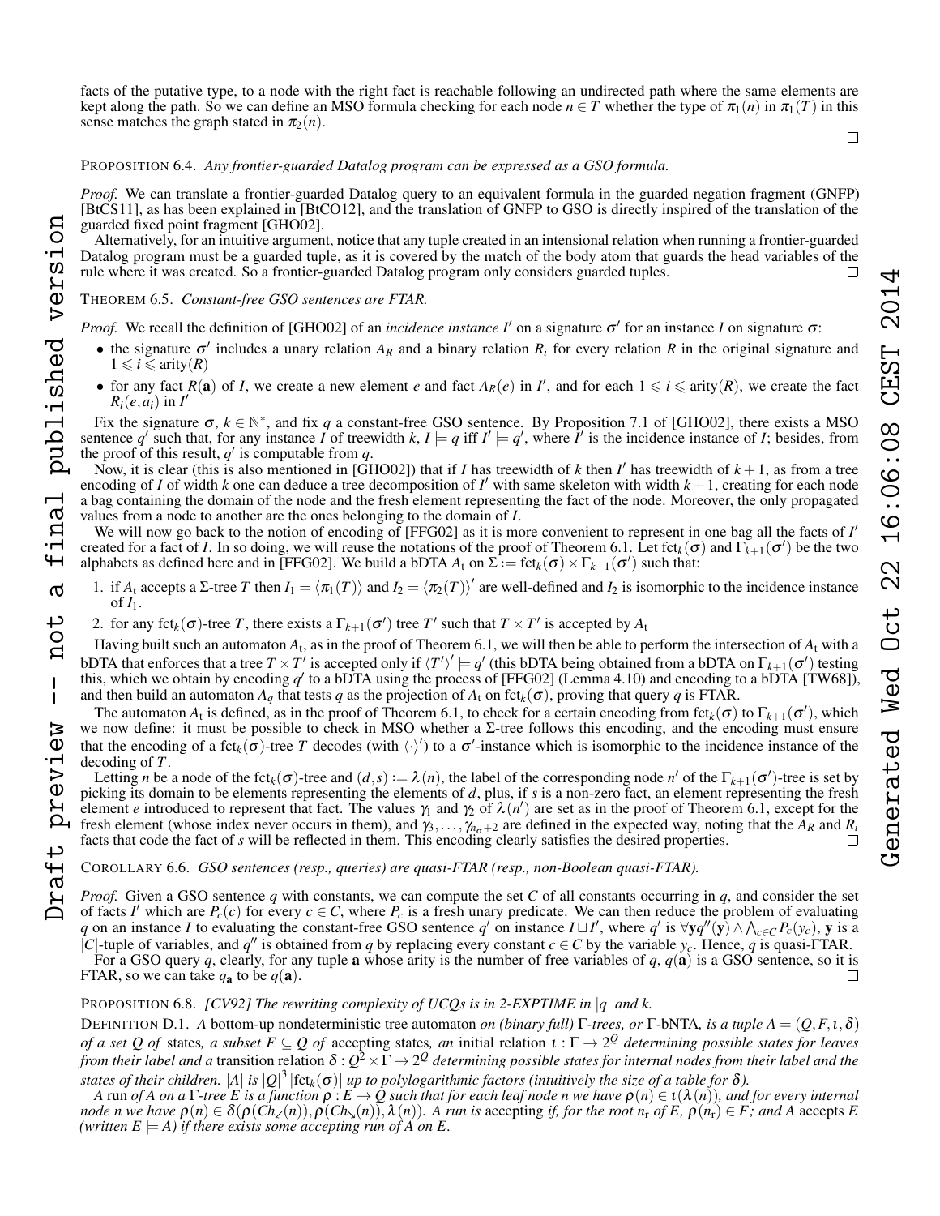facts of the putative type, to a node with the right fact is reachable following an undirected path where the same elements are kept along the path. So we can define an MSO formula checking for each node $n \in T$ whether the type of $\pi_1(n)$ in $\pi_1(T)$ in this sense matches the graph stated in $\pi_2(n)$. □

PROPOSITION 6.4. *Any frontier-guarded Datalog program can be expressed as a GSO formula.*

*Proof.* We can translate a frontier-guarded Datalog query to an equivalent formula in the guarded negation fragment (GNFP) [BtCS11], as has been explained in [BtCO12], and the translation of GNFP to GSO is directly inspired of the translation of the guarded fixed point fragment [GHO02].

Alternatively, for an intuitive argument, notice that any tuple created in an intensional relation when running a frontier-guarded Datalog program must be a guarded tuple, as it is covered by the match of the body atom that guards the head variables of the rule where it was created. So a frontier-guarded Datalog program only considers guarded tuples. □

THEOREM 6.5. *Constant-free GSO sentences are FTAR.*

*Proof.* We recall the definition of [GHO02] of an *incidence instance* $I'$ on a signature $\sigma'$ for an instance $I$ on signature $\sigma$:

- the signature $\sigma'$ includes a unary relation $A_R$ and a binary relation $R_i$ for every relation $R$ in the original signature and $1 \leqslant i \leqslant \text{arity}(R)$
- for any fact $R(\mathbf{a})$ of $I$, we create a new element $e$ and fact $A_R(e)$ in $I'$, and for each $1 \leqslant i \leqslant \text{arity}(R)$, we create the fact $R_i(e, a_i)$ in $I'$

Fix the signature $\sigma$, $k \in \mathbb{N}^*$, and fix $q$ a constant-free GSO sentence. By Proposition 7.1 of [GHO02], there exists a MSO sentence $q'$ such that, for any instance $I$ of treewidth $k$, $I \models q$ iff $I' \models q'$, where $I'$ is the incidence instance of $I$; besides, from the proof of this result, $q'$ is computable from $q$.

Now, it is clear (this is also mentioned in [GHO02]) that if $I$ has treewidth of $k$ then $I'$ has treewidth of $k+1$, as from a tree encoding of $I$ of width $k$ one can deduce a tree decomposition of $I'$ with same skeleton with width $k+1$, creating for each node a bag containing the domain of the node and the fresh element representing the fact of the node. Moreover, the only propagated values from a node to another are the ones belonging to the domain of $I$.

We will now go back to the notion of encoding of [FFG02] as it is more convenient to represent in one bag all the facts of $I'$ created for a fact of $I$. In so doing, we will reuse the notations of the proof of Theorem 6.1. Let $\text{fct}_k(\sigma)$ and $\Gamma_{k+1}(\sigma')$ be the two alphabets as defined here and in [FFG02]. We build a bDTA $A_t$ on $\Sigma := \text{fct}_k(\sigma) \times \Gamma_{k+1}(\sigma')$ such that:

1. if $A_t$ accepts a $\Sigma$-tree $T$ then $I_1 = \langle \pi_1(T) \rangle$ and $I_2 = \langle \pi_2(T) \rangle'$ are well-defined and $I_2$ is isomorphic to the incidence instance of $I_1$.
2. for any $\text{fct}_k(\sigma)$-tree $T$, there exists a $\Gamma_{k+1}(\sigma')$ tree $T'$ such that $T \times T'$ is accepted by $A_t$

Having built such an automaton $A_t$, as in the proof of Theorem 6.1, we will then be able to perform the intersection of $A_t$ with a bDTA that enforces that a tree $T \times T'$ is accepted only if $\langle T' \rangle' \models q'$ (this bDTA being obtained from a bDTA on $\Gamma_{k+1}(\sigma')$ testing this, which we obtain by encoding $q'$ to a bDTA using the process of [FFG02] (Lemma 4.10) and encoding to a bDTA [TW68]), and then build an automaton $A_q$ that tests $q$ as the projection of $A_t$ on $\text{fct}_k(\sigma)$, proving that query $q$ is FTAR.

The automaton $A_t$ is defined, as in the proof of Theorem 6.1, to check for a certain encoding from $\text{fct}_k(\sigma)$ to $\Gamma_{k+1}(\sigma')$, which we now define: it must be possible to check in MSO whether a $\Sigma$-tree follows this encoding, and the encoding must ensure that the encoding of a $\text{fct}_k(\sigma)$-tree $T$ decodes (with $\langle \cdot \rangle'$) to a $\sigma'$-instance which is isomorphic to the incidence instance of the decoding of $T$.

Letting $n$ be a node of the $\text{fct}_k(\sigma)$-tree and $(d, s) := \lambda(n)$, the label of the corresponding node $n'$ of the $\Gamma_{k+1}(\sigma')$-tree is set by picking its domain to be elements representing the elements of $d$, plus, if $s$ is a non-zero fact, an element representing the fresh element $e$ introduced to represent that fact. The values $\gamma_1$ and $\gamma_2$ of $\lambda(n')$ are set as in the proof of Theorem 6.1, except for the fresh element (whose index never occurs in them), and $\gamma_3, \ldots, \gamma_{n_\sigma+2}$ are defined in the expected way, noting that the $A_R$ and $R_i$ facts that code the fact of $s$ will be reflected in them. This encoding clearly satisfies the desired properties. □

COROLLARY 6.6. *GSO sentences (resp., queries) are quasi-FTAR (resp., non-Boolean quasi-FTAR).*

*Proof.* Given a GSO sentence $q$ with constants, we can compute the set $C$ of all constants occurring in $q$, and consider the set of facts $I'$ which are $P_c(c)$ for every $c \in C$, where $P_c$ is a fresh unary predicate. We can then reduce the problem of evaluating $q$ on an instance $I$ to evaluating the constant-free GSO sentence $q'$ on instance $I \sqcup I'$, where $q'$ is $\forall \mathbf{y} q''(\mathbf{y}) \wedge \bigwedge_{c \in C} P_c(y_c)$, $\mathbf{y}$ is a $|C|$-tuple of variables, and $q''$ is obtained from $q$ by replacing every constant $c \in C$ by the variable $y_c$. Hence, $q$ is quasi-FTAR.

For a GSO query $q$, clearly, for any tuple $\mathbf{a}$ whose arity is the number of free variables of $q$, $q(\mathbf{a})$ is a GSO sentence, so it is FTAR, so we can take $q_{\mathbf{a}}$ to be $q(\mathbf{a})$. □

PROPOSITION 6.8. *[CV92] The rewriting complexity of UCQs is in 2-EXPTIME in $|q|$ and $k$.*

DEFINITION D.1. *A* bottom-up nondeterministic tree automaton *on (binary full)* $\Gamma$*-trees, or* $\Gamma$*-bNTA, is a tuple* $A = (Q, F, \iota, \delta)$ *of a set* $Q$ *of* states*, a subset* $F \subseteq Q$ *of* accepting states*, an* initial relation $\iota : \Gamma \to 2^Q$ *determining possible states for leaves from their label and a* transition relation $\delta : Q^2 \times \Gamma \to 2^Q$ *determining possible states for internal nodes from their label and the states of their children.* $|A|$ *is* $|Q|^3 |\text{fct}_k(\sigma)|$ *up to polylogarithmic factors (intuitively the size of a table for* $\delta$*).*

*A* run *of* $A$ *on a* $\Gamma$*-tree* $E$ *is a function* $\rho : E \to Q$ *such that for each leaf node* $n$ *we have* $\rho(n) \in \iota(\lambda(n))$*, and for every internal node* $n$ *we have* $\rho(n) \in \delta(\rho(Ch_{\swarrow}(n)), \rho(Ch_{\searrow}(n)), \lambda(n))$*. A run is* accepting *if, for the root* $n_r$ *of* $E$*,* $\rho(n_r) \in F$*; and* $A$ accepts $E$ *(written* $E \models A$*) if there exists some accepting run of* $A$ *on* $E$*.*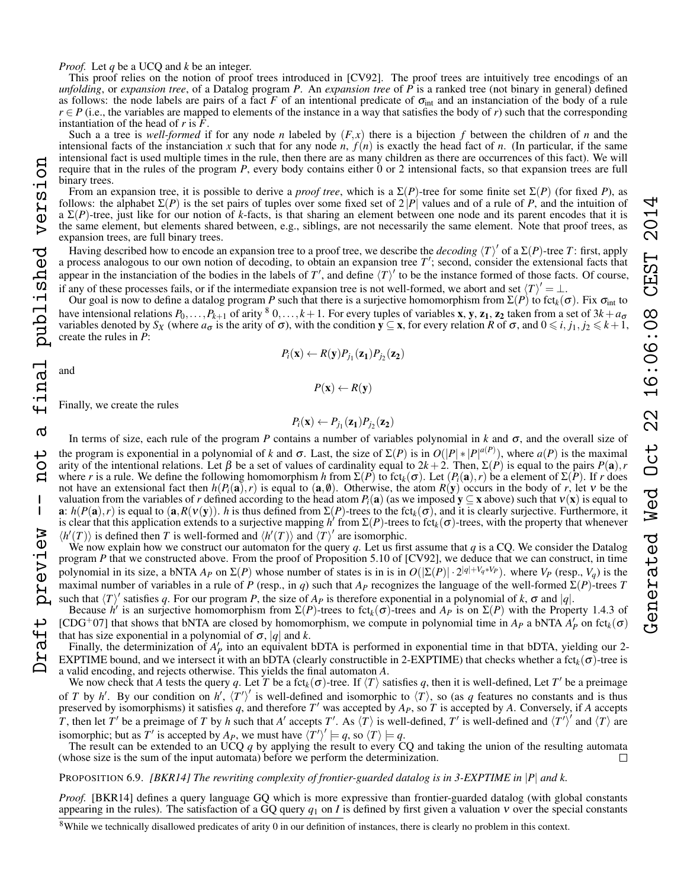*Proof.* Let $q$ be a UCQ and $k$ be an integer.

This proof relies on the notion of proof trees introduced in [CV92]. The proof trees are intuitively tree encodings of an *unfolding*, or *expansion tree*, of a Datalog program $P$. An *expansion tree* of $P$ is a ranked tree (not binary in general) defined as follows: the node labels are pairs of a fact $F$ of an intentional predicate of $\sigma_{\text{int}}$ and an instanciation of the body of a rule $r \in P$ (i.e., the variables are mapped to elements of the instance in a way that satisfies the body of $r$) such that the corresponding instantiation of the head of $r$ is $F$.

Such a a tree is *well-formed* if for any node $n$ labeled by $(F, x)$ there is a bijection $f$ between the children of $n$ and the intensional facts of the instanciation $x$ such that for any node $n$, $f(n)$ is exactly the head fact of $n$. (In particular, if the same intensional fact is used multiple times in the rule, then there are as many children as there are occurrences of this fact). We will require that in the rules of the program $P$, every body contains either 0 or 2 intensional facts, so that expansion trees are full binary trees.

From an expansion tree, it is possible to derive a *proof tree*, which is a $\Sigma(P)$-tree for some finite set $\Sigma(P)$ (for fixed $P$), as follows: the alphabet $\Sigma(P)$ is the set pairs of tuples over some fixed set of $2|P|$ values and of a rule of $P$, and the intuition of a $\Sigma(P)$-tree, just like for our notion of $k$-facts, is that sharing an element between one node and its parent encodes that it is the same element, but elements shared between, e.g., siblings, are not necessarily the same element. Note that proof trees, as expansion trees, are full binary trees.

Having described how to encode an expansion tree to a proof tree, we describe the *decoding* $\langle T \rangle'$ of a $\Sigma(P)$-tree $T$: first, apply a process analogous to our own notion of decoding, to obtain an expansion tree $T'$; second, consider the extensional facts that appear in the instanciation of the bodies in the labels of $T'$, and define $\langle T \rangle'$ to be the instance formed of those facts. Of course, if any of these processes fails, or if the intermediate expansion tree is not well-formed, we abort and set $\langle T \rangle' = \perp$.

Our goal is now to define a datalog program $P$ such that there is a surjective homomorphism from $\Sigma(P)$ to $\text{fct}_k(\sigma)$. Fix $\sigma_{\text{int}}$ to have intensional relations $P_0, \ldots, P_{k+1}$ of arity [8] $0, \ldots, k+1$. For every tuples of variables $\mathbf{x}$, $\mathbf{y}$, $\mathbf{z_1}$, $\mathbf{z_2}$ taken from a set of $3k + a_\sigma$ variables denoted by $S_X$ (where $a_\sigma$ is the arity of $\sigma$), with the condition $\mathbf{y} \subseteq \mathbf{x}$, for every relation $R$ of $\sigma$, and $0 \leqslant i, j_1, j_2 \leqslant k+1$, create the rules in $P$:

$$P_i(\mathbf{x}) \leftarrow R(\mathbf{y}) P_{j_1}(\mathbf{z_1}) P_{j_2}(\mathbf{z_2})$$

and

$$P(\mathbf{x}) \leftarrow R(\mathbf{y})$$

Finally, we create the rules

$$P_i(\mathbf{x}) \leftarrow P_{j_1}(\mathbf{z_1}) P_{j_2}(\mathbf{z_2})$$

In terms of size, each rule of the program $P$ contains a number of variables polynomial in $k$ and $\sigma$, and the overall size of the program is exponential in a polynomial of $k$ and $\sigma$. Last, the size of $\Sigma(P)$ is in $O(|P| * |P|^{a(P)})$, where $a(P)$ is the maximal arity of the intentional relations. Let $\beta$ be a set of values of cardinality equal to $2k+2$. Then, $\Sigma(P)$ is equal to the pairs $P(\mathbf{a}), r$ where $r$ is a rule. We define the following homomorphism $h$ from $\Sigma(P)$ to $\text{fct}_k(\sigma)$. Let $(P_i(\mathbf{a}), r)$ be a element of $\Sigma(P)$. If $r$ does not have an extensional fact then $h(P_i(\mathbf{a}), r)$ is equal to $(\mathbf{a}, \emptyset)$. Otherwise, the atom $R(\mathbf{y})$ occurs in the body of $r$, let $\nu$ be the valuation from the variables of $r$ defined according to the head atom $P_i(\mathbf{a})$ (as we imposed $\mathbf{y} \subseteq \mathbf{x}$ above) such that $\nu(\mathbf{x})$ is equal to $\mathbf{a}$: $h(P(\mathbf{a}), r)$ is equal to $(\mathbf{a}, R(\nu(\mathbf{y})))$. $h$ is thus defined from $\Sigma(P)$-trees to the $\text{fct}_k(\sigma)$, and it is clearly surjective. Furthermore, it is clear that this application extends to a surjective mapping $h'$ from $\Sigma(P)$-trees to $\text{fct}_k(\sigma)$-trees, with the property that whenever $\langle h'(T) \rangle$ is defined then $T$ is well-formed and $\langle h'(T) \rangle$ and $\langle T \rangle'$ are isomorphic.

We now explain how we construct our automaton for the query $q$. Let us first assume that $q$ is a CQ. We consider the Datalog program $P$ that we constructed above. From the proof of Proposition 5.10 of [CV92], we deduce that we can construct, in time polynomial in its size, a bNTA $A_P$ on $\Sigma(P)$ whose number of states is in is in $O(|\Sigma(P)| \cdot 2^{|q| + V_q * V_P})$. where $V_P$ (resp., $V_q$) is the maximal number of variables in a rule of $P$ (resp., in $q$) such that $A_P$ recognizes the language of the well-formed $\Sigma(P)$-trees $T$ such that $\langle T \rangle'$ satisfies $q$. For our program $P$, the size of $A_P$ is therefore exponential in a polynomial of $k$, $\sigma$ and $|q|$.

Because $h'$ is an surjective homomorphism from $\Sigma(P)$-trees to $\text{fct}_k(\sigma)$-trees and $A_P$ is on $\Sigma(P)$ with the Property 1.4.3 of [CDG⁺07] that shows that bNTA are closed by homomorphism, we compute in polynomial time in $A_P$ a bNTA $A'_P$ on $\text{fct}_k(\sigma)$ that has size exponential in a polynomial of $\sigma$, $|q|$ and $k$.

Finally, the determinization of $A'_P$ into an equivalent bDTA is performed in exponential time in that bDTA, yielding our 2-EXPTIME bound, and we intersect it with an bDTA (clearly constructible in 2-EXPTIME) that checks whether a $\text{fct}_k(\sigma)$-tree is a valid encoding, and rejects otherwise. This yields the final automaton $A$.

We now check that $A$ tests the query $q$. Let $T$ be a $\text{fct}_k(\sigma)$-tree. If $\langle T \rangle$ satisfies $q$, then it is well-defined, Let $T'$ be a preimage of $T$ by $h'$. By our condition on $h'$, $\langle T' \rangle'$ is well-defined and isomorphic to $\langle T \rangle$, so (as $q$ features no constants and is thus preserved by isomorphisms) it satisfies $q$, and therefore $T'$ was accepted by $A_P$, so $T$ is accepted by $A$. Conversely, if $A$ accepts $T$, then let $T'$ be a preimage of $T$ by $h$ such that $A'$ accepts $T'$. As $\langle T \rangle$ is well-defined, $T'$ is well-defined and $\langle T' \rangle'$ and $\langle T \rangle$ are isomorphic; but as $T'$ is accepted by $A_P$, we must have $\langle T' \rangle' \models q$, so $\langle T \rangle \models q$.

The result can be extended to an UCQ $q$ by applying the result to every CQ and taking the union of the resulting automata (whose size is the sum of the input automata) before we perform the determinization. $\square$

PROPOSITION 6.9. *[BKR14] The rewriting complexity of frontier-guarded datalog is in 3-EXPTIME in $|P|$ and $k$.*

*Proof.* [BKR14] defines a query language GQ which is more expressive than frontier-guarded datalog (with global constants appearing in the rules). The satisfaction of a GQ query $q_1$ on $I$ is defined by first given a valuation $\nu$ over the special constants

[8] While we technically disallowed predicates of arity 0 in our definition of instances, there is clearly no problem in this context.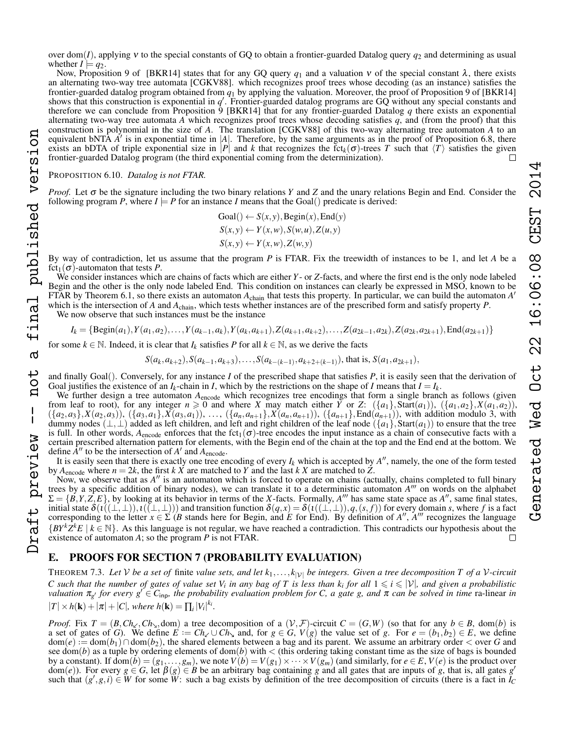over dom($I$), applying $\nu$ to the special constants of GQ to obtain a frontier-guarded Datalog query $q_2$ and determining as usual whether $I \models q_2$.

Now, Proposition 9 of [BKR14] states that for any GQ query $q_1$ and a valuation $\nu$ of the special constant $\lambda$, there exists an alternating two-way tree automata [CGKV88]. which recognizes proof trees whose decoding (as an instance) satisfies the frontier-guarded datalog program obtained from $q_1$ by applying the valuation. Moreover, the proof of Proposition 9 of [BKR14] shows that this construction is exponential in $q'$. Frontier-guarded datalog programs are GQ without any special constants and therefore we can conclude from Proposition 9 [BKR14] that for any frontier-guarded Datalog $q$ there exists an exponential alternating two-way tree automata $A$ which recognizes proof trees whose decoding satisfies $q$, and (from the proof) that this construction is polynomial in the size of $A$. The translation [CGKV88] of this two-way alternating tree automaton $A$ to an equivalent bNTA $A'$ is in exponential time in $|A|$. Therefore, by the same arguments as in the proof of Proposition 6.8, there exists an bDTA of triple exponential size in $|P|$ and $k$ that recognizes the $\mathrm{fct}_k(\sigma)$-trees $T$ such that $\langle T \rangle$ satisfies the given frontier-guarded Datalog program (the third exponential coming from the determinization). $\square$

PROPOSITION 6.10. *Datalog is not FTAR.*

*Proof.* Let $\sigma$ be the signature including the two binary relations $Y$ and $Z$ and the unary relations Begin and End. Consider the following program $P$, where $I \models P$ for an instance $I$ means that the Goal() predicate is derived:

$$\mathrm{Goal}() \leftarrow S(x,y), \mathrm{Begin}(x), \mathrm{End}(y)$$
$$S(x,y) \leftarrow Y(x,w), S(w,u), Z(u,y)$$
$$S(x,y) \leftarrow Y(x,w), Z(w,y)$$

By way of contradiction, let us assume that the program $P$ is FTAR. Fix the treewidth of instances to be 1, and let $A$ be a $\mathrm{fct}_1(\sigma)$-automaton that tests $P$.

We consider instances which are chains of facts which are either $Y$- or $Z$-facts, and where the first end is the only node labeled Begin and the other is the only node labeled End. This condition on instances can clearly be expressed in MSO, known to be FTAR by Theorem 6.1, so there exists an automaton $A_{\mathrm{chain}}$ that tests this property. In particular, we can build the automaton $A'$ which is the intersection of $A$ and $A_{\mathrm{chain}}$, which tests whether instances are of the prescribed form and satisfy property $P$.

We now observe that such instances must be the instance

$$I_k = \{\mathrm{Begin}(a_1), Y(a_1,a_2), \ldots, Y(a_{k-1},a_k), Y(a_k,a_{k+1}), Z(a_{k+1},a_{k+2}), \ldots, Z(a_{2k-1},a_{2k}), Z(a_{2k},a_{2k+1}), \mathrm{End}(a_{2k+1})\}$$

for some $k \in \mathbb{N}$. Indeed, it is clear that $I_k$ satisfies $P$ for all $k \in \mathbb{N}$, as we derive the facts

$$S(a_k,a_{k+2}), S(a_{k-1},a_{k+3}), \ldots, S(a_{k-(k-1)},a_{k+2+(k-1)}), \text{ that is, } S(a_1,a_{2k+1}),$$

and finally Goal(). Conversely, for any instance $I$ of the prescribed shape that satisfies $P$, it is easily seen that the derivation of Goal justifies the existence of an $I_k$-chain in $I$, which by the restrictions on the shape of $I$ means that $I = I_k$.

We further design a tree automaton $A_{\mathrm{encode}}$ which recognizes tree encodings that form a single branch as follows (given from leaf to root), for any integer $n \geqslant 0$ and where $X$ may match either $Y$ or $Z$: $(\{a_1\}, \mathrm{Start}(a_1))$, $(\{a_1,a_2\}, X(a_1,a_2))$, $(\{a_2,a_3\}, X(a_2,a_3))$, $(\{a_3,a_1\}, X(a_3,a_1))$, $\ldots$, $(\{a_n,a_{n+1}\}, X(a_n,a_{n+1}))$, $(\{a_{n+1}\}, \mathrm{End}(a_{n+1}))$, with addition modulo 3, with dummy nodes $(\perp,\perp)$ added as left children, and left and right children of the leaf node $(\{a_1\}, \mathrm{Start}(a_1))$ to ensure that the tree is full. In other words, $A_{\mathrm{encode}}$ enforces that the $\mathrm{fct}_1(\sigma)$-tree encodes the input instance as a chain of consecutive facts with a certain prescribed alternation pattern for elements, with the Begin end of the chain at the top and the End end at the bottom. We define $A''$ to be the intersection of $A'$ and $A_{\mathrm{encode}}$.

It is easily seen that there is exactly one tree encoding of every $I_k$ which is accepted by $A''$, namely, the one of the form tested by $A_{\mathrm{encode}}$ where $n = 2k$, the first $k$ $X$ are matched to $Y$ and the last $k$ $X$ are matched to $Z$.

Now, we observe that as $A''$ is an automaton which is forced to operate on chains (actually, chains completed to full binary trees by a specific addition of binary nodes), we can translate it to a deterministic automaton $A'''$ on words on the alphabet $\Sigma = \{B,Y,Z,E\}$, by looking at its behavior in terms of the $X$-facts. Formally, $A'''$ has same state space as $A''$, same final states, initial state $\delta(\iota((\perp,\perp)), \iota((\perp,\perp)))$ and transition function $\delta(q,x) = \delta(\iota((\perp,\perp)), q, (s,f))$ for every domain $s$, where $f$ is a fact corresponding to the letter $x \in \Sigma$ ($B$ stands here for Begin, and $E$ for End). By definition of $A''$, $A'''$ recognizes the language $\{BY^kZ^kE \mid k \in \mathbb{N}\}$. As this language is not regular, we have reached a contradiction. This contradicts our hypothesis about the existence of automaton $A$; so the program $P$ is not FTAR. $\square$

## E. PROOFS FOR SECTION 7 (PROBABILITY EVALUATION)

THEOREM 7.3. *Let $\mathcal{V}$ be a set of* finite *value sets, and let $k_1, \ldots, k_{|\mathcal{V}|}$ be integers. Given a tree decomposition $T$ of a $\mathcal{V}$-circuit $C$ such that the number of gates of value set $V_i$ in any bag of $T$ is less than $k_i$ for all $1 \leqslant i \leqslant |\mathcal{V}|$, and given a probabilistic valuation $\pi_{g'}$ for every $g' \in C_{\mathsf{inp}}$, the probability evaluation problem for $C$, a gate $g$, and $\pi$ can be solved in time* ra-linear *in $|T| \times h(\mathbf{k}) + |\pi| + |C|$, where $h(\mathbf{k}) = \prod_i |V_i|^{k_i}$.*

*Proof.* Fix $T = (B, Ch_{\swarrow}, Ch_{\searrow}, \mathrm{dom})$ a tree decomposition of a $(\mathcal{V},\mathcal{F})$-circuit $C = (G,W)$ (so that for any $b \in B$, dom($b$) is a set of gates of $G$). We define $E := Ch_{\swarrow} \cup Ch_{\searrow}$ and, for $g \in G$, $V(g)$ the value set of $g$. For $e = (b_1,b_2) \in E$, we define $\mathrm{dom}(e) := \mathrm{dom}(b_1) \cap \mathrm{dom}(b_2)$, the shared elements between a bag and its parent. We assume an arbitrary order $<$ over $G$ and see dom($b$) as a tuple by ordering elements of dom($b$) with $<$ (this ordering taking constant time as the size of bags is bounded by a constant). If $\mathrm{dom}(b) = (g_1, \ldots, g_m)$, we note $V(b) = V(g_1) \times \cdots \times V(g_m)$ (and similarly, for $e \in E$, $V(e)$ is the product over dom($e$)). For every $g \in G$, let $\beta(g) \in B$ be an arbitrary bag containing $g$ and all gates that are inputs of $g$, that is, all gates $g'$ such that $(g',g,i) \in W$ for some $W$: such a bag exists by definition of the tree decomposition of circuits (there is a fact in $I_C$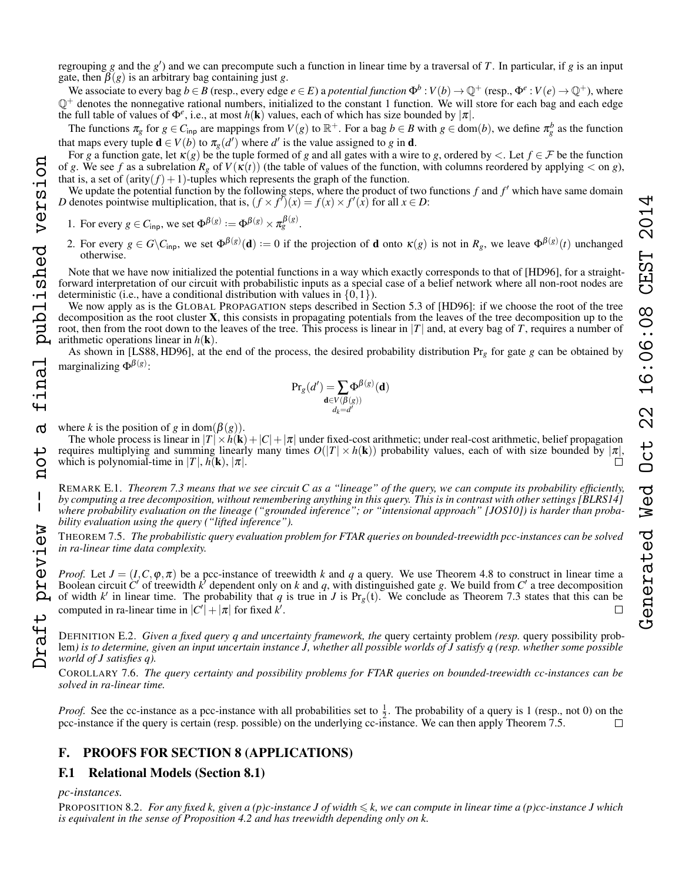regrouping $g$ and the $g'$) and we can precompute such a function in linear time by a traversal of $T$. In particular, if $g$ is an input gate, then $\beta(g)$ is an arbitrary bag containing just $g$.

We associate to every bag $b \in B$ (resp., every edge $e \in E$) a *potential function* $\Phi^b : V(b) \to \mathbb{Q}^+$ (resp., $\Phi^e : V(e) \to \mathbb{Q}^+$), where $\mathbb{Q}^+$ denotes the nonnegative rational numbers, initialized to the constant 1 function. We will store for each bag and each edge the full table of values of $\Phi^e$, i.e., at most $h(\mathbf{k})$ values, each of which has size bounded by $|\pi|$.

The functions $\pi_g$ for $g \in C_{\mathsf{inp}}$ are mappings from $V(g)$ to $\mathbb{R}^+$. For a bag $b \in B$ with $g \in \mathrm{dom}(b)$, we define $\pi_g^b$ as the function that maps every tuple $\mathbf{d} \in V(b)$ to $\pi_g(d')$ where $d'$ is the value assigned to $g$ in $\mathbf{d}$.

For $g$ a function gate, let $\kappa(g)$ be the tuple formed of $g$ and all gates with a wire to $g$, ordered by $<$. Let $f \in \mathcal{F}$ be the function of $g$. We see $f$ as a subrelation $R_g$ of $V(\kappa(t))$ (the table of values of the function, with columns reordered by applying $<$ on $g$), that is, a set of $(\mathrm{arity}(f)+1)$-tuples which represents the graph of the function.

We update the potential function by the following steps, where the product of two functions $f$ and $f'$ which have same domain $D$ denotes pointwise multiplication, that is, $(f \times f')(x) = f(x) \times f'(x)$ for all $x \in D$:

1. For every $g \in C_{\mathsf{inp}}$, we set $\Phi^{\beta(g)} := \Phi^{\beta(g)} \times \pi_g^{\beta(g)}$.
2. For every $g \in G \backslash C_{\mathsf{inp}}$, we set $\Phi^{\beta(g)}(\mathbf{d}) := 0$ if the projection of $\mathbf{d}$ onto $\kappa(g)$ is not in $R_g$, we leave $\Phi^{\beta(g)}(t)$ unchanged otherwise.

Note that we have now initialized the potential functions in a way which exactly corresponds to that of [HD96], for a straightforward interpretation of our circuit with probabilistic inputs as a special case of a belief network where all non-root nodes are deterministic (i.e., have a conditional distribution with values in $\{0, 1\}$).

We now apply as is the GLOBAL PROPAGATION steps described in Section 5.3 of [HD96]: if we choose the root of the tree decomposition as the root cluster $\mathbf{X}$, this consists in propagating potentials from the leaves of the tree decomposition up to the root, then from the root down to the leaves of the tree. This process is linear in $|T|$ and, at every bag of $T$, requires a number of arithmetic operations linear in $h(\mathbf{k})$.

As shown in [LS88, HD96], at the end of the process, the desired probability distribution $\Pr_g$ for gate $g$ can be obtained by marginalizing $\Phi^{\beta(g)}$:

$$\Pr_g(d') = \sum_{\substack{\mathbf{d} \in V(\beta(g)) \\ d_k = d'}} \Phi^{\beta(g)}(\mathbf{d})$$

where $k$ is the position of $g$ in $\mathrm{dom}(\beta(g))$.

The whole process is linear in $|T| \times h(\mathbf{k}) + |C| + |\pi|$ under fixed-cost arithmetic; under real-cost arithmetic, belief propagation requires multiplying and summing linearly many times $O(|T| \times h(\mathbf{k}))$ probability values, each of with size bounded by $|\pi|$, which is polynomial-time in $|T|$, $h(\mathbf{k})$, $|\pi|$. □

REMARK E.1. *Theorem 7.3 means that we see circuit $C$ as a "lineage" of the query, we can compute its probability efficiently, by computing a tree decomposition, without remembering anything in this query. This is in contrast with other settings [BLRS14] where probability evaluation on the lineage ("grounded inference"; or "intensional approach" [JOS10]) is harder than probability evaluation using the query ("lifted inference").*

THEOREM 7.5. *The probabilistic query evaluation problem for FTAR queries on bounded-treewidth pcc-instances can be solved in ra-linear time data complexity.*

*Proof.* Let $J = (I, C, \varphi, \pi)$ be a pcc-instance of treewidth $k$ and $q$ a query. We use Theorem 4.8 to construct in linear time a Boolean circuit $C'$ of treewidth $k'$ dependent only on $k$ and $q$, with distinguished gate $g$. We build from $C'$ a tree decomposition of width $k'$ in linear time. The probability that $q$ is true in $J$ is $\Pr_g(\mathsf{t})$. We conclude as Theorem 7.3 states that this can be computed in ra-linear time in $|C'| + |\pi|$ for fixed $k'$. □

DEFINITION E.2. *Given a fixed query $q$ and uncertainty framework, the* query certainty problem *(resp.* query possibility problem*) is to determine, given an input uncertain instance $J$, whether all possible worlds of $J$ satisfy $q$ (resp. whether some possible world of $J$ satisfies $q$).*

COROLLARY 7.6. *The query certainty and possibility problems for FTAR queries on bounded-treewidth cc-instances can be solved in ra-linear time.*

*Proof.* See the cc-instance as a pcc-instance with all probabilities set to $\frac{1}{2}$. The probability of a query is 1 (resp., not 0) on the pcc-instance if the query is certain (resp. possible) on the underlying cc-instance. We can then apply Theorem 7.5. □

## F. PROOFS FOR SECTION 8 (APPLICATIONS)

### F.1 Relational Models (Section 8.1)

*pc-instances.*

PROPOSITION 8.2. *For any fixed $k$, given a (p)c-instance $J$ of width $\leqslant k$, we can compute in linear time a (p)cc-instance $J$ which is equivalent in the sense of Proposition 4.2 and has treewidth depending only on $k$.*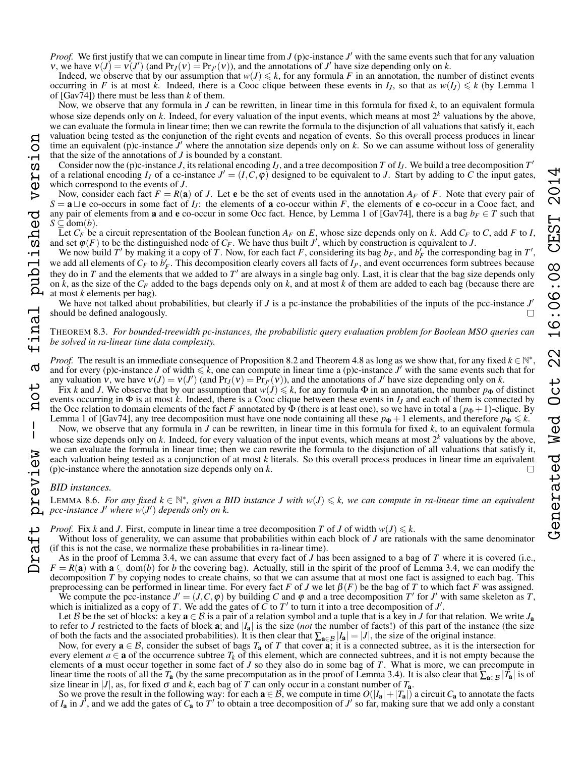*Proof.* We first justify that we can compute in linear time from $J$ (p)c-instance $J'$ with the same events such that for any valuation $\nu$, we have $\nu(J) = \nu(J')$ (and $\Pr_J(\nu) = \Pr_{J'}(\nu)$), and the annotations of $J'$ have size depending only on $k$.

Indeed, we observe that by our assumption that $w(J) \leqslant k$, for any formula $F$ in an annotation, the number of distinct events occurring in $F$ is at most $k$. Indeed, there is a Cooc clique between these events in $I_J$, so that as $w(I_J) \leqslant k$ (by Lemma 1 of [Gav74]) there must be less than $k$ of them.

Now, we observe that any formula in $J$ can be rewritten, in linear time in this formula for fixed $k$, to an equivalent formula whose size depends only on $k$. Indeed, for every valuation of the input events, which means at most $2^k$ valuations by the above, we can evaluate the formula in linear time; then we can rewrite the formula to the disjunction of all valuations that satisfy it, each valuation being tested as the conjunction of the right events and negation of events. So this overall process produces in linear time an equivalent (p)c-instance $J'$ where the annotation size depends only on $k$. So we can assume without loss of generality that the size of the annotations of $J$ is bounded by a constant.

Consider now the (p)c-instance $J$, its relational encoding $I_J$, and a tree decomposition $T$ of $I_J$. We build a tree decomposition $T'$ of a relational encoding $I_{J'}$ of a cc-instance $J' = (I, C, \varphi)$ designed to be equivalent to $J$. Start by adding to $C$ the input gates, which correspond to the events of $J$.

Now, consider each fact $F = R(\mathbf{a})$ of $J$. Let $\mathbf{e}$ be the set of events used in the annotation $A_F$ of $F$. Note that every pair of $S = \mathbf{a} \sqcup \mathbf{e}$ co-occurs in some fact of $I_J$: the elements of $\mathbf{a}$ co-occur within $F$, the elements of $\mathbf{e}$ co-occur in a Cooc fact, and any pair of elements from $\mathbf{a}$ and $\mathbf{e}$ co-occur in some Occ fact. Hence, by Lemma 1 of [Gav74], there is a bag $b_F \in T$ such that $S \subseteq \mathrm{dom}(b)$.

Let $C_F$ be a circuit representation of the Boolean function $A_F$ on $E$, whose size depends only on $k$. Add $C_F$ to $C$, add $F$ to $I$, and set $\varphi(F)$ to be the distinguished node of $C_F$. We have thus built $J'$, which by construction is equivalent to $J$.

We now build $T'$ by making it a copy of $T$. Now, for each fact $F$, considering its bag $b_F$, and $b'_F$ the corresponding bag in $T'$, we add all elements of $C_F$ to $b'_F$. This decomposition clearly covers all facts of $I_{J'}$, and event occurrences form subtrees because they do in $T$ and the elements that we added to $T'$ are always in a single bag only. Last, it is clear that the bag size depends only on $k$, as the size of the $C_F$ added to the bags depends only on $k$, and at most $k$ of them are added to each bag (because there are at most $k$ elements per bag).

We have not talked about probabilities, but clearly if $J$ is a pc-instance the probabilities of the inputs of the pcc-instance $J'$ should be defined analogously. □

THEOREM 8.3. *For bounded-treewidth pc-instances, the probabilistic query evaluation problem for Boolean MSO queries can be solved in ra-linear time data complexity.*

*Proof.* The result is an immediate consequence of Proposition 8.2 and Theorem 4.8 as long as we show that, for any fixed $k \in \mathbb{N}^*$, and for every (p)c-instance $J$ of width $\leqslant k$, one can compute in linear time a (p)c-instance $J'$ with the same events such that for any valuation $\nu$, we have $\nu(J) = \nu(J')$ (and $\Pr_J(\nu) = \Pr_{J'}(\nu)$), and the annotations of $J'$ have size depending only on $k$.

Fix $k$ and $J$. We observe that by our assumption that $w(J) \leqslant k$, for any formula $\Phi$ in an annotation, the number $p_\Phi$ of distinct events occurring in $\Phi$ is at most $k$. Indeed, there is a Cooc clique between these events in $I_J$ and each of them is connected by the Occ relation to domain elements of the fact $F$ annotated by $\Phi$ (there is at least one), so we have in total a $(p_\Phi + 1)$-clique. By Lemma 1 of [Gav74], any tree decomposition must have one node containing all these $p_\Phi + 1$ elements, and therefore $p_\Phi \leqslant k$.

Now, we observe that any formula in $J$ can be rewritten, in linear time in this formula for fixed $k$, to an equivalent formula whose size depends only on $k$. Indeed, for every valuation of the input events, which means at most $2^k$ valuations by the above, we can evaluate the formula in linear time; then we can rewrite the formula to the disjunction of all valuations that satisfy it, each valuation being tested as a conjunction of at most $k$ literals. So this overall process produces in linear time an equivalent (p)c-instance where the annotation size depends only on $k$. □

*BID instances.*

LEMMA 8.6. *For any fixed $k \in \mathbb{N}^*$, given a BID instance $J$ with $w(J) \leqslant k$, we can compute in ra-linear time an equivalent pcc-instance $J'$ where $w(J')$ depends only on $k$.*

*Proof.* Fix $k$ and $J$. First, compute in linear time a tree decomposition $T$ of $J$ of width $w(J) \leqslant k$.

Without loss of generality, we can assume that probabilities within each block of $J$ are rationals with the same denominator (if this is not the case, we normalize these probabilities in ra-linear time).

As in the proof of Lemma 3.4, we can assume that every fact of $J$ has been assigned to a bag of $T$ where it is covered (i.e., $F = R(\mathbf{a})$ with $\mathbf{a} \subseteq \mathrm{dom}(b)$ for $b$ the covering bag). Actually, still in the spirit of the proof of Lemma 3.4, we can modify the decomposition $T$ by copying nodes to create chains, so that we can assume that at most one fact is assigned to each bag. This preprocessing can be performed in linear time. For every fact $F$ of $J$ we let $\beta(F)$ be the bag of $T$ to which fact $F$ was assigned.

We compute the pcc-instance $J' = (J, C, \varphi)$ by building $C$ and $\varphi$ and a tree decomposition $T'$ for $J'$ with same skeleton as $T$, which is initialized as a copy of $T$. We add the gates of $C$ to $T'$ to turn it into a tree decomposition of $J'$.

Let $\mathcal{B}$ be the set of blocks: a key $\mathbf{a} \in \mathcal{B}$ is a pair of a relation symbol and a tuple that is a key in $J$ for that relation. We write $J_{\mathbf{a}}$ to refer to $J$ restricted to the facts of block $\mathbf{a}$; and $|I_{\mathbf{a}}|$ is the size (*not* the number of facts!) of this part of the instance (the size of both the facts and the associated probabilities). It is then clear that $\sum_{\mathbf{a} \in \mathcal{B}} |I_{\mathbf{a}}| = |J|$, the size of the original instance.

Now, for every $\mathbf{a} \in \mathcal{B}$, consider the subset of bags $T_{\mathbf{a}}$ of $T$ that cover $\mathbf{a}$; it is a connected subtree, as it is the intersection for every element $a \in \mathbf{a}$ of the occurrence subtree $T_k$ of this element, which are connected subtrees, and it is not empty because the elements of $\mathbf{a}$ must occur together in some fact of $J$ so they also do in some bag of $T$. What is more, we can precompute in linear time the roots of all the $T_{\mathbf{a}}$ (by the same precomputation as in the proof of Lemma 3.4). It is also clear that $\sum_{\mathbf{a} \in \mathcal{B}} |T_{\mathbf{a}}|$ is of size linear in $|J|$, as, for fixed $\sigma$ and $k$, each bag of $T$ can only occur in a constant number of $T_{\mathbf{a}}$.

So we prove the result in the following way: for each $\mathbf{a} \in \mathcal{B}$, we compute in time $O(|I_{\mathbf{a}}| + |T_{\mathbf{a}}|)$ a circuit $C_{\mathbf{a}}$ to annotate the facts of $I_{\mathbf{a}}$ in $J'$, and we add the gates of $C_{\mathbf{a}}$ to $T'$ to obtain a tree decomposition of $J'$ so far, making sure that we add only a constant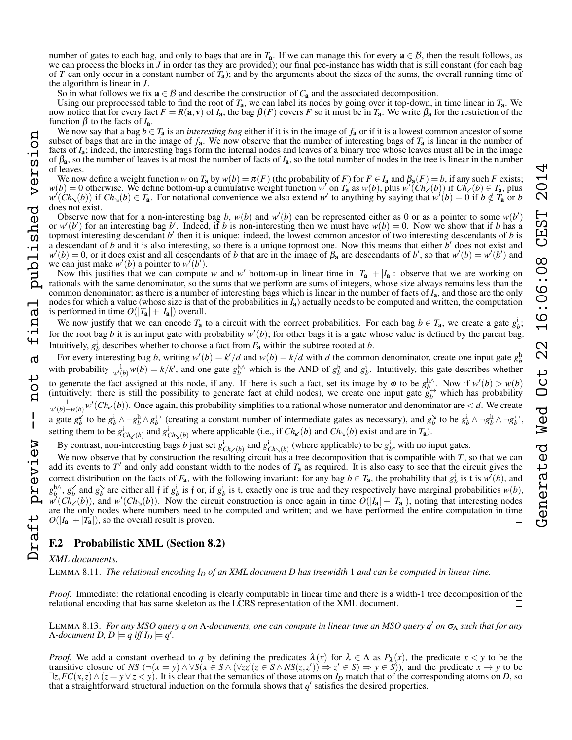number of gates to each bag, and only to bags that are in $T_{\mathbf{a}}$. If we can manage this for every $\mathbf{a} \in \mathcal{B}$, then the result follows, as we can process the blocks in $J$ in order (as they are provided); our final pcc-instance has width that is still constant (for each bag of $T$ can only occur in a constant number of $T_{\mathbf{a}}$); and by the arguments about the sizes of the sums, the overall running time of the algorithm is linear in $J$.

So in what follows we fix $\mathbf{a} \in \mathcal{B}$ and describe the construction of $C_{\mathbf{a}}$ and the associated decomposition.

Using our preprocessed table to find the root of $T_{\mathbf{a}}$, we can label its nodes by going over it top-down, in time linear in $T_{\mathbf{a}}$. We now notice that for every fact $F = R(\mathbf{a}, \mathbf{v})$ of $I_{\mathbf{a}}$, the bag $\beta(F)$ covers $F$ so it must be in $T_{\mathbf{a}}$. We write $\beta_{\mathbf{a}}$ for the restriction of the function $\beta$ to the facts of $I_{\mathbf{a}}$.

We now say that a bag $b \in T_{\mathbf{a}}$ is an *interesting bag* either if it is in the image of $f_{\mathbf{a}}$ or if it is a lowest common ancestor of some subset of bags that are in the image of $f_{\mathbf{a}}$. We now observe that the number of interesting bags of $T_{\mathbf{a}}$ is linear in the number of facts of $I_{\mathbf{a}}$; indeed, the interesting bags form the internal nodes and leaves of a binary tree whose leaves must all be in the image of $\beta_{\mathbf{a}}$, so the number of leaves is at most the number of facts of $I_{\mathbf{a}}$, so the total number of nodes in the tree is linear in the number of leaves.

We now define a weight function $w$ on $T_{\mathbf{a}}$ by $w(b) = \pi(F)$ (the probability of $F$) for $F \in I_{\mathbf{a}}$ and $\beta_{\mathbf{a}}(F) = b$, if any such $F$ exists; $w(b) = 0$ otherwise. We define bottom-up a cumulative weight function $w'$ on $T_{\mathbf{a}}$ as $w(b)$, plus $w'(Ch_{\swarrow}(b))$ if $Ch_{\swarrow}(b) \in T_{\mathbf{a}}$, plus $w'(Ch_{\searrow}(b))$ if $Ch_{\searrow}(b) \in T_{\mathbf{a}}$. For notational convenience we also extend $w'$ to anything by saying that $w'(b) = 0$ if $b \notin T_{\mathbf{a}}$ or $b$ does not exist.

Observe now that for a non-interesting bag $b$, $w(b)$ and $w'(b)$ can be represented either as 0 or as a pointer to some $w(b')$ or $w'(b')$ for an interesting bag $b'$. Indeed, if $b$ is non-interesting then we must have $w(b) = 0$. Now we show that if $b$ has a topmost interesting descendant $b'$ then it is unique: indeed, the lowest common ancestor of two interesting descendants of $b$ is a descendant of $b$ and it is also interesting, so there is a unique topmost one. Now this means that either $b'$ does not exist and $w'(b) = 0$, or it does exist and all descendants of $b$ that are in the image of $\beta_{\mathbf{a}}$ are descendants of $b'$, so that $w'(b) = w'(b')$ and we can just make $w'(b)$ a pointer to $w'(b')$.

Now this justifies that we can compute $w$ and $w'$ bottom-up in linear time in $|T_{\mathbf{a}}| + |I_{\mathbf{a}}|$: observe that we are working on rationals with the same denominator, so the sums that we perform are sums of integers, whose size always remains less than the common denominator; as there is a number of interesting bags which is linear in the number of facts of $I_{\mathbf{a}}$, and those are the only nodes for which a value (whose size is that of the probabilities in $I_{\mathbf{a}}$) actually needs to be computed and written, the computation is performed in time $O(|T_{\mathbf{a}}| + |I_{\mathbf{a}}|)$ overall.

We now justify that we can encode $T_{\mathbf{a}}$ to a circuit with the correct probabilities. For each bag $b \in T_{\mathbf{a}}$, we create a gate $g_b^{\mathrm{i}}$; for the root bag $b$ it is an input gate with probability $w'(b)$; for other bags it is a gate whose value is defined by the parent bag. Intuitively, $g_b^{\mathrm{i}}$ describes whether to choose a fact from $F_{\mathbf{a}}$ within the subtree rooted at $b$.

For every interesting bag $b$, writing $w'(b) = k'/d$ and $w(b) = k/d$ with $d$ the common denominator, create one input gate $g_b^{\mathrm{h}}$ with probability $\frac{1}{w'(b)} w(b) = k/k'$, and one gate $g_b^{\mathrm{h}\wedge}$ which is the AND of $g_b^{\mathrm{h}}$ and $g_b^{\mathrm{i}}$. Intuitively, this gate describes whether to generate the fact assigned at this node, if any. If there is such a fact, set its image by $\varphi$ to be $g_b^{\mathrm{h}\wedge}$. Now if $w'(b) > w(b)$ (intuitively: there is still the possibility to generate fact at child nodes), we create one input gate $g_b^{\leftrightarrow}$ which has probability $\frac{1}{w'(b) - w(b)} w'(Ch_{\swarrow}(b))$. Once again, this probability simplifies to a rational whose numerator and denominator are $< d$. We create a gate $g_b^{\swarrow}$ to be $g_b^{\mathrm{i}} \wedge \neg g_b^{\mathrm{h}} \wedge g_b^{\leftrightarrow}$ (creating a constant number of intermediate gates as necessary), and $g_b^{\searrow}$ to be $g_b^{\mathrm{i}} \wedge \neg g_b^{\mathrm{h}} \wedge \neg g_b^{\leftrightarrow}$, setting them to be $g_{Ch_{\swarrow}(b)}^{\mathrm{i}}$ and $g_{Ch_{\searrow}(b)}^{\mathrm{i}}$ where applicable (i.e., if $Ch_{\swarrow}(b)$ and $Ch_{\searrow}(b)$ exist and are in $T_{\mathbf{a}}$).

By contrast, non-interesting bags $b$ just set $g_{Ch_{\swarrow}(b)}^{\mathrm{i}}$ and $g_{Ch_{\searrow}(b)}^{\mathrm{i}}$ (where applicable) to be $g_b^{\mathrm{i}}$, with no input gates.

We now observe that by construction the resulting circuit has a tree decomposition that is compatible with $T$, so that we can add its events to $T'$ and only add constant width to the nodes of $T_{\mathbf{a}}$ as required. It is also easy to see that the circuit gives the correct distribution on the facts of $F_{\mathbf{a}}$, with the following invariant: for any bag $b \in T_{\mathbf{a}}$, the probability that $g_b^{\mathrm{i}}$ is $\mathfrak{t}$ is $w'(b)$, and $g_b^{\mathrm{h}\wedge}$, $g_b^{\swarrow}$ and $g_b^{\searrow}$ are either all $\mathfrak{f}$ if $g_b^{\mathrm{i}}$ is $\mathfrak{f}$ or, if $g_b^{\mathrm{i}}$ is $\mathfrak{t}$, exactly one is true and they respectively have marginal probabilities $w(b)$, $w'(Ch_{\swarrow}(b))$, and $w'(Ch_{\searrow}(b))$. Now the circuit construction is once again in time $O(|I_{\mathbf{a}}| + |T_{\mathbf{a}}|)$, noting that interesting nodes are the only nodes where numbers need to be computed and written; and we have performed the entire computation in time $O(|I_{\mathbf{a}}| + |T_{\mathbf{a}}|)$, so the overall result is proven. □

## F.2 Probabilistic XML (Section 8.2)

*XML documents.*

LEMMA 8.11. *The relational encoding $I_D$ of an XML document $D$ has treewidth 1 and can be computed in linear time.*

*Proof.* Immediate: the relational encoding is clearly computable in linear time and there is a width-1 tree decomposition of the relational encoding that has same skeleton as the LCRS representation of the XML document. □

LEMMA 8.13. *For any MSO query $q$ on $\Lambda$-documents, one can compute in linear time an MSO query $q'$ on $\sigma_\Lambda$ such that for any $\Lambda$-document $D$, $D \models q$ iff $I_D \models q'$.*

*Proof.* We add a constant overhead to $q$ by defining the predicates $\lambda(x)$ for $\lambda \in \Lambda$ as $P_\lambda(x)$, the predicate $x < y$ to be the transitive closure of $NS$ $(\neg(x = y) \wedge \forall S(x \in S \wedge (\forall zz'(z \in S \wedge NS(z, z')) \Rightarrow z' \in S) \Rightarrow y \in S))$, and the predicate $x \to y$ to be $\exists z, FC(x, z) \wedge (z = y \vee z < y)$. It is clear that the semantics of those atoms on $I_D$ match that of the corresponding atoms on $D$, so that a straightforward structural induction on the formula shows that $q'$ satisfies the desired properties. □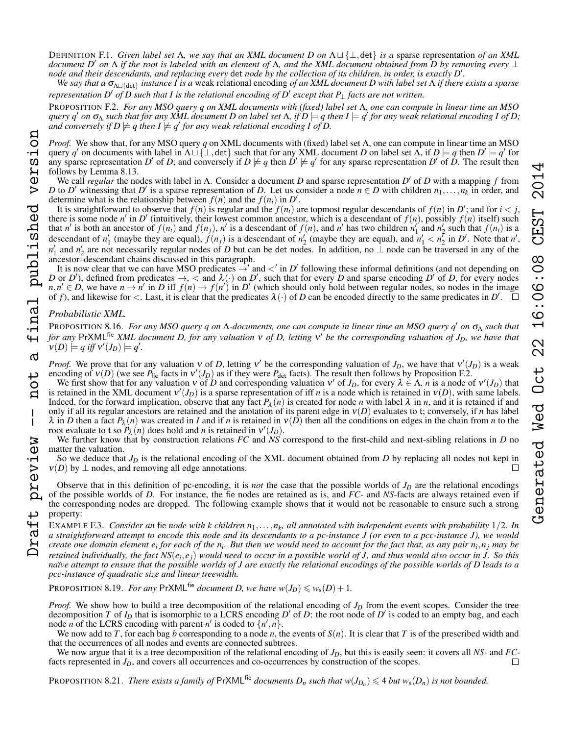DEFINITION F.1. *Given label set $\Lambda$, we say that an XML document $D$ on $\Lambda \sqcup \{\bot, \mathsf{det}\}$ is a* sparse representation *of an XML document $D'$ on $\Lambda$ if the root is labeled with an element of $\Lambda$, and the XML document obtained from $D$ by removing every $\bot$ node and their descendants, and replacing every* det *node by the collection of its children, in order, is exactly $D'$.*

*We say that a $\sigma_{\Lambda \sqcup \{\mathsf{det}\}}$ instance $I$ is a* weak relational encoding *of an XML document $D$ with label set $\Lambda$ if there exists a sparse representation $D'$ of $D$ such that $I$ is the relational encoding of $D'$ except that $P_\bot$ facts are not written.*

PROPOSITION F.2. *For any MSO query $q$ on XML documents with (fixed) label set $\Lambda$, one can compute in linear time an MSO query $q'$ on $\sigma_\Lambda$ such that for any XML document $D$ on label set $\Lambda$, if $D \models q$ then $I \models q'$ for any weak relational encoding $I$ of $D$; and conversely if $D \not\models q$ then $I \not\models q'$ for any weak relational encoding $I$ of $D$.*

*Proof.* We show that, for any MSO query $q$ on XML documents with (fixed) label set $\Lambda$, one can compute in linear time an MSO query $q'$ on documents with label in $\Lambda \sqcup \{\bot, \mathsf{det}\}$ such that for any XML document $D$ on label set $\Lambda$, if $D \models q$ then $D' \models q'$ for any sparse representation $D'$ of $D$; and conversely if $D \not\models q$ then $D' \not\models q'$ for any sparse representation $D'$ of $D$. The result then follows by Lemma 8.13.

We call *regular* the nodes with label in $\Lambda$. Consider a document $D$ and sparse representation $D'$ of $D$ with a mapping $f$ from $D$ to $D'$ witnessing that $D'$ is a sparse representation of $D$. Let us consider a node $n \in D$ with children $n_1, \ldots, n_k$ in order, and determine what is the relationship between $f(n)$ and the $f(n_i)$ in $D'$.

It is straightforward to observe that $f(n)$ is regular and the $f(n_i)$ are topmost regular descendants of $f(n)$ in $D'$; and for $i < j$, there is some node $n'$ in $D'$ (intuitively, their lowest common ancestor, which is a descendant of $f(n)$, possibly $f(n)$ itself) such that $n'$ is both an ancestor of $f(n_i)$ and $f(n_j)$, $n'$ is a descendant of $f(n)$, and $n'$ has two children $n'_1$ and $n'_2$ such that $f(n_i)$ is a descendant of $n'_1$ (maybe they are equal), $f(n_j)$ is a descendant of $n'_2$ (maybe they are equal), and $n'_1 < n'_2$ in $D'$. Note that $n'$, $n'_1$ and $n'_2$ are not necessarily regular nodes of $D$ but can be det nodes. In addition, no $\bot$ node can be traversed in any of the ancestor–descendant chains discussed in this paragraph.

It is now clear that we can have MSO predicates $\to'$ and $<'$ in $D'$ following these informal definitions (and not depending on $D$ or $D'$), defined from predicates $\to$, $<$ and $\lambda(\cdot)$ on $D'$, such that for every $D$ and sparse encoding $D'$ of $D$, for every nodes $n, n' \in D$, we have $n \to n'$ in $D$ iff $f(n) \to f(n')$ in $D'$ (which should only hold between regular nodes, so nodes in the image of $f$), and likewise for $<$. Last, it is clear that the predicates $\lambda(\cdot)$ of $D$ can be encoded directly to the same predicates in $D'$. $\square$

### Probabilistic XML.

PROPOSITION 8.16. *For any MSO query $q$ on $\Lambda$-documents, one can compute in linear time an MSO query $q'$ on $\sigma_\Lambda$ such that for any $\mathsf{PrXML}^{\mathsf{fie}}$ XML document $D$, for any valuation $\nu$ of $D$, letting $\nu'$ be the corresponding valuation of $J_D$, we have that $\nu(D) \models q$ iff $\nu'(J_D) \models q'$.*

*Proof.* We prove that for any valuation $\nu$ of $D$, letting $\nu'$ be the corresponding valuation of $J_D$, we have that $\nu'(J_D)$ is a weak encoding of $\nu(D)$ (we see $P_{\mathsf{fie}}$ facts in $\nu'(J_D)$ as if they were $P_{\mathsf{det}}$ facts). The result then follows by Proposition F.2.

We first show that for any valuation $\nu$ of $D$ and corresponding valuation $\nu'$ of $J_D$, for every $\lambda \in \Lambda$, $n$ is a node of $\nu'(J_D)$ that is retained in the XML document $\nu'(J_D)$ is a sparse representation of iff $n$ is a node which is retained in $\nu(D)$, with same labels. Indeed, for the forward implication, observe that any fact $P_\lambda(n)$ is created for node $n$ with label $\lambda$ in $n$, and it is retained if and only if all its regular ancestors are retained and the anotation of its parent edge in $\nu(D)$ evaluates to $\mathfrak{t}$; conversely, if $n$ has label $\lambda$ in $D$ then a fact $P_\lambda(n)$ was created in $I$ and if $n$ is retained in $\nu(D)$ then all the conditions on edges in the chain from $n$ to the root evaluate to $\mathfrak{t}$ so $P_\lambda(n)$ does hold and $n$ is retained in $\nu'(J_D)$.

We further know that by construction relations *FC* and *NS* correspond to the first-child and next-sibling relations in $D$ no matter the valuation.

So we deduce that $J_D$ is the relational encoding of the XML document obtained from $D$ by replacing all nodes not kept in $\nu(D)$ by $\bot$ nodes, and removing all edge annotations. $\square$

Observe that in this definition of pc-encoding, it is *not* the case that the possible worlds of $J_D$ are the relational encodings of the possible worlds of $D$. For instance, the fie nodes are retained as is, and *FC*- and *NS*-facts are always retained even if the corresponding nodes are dropped. The following example shows that it would not be reasonable to ensure such a strong property:

EXAMPLE F.3. *Consider an* fie *node with $k$ children $n_1, \ldots, n_k$, all annotated with independent events with probability $1/2$. In a straightforward attempt to encode this node and its descendants to a pc-instance $J$ (or even to a pcc-instance $J$), we would create one domain element $e_i$ for each of the $n_i$. But then we would need to account for the fact that, as any pair $n_i, n_j$ may be retained individually, the fact $NS(e_i, e_j)$ would need to occur in a possible world of $J$, and thus would also occur in $J$. So this naïve attempt to ensure that the possible worlds of $J$ are exactly the relational encodings of the possible worlds of $D$ leads to a pcc-instance of quadratic size and linear treewidth.*

PROPOSITION 8.19. *For any $\mathsf{PrXML}^{\mathsf{fie}}$ document $D$, we have $w(J_D) \leqslant w_{\mathrm{s}}(D) + 1$.*

*Proof.* We show how to build a tree decomposition of the relational encoding of $J_D$ from the event scopes. Consider the tree decomposition $T$ of $I_D$ that is isomorphic to a LCRS encoding $D'$ of $D$: the root node of $D'$ is coded to an empty bag, and each node $n$ of the LCRS encoding with parent $n'$ is coded to $\{n', n\}$.

We now add to $T$, for each bag $b$ corresponding to a node $n$, the events of $S(n)$. It is clear that $T$ is of the prescribed width and that the occurrences of all nodes and events are connected subtrees.

We now argue that it is a tree decomposition of the relational encoding of $J_D$, but this is easily seen: it covers all *NS*- and *FC*-facts represented in $J_D$, and covers all occurrences and co-occurrences by construction of the scopes. $\square$

PROPOSITION 8.21. *There exists a family of $\mathsf{PrXML}^{\mathsf{fie}}$ documents $D_n$ such that $w(J_{D_n}) \leqslant 4$ but $w_{\mathrm{s}}(D_n)$ is not bounded.*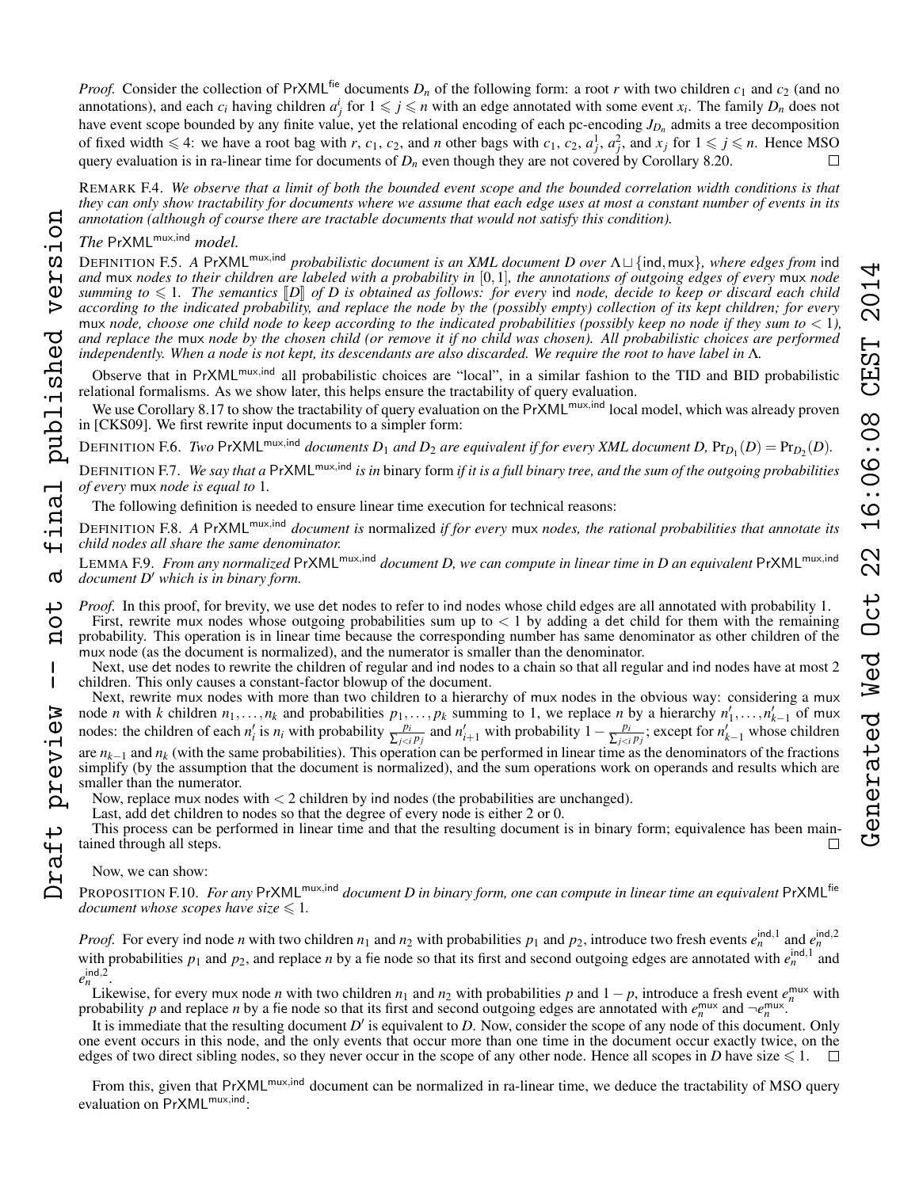*Proof.* Consider the collection of $\mathsf{PrXML}^{\mathsf{fie}}$ documents $D_n$ of the following form: a root $r$ with two children $c_1$ and $c_2$ (and no annotations), and each $c_i$ having children $a^i_j$ for $1 \leqslant j \leqslant n$ with an edge annotated with some event $x_i$. The family $D_n$ does not have event scope bounded by any finite value, yet the relational encoding of each pc-encoding $J_{D_n}$ admits a tree decomposition of fixed width $\leqslant 4$: we have a root bag with $r$, $c_1$, $c_2$, and $n$ other bags with $c_1$, $c_2$, $a^1_j$, $a^2_j$, and $x_j$ for $1 \leqslant j \leqslant n$. Hence MSO query evaluation is in ra-linear time for documents of $D_n$ even though they are not covered by Corollary 8.20. □

REMARK F.4. *We observe that a limit of both the bounded event scope and the bounded correlation width conditions is that they can only show tractability for documents where we assume that each edge uses at most a constant number of events in its annotation (although of course there are tractable documents that would not satisfy this condition).*

*The* $\mathsf{PrXML}^{\mathsf{mux,ind}}$ *model.*

DEFINITION F.5. *A* $\mathsf{PrXML}^{\mathsf{mux,ind}}$ *probabilistic document is an XML document $D$ over $\Lambda \sqcup \{\mathsf{ind}, \mathsf{mux}\}$, where edges from* ind *and* mux *nodes to their children are labeled with a probability in $[0,1]$, the annotations of outgoing edges of every* mux *node summing to $\leqslant 1$. The semantics $[\![D]\!]$ of $D$ is obtained as follows: for every* ind *node, decide to keep or discard each child according to the indicated probability, and replace the node by the (possibly empty) collection of its kept children; for every* mux *node, choose one child node to keep according to the indicated probabilities (possibly keep no node if they sum to $< 1$), and replace the* mux *node by the chosen child (or remove it if no child was chosen). All probabilistic choices are performed independently. When a node is not kept, its descendants are also discarded. We require the root to have label in $\Lambda$.*

Observe that in $\mathsf{PrXML}^{\mathsf{mux,ind}}$ all probabilistic choices are "local", in a similar fashion to the TID and BID probabilistic relational formalisms. As we show later, this helps ensure the tractability of query evaluation.

We use Corollary 8.17 to show the tractability of query evaluation on the $\mathsf{PrXML}^{\mathsf{mux,ind}}$ local model, which was already proven in [CKS09]. We first rewrite input documents to a simpler form:

DEFINITION F.6. *Two* $\mathsf{PrXML}^{\mathsf{mux,ind}}$ *documents $D_1$ and $D_2$ are equivalent if for every XML document $D$, $\Pr_{D_1}(D) = \Pr_{D_2}(D)$.*

DEFINITION F.7. *We say that a* $\mathsf{PrXML}^{\mathsf{mux,ind}}$ *is in* binary form *if it is a full binary tree, and the sum of the outgoing probabilities of every* mux *node is equal to* 1.

The following definition is needed to ensure linear time execution for technical reasons:

DEFINITION F.8. *A* $\mathsf{PrXML}^{\mathsf{mux,ind}}$ *document is* normalized *if for every* mux *nodes, the rational probabilities that annotate its child nodes all share the same denominator.*

LEMMA F.9. *From any normalized* $\mathsf{PrXML}^{\mathsf{mux,ind}}$ *document $D$, we can compute in linear time in $D$ an equivalent* $\mathsf{PrXML}^{\mathsf{mux,ind}}$ *document $D'$ which is in binary form.*

*Proof.* In this proof, for brevity, we use det nodes to refer to ind nodes whose child edges are all annotated with probability 1.

First, rewrite mux nodes whose outgoing probabilities sum up to $< 1$ by adding a det child for them with the remaining probability. This operation is in linear time because the corresponding number has same denominator as other children of the mux node (as the document is normalized), and the numerator is smaller than the denominator.

Next, use det nodes to rewrite the children of regular and ind nodes to a chain so that all regular and ind nodes have at most 2 children. This only causes a constant-factor blowup of the document.

Next, rewrite mux nodes with more than two children to a hierarchy of mux nodes in the obvious way: considering a mux node $n$ with $k$ children $n_1, \ldots, n_k$ and probabilities $p_1, \ldots, p_k$ summing to 1, we replace $n$ by a hierarchy $n'_1, \ldots, n'_{k-1}$ of mux nodes: the children of each $n'_i$ is $n_i$ with probability $\frac{p_i}{\sum_{j<i} p_j}$ and $n'_{i+1}$ with probability $1 - \frac{p_i}{\sum_{j<i} p_j}$; except for $n'_{k-1}$ whose children are $n_{k-1}$ and $n_k$ (with the same probabilities). This operation can be performed in linear time as the denominators of the fractions simplify (by the assumption that the document is normalized), and the sum operations work on operands and results which are smaller than the numerator.

Now, replace mux nodes with $< 2$ children by ind nodes (the probabilities are unchanged).

Last, add det children to nodes so that the degree of every node is either 2 or 0.

This process can be performed in linear time and that the resulting document is in binary form; equivalence has been maintained through all steps. □

Now, we can show:

PROPOSITION F.10. *For any* $\mathsf{PrXML}^{\mathsf{mux,ind}}$ *document $D$ in binary form, one can compute in linear time an equivalent* $\mathsf{PrXML}^{\mathsf{fie}}$ *document whose scopes have size $\leqslant 1$.*

*Proof.* For every ind node $n$ with two children $n_1$ and $n_2$ with probabilities $p_1$ and $p_2$, introduce two fresh events $e^{\mathsf{ind},1}_n$ and $e^{\mathsf{ind},2}_n$ with probabilities $p_1$ and $p_2$, and replace $n$ by a fie node so that its first and second outgoing edges are annotated with $e^{\mathsf{ind},1}_n$ and $e^{\mathsf{ind},2}_n$.

Likewise, for every mux node $n$ with two children $n_1$ and $n_2$ with probabilities $p$ and $1-p$, introduce a fresh event $e^{\mathsf{mux}}_n$ with probability $p$ and replace $n$ by a fie node so that its first and second outgoing edges are annotated with $e^{\mathsf{mux}}_n$ and $\neg e^{\mathsf{mux}}_n$.

It is immediate that the resulting document $D'$ is equivalent to $D$. Now, consider the scope of any node of this document. Only one event occurs in this node, and the only events that occur more than one time in the document occur exactly twice, on the edges of two direct sibling nodes, so they never occur in the scope of any other node. Hence all scopes in $D$ have size $\leqslant 1$. □

From this, given that $\mathsf{PrXML}^{\mathsf{mux,ind}}$ document can be normalized in ra-linear time, we deduce the tractability of MSO query evaluation on $\mathsf{PrXML}^{\mathsf{mux,ind}}$: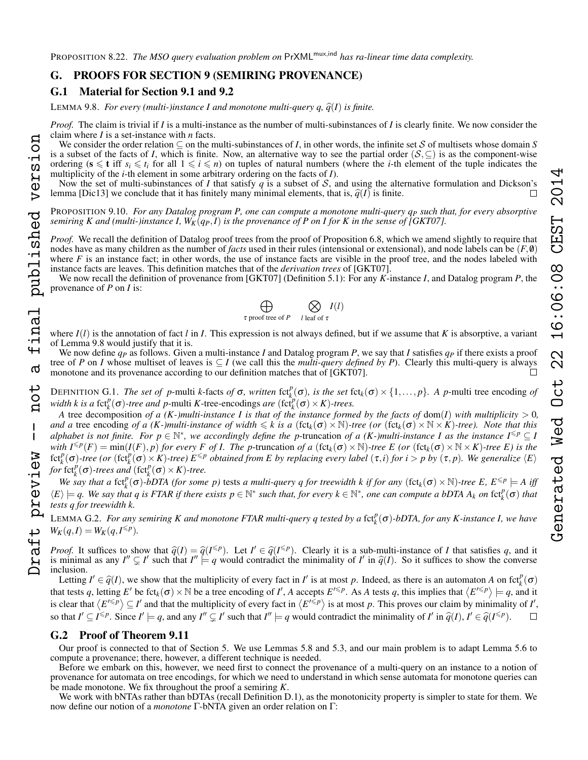PROPOSITION 8.22. *The MSO query evaluation problem on* $\mathsf{PrXML}^{\mathsf{mux,ind}}$ *has ra-linear time data complexity.*

## G. PROOFS FOR SECTION 9 (SEMIRING PROVENANCE)

### G.1 Material for Section 9.1 and 9.2

LEMMA 9.8. *For every (multi-)instance $I$ and monotone multi-query $q$, $\widehat{q}(I)$ is finite.*

*Proof.* The claim is trivial if $I$ is a multi-instance as the number of multi-subinstances of $I$ is clearly finite. We now consider the claim where $I$ is a set-instance with $n$ facts.

We consider the order relation $\subseteq$ on the multi-subinstances of $I$, in other words, the infinite set $\mathcal{S}$ of multisets whose domain $S$ is a subset of the facts of $I$, which is finite. Now, an alternative way to see the partial order $(\mathcal{S}, \subseteq)$ is as the component-wise ordering ($\mathbf{s} \leqslant \mathbf{t}$ iff $s_i \leqslant t_i$ for all $1 \leqslant i \leqslant n$) on tuples of natural numbers (where the $i$-th element of the tuple indicates the multiplicity of the $i$-th element in some arbitrary ordering on the facts of $I$).

Now the set of multi-subinstances of $I$ that satisfy $q$ is a subset of $\mathcal{S}$, and using the alternative formulation and Dickson's lemma [Dic13] we conclude that it has finitely many minimal elements, that is, $\widehat{q}(I)$ is finite. $\square$

PROPOSITION 9.10. *For any Datalog program $P$, one can compute a monotone multi-query $q_P$ such that, for every absorptive semiring $K$ and (multi-)instance $I$, $W_K(q_P, I)$ is the provenance of $P$ on $I$ for $K$ in the sense of [GKT07].*

*Proof.* We recall the definition of Datalog proof trees from the proof of Proposition 6.8, which we amend slightly to require that nodes have as many children as the number of *facts* used in their rules (intensional or extensional), and node labels can be $(F, \emptyset)$ where $F$ is an instance fact; in other words, the use of instance facts are visible in the proof tree, and the nodes labeled with instance facts are leaves. This definition matches that of the *derivation trees* of [GKT07].

We now recall the definition of provenance from [GKT07] (Definition 5.1): For any $K$-instance $I$, and Datalog program $P$, the provenance of $P$ on $I$ is:

$$\bigoplus_{\tau \text{ proof tree of } P} \quad \bigotimes_{l \text{ leaf of } \tau} I(l)$$

where $I(l)$ is the annotation of fact $l$ in $I$. This expression is not always defined, but if we assume that $K$ is absorptive, a variant of Lemma 9.8 would justify that it is.

We now define $q_P$ as follows. Given a multi-instance $I$ and Datalog program $P$, we say that $I$ satisfies $q_P$ if there exists a proof tree of $P$ on $I$ whose multiset of leaves is $\subseteq I$ (we call this the *multi-query defined by $P$*). Clearly this multi-query is always monotone and its provenance according to our definition matches that of [GKT07]. $\square$

DEFINITION G.1. *The set of* $p$-multi $k$-facts *of $\sigma$, written $\mathrm{fct}_k^p(\sigma)$, is the set $\mathrm{fct}_k(\sigma) \times \{1, \ldots, p\}$. A* $p$-multi tree encoding *of width $k$ is a $\mathrm{fct}_k^p(\sigma)$-tree and* $p$-multi $K$-tree-encodings *are $(\mathrm{fct}_k^p(\sigma) \times K)$-trees.*

*A* tree decomposition *of a ($K$-)multi-instance $I$ is that of the instance formed by the facts of $\mathrm{dom}(I)$ with multiplicity $> 0$, and a* tree encoding *of a ($K$-)multi-instance of width $\leqslant k$ is a $(\mathrm{fct}_k(\sigma) \times \mathbb{N})$-tree (or $(\mathrm{fct}_k(\sigma) \times \mathbb{N} \times K)$-tree). Note that this alphabet is not finite. For $p \in \mathbb{N}^*$, we accordingly define the* $p$-truncation *of a ($K$-)multi-instance $I$ as the instance $I^{\leqslant p} \subseteq I$ with $I^{\leqslant p}(F) = \min(I(F), p)$ for every $F$ of $I$. The $p$-truncation of a $(\mathrm{fct}_k(\sigma) \times \mathbb{N})$-tree $E$ (or $(\mathrm{fct}_k(\sigma) \times \mathbb{N} \times K)$-tree $E$) is the $\mathrm{fct}_k^p(\sigma)$-tree (or $(\mathrm{fct}_k^p(\sigma) \times K)$-tree) $E^{\leqslant p}$ obtained from $E$ by replacing every label $(\tau, i)$ for $i > p$ by $(\tau, p)$. We generalize $\langle E \rangle$ for $\mathrm{fct}_k^p(\sigma)$-trees and $(\mathrm{fct}_k^p(\sigma) \times K)$-tree.*

*We say that a $\mathrm{fct}_k^p(\sigma)$-bDTA (for some $p$)* tests *a multi-query $q$ for treewidth $k$ if for any $(\mathrm{fct}_k(\sigma) \times \mathbb{N})$-tree $E$, $E^{\leqslant p} \models A$ iff $\langle E \rangle \models q$. We say that $q$ is FTAR if there exists $p \in \mathbb{N}^*$ such that, for every $k \in \mathbb{N}^*$, one can compute a bDTA $A_k$ on $\mathrm{fct}_k^p(\sigma)$ that tests $q$ for treewidth $k$.*

LEMMA G.2. *For any semiring $K$ and monotone FTAR multi-query $q$ tested by a $\mathrm{fct}_k^p(\sigma)$-bDTA, for any $K$-instance $I$, we have $W_K(q, I) = W_K(q, I^{\leqslant p})$.*

*Proof.* It suffices to show that $\widehat{q}(I) = \widehat{q}(I^{\leqslant p})$. Let $I' \in \widehat{q}(I^{\leqslant p})$. Clearly it is a sub-multi-instance of $I$ that satisfies $q$, and it is minimal as any $I'' \subsetneq I'$ such that $I'' \models q$ would contradict the minimality of $I'$ in $\widehat{q}(I)$. So it suffices to show the converse inclusion.

Letting $I' \in \widehat{q}(I)$, we show that the multiplicity of every fact in $I'$ is at most $p$. Indeed, as there is an automaton $A$ on $\mathrm{fct}_k^p(\sigma)$ that tests $q$, letting $E'$ be $\mathrm{fct}_k(\sigma) \times \mathbb{N}$ be a tree encoding of $I'$, $A$ accepts $E'^{\leqslant p}$. As $A$ tests $q$, this implies that $\langle E'^{\leqslant p} \rangle \models q$, and it is clear that $\langle E'^{\leqslant p} \rangle \subseteq I'$ and that the multiplicity of every fact in $\langle E'^{\leqslant p} \rangle$ is at most $p$. This proves our claim by minimality of $I'$, so that $I' \subseteq I^{\leqslant p}$. Since $I' \models q$, and any $I'' \subsetneq I'$ such that $I'' \models q$ would contradict the minimality of $I'$ in $\widehat{q}(I)$, $I' \in \widehat{q}(I^{\leqslant p})$. $\square$

### G.2 Proof of Theorem 9.11

Our proof is connected to that of Section 5. We use Lemmas 5.8 and 5.3, and our main problem is to adapt Lemma 5.6 to compute a provenance; there, however, a different technique is needed.

Before we embark on this, however, we need first to connect the provenance of a multi-query on an instance to a notion of provenance for automata on tree encodings, for which we need to understand in which sense automata for monotone queries can be made monotone. We fix throughout the proof a semiring $K$.

We work with bNTAs rather than bDTAs (recall Definition D.1), as the monotonicity property is simpler to state for them. We now define our notion of a *monotone* $\Gamma$-bNTA given an order relation on $\Gamma$: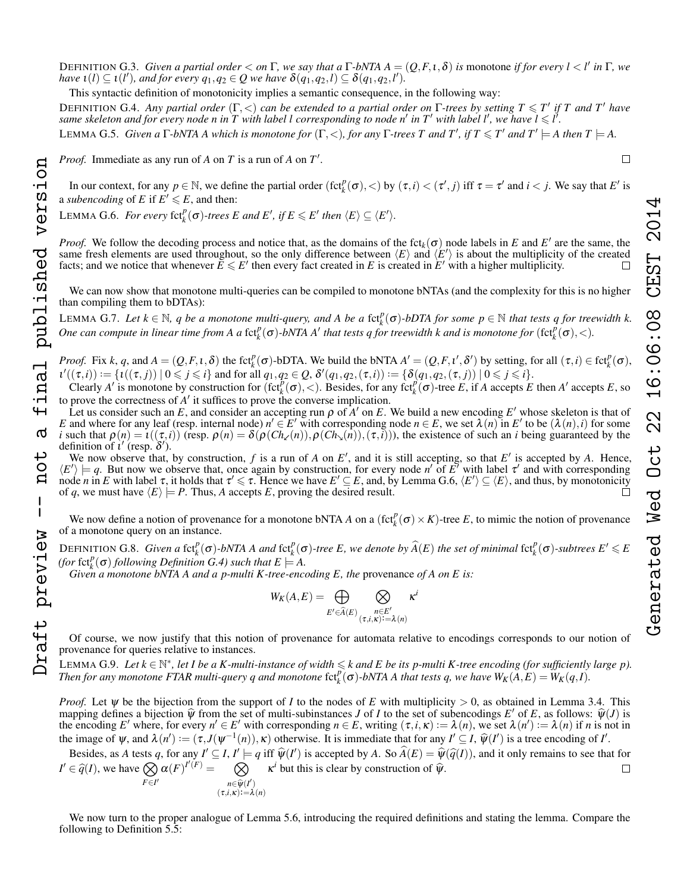DEFINITION G.3. *Given a partial order $<$ on $\Gamma$, we say that a $\Gamma$-bNTA $A = (Q, F, \iota, \delta)$ is* monotone *if for every $l < l'$ in $\Gamma$, we have $\iota(l) \subseteq \iota(l')$, and for every $q_1, q_2 \in Q$ we have $\delta(q_1, q_2, l) \subseteq \delta(q_1, q_2, l')$.*

This syntactic definition of monotonicity implies a semantic consequence, in the following way:

DEFINITION G.4. *Any partial order $(\Gamma, <)$ can be extended to a partial order on $\Gamma$-trees by setting $T \leqslant T'$ if $T$ and $T'$ have same skeleton and for every node $n$ in $T$ with label $l$ corresponding to node $n'$ in $T'$ with label $l'$, we have $l \leqslant l'$.*

LEMMA G.5. *Given a $\Gamma$-bNTA $A$ which is monotone for $(\Gamma, <)$, for any $\Gamma$-trees $T$ and $T'$, if $T \leqslant T'$ and $T' \models A$ then $T \models A$.*

*Proof.* Immediate as any run of $A$ on $T$ is a run of $A$ on $T'$. $\square$

In our context, for any $p \in \mathbb{N}$, we define the partial order $(\mathrm{fct}_k^p(\sigma), <)$ by $(\tau, i) < (\tau', j)$ iff $\tau = \tau'$ and $i < j$. We say that $E'$ is a *subencoding* of $E$ if $E' \leqslant E$, and then:

LEMMA G.6. *For every $\mathrm{fct}_k^p(\sigma)$-trees $E$ and $E'$, if $E \leqslant E'$ then $\langle E \rangle \subseteq \langle E' \rangle$.*

*Proof.* We follow the decoding process and notice that, as the domains of the $\mathrm{fct}_k(\sigma)$ node labels in $E$ and $E'$ are the same, the same fresh elements are used throughout, so the only difference between $\langle E \rangle$ and $\langle E' \rangle$ is about the multiplicity of the created facts; and we notice that whenever $E \leqslant E'$ then every fact created in $E$ is created in $E'$ with a higher multiplicity. $\square$

We can now show that monotone multi-queries can be compiled to monotone bNTAs (and the complexity for this is no higher than compiling them to bDTAs):

LEMMA G.7. *Let $k \in \mathbb{N}$, $q$ be a monotone multi-query, and $A$ be a $\mathrm{fct}_k^p(\sigma)$-bDTA for some $p \in \mathbb{N}$ that tests $q$ for treewidth $k$. One can compute in linear time from $A$ a $\mathrm{fct}_k^p(\sigma)$-bNTA $A'$ that tests $q$ for treewidth $k$ and is monotone for $(\mathrm{fct}_k^p(\sigma), <)$.*

*Proof.* Fix $k$, $q$, and $A = (Q, F, \iota, \delta)$ the $\mathrm{fct}_k^p(\sigma)$-bDTA. We build the bNTA $A' = (Q, F, \iota', \delta')$ by setting, for all $(\tau, i) \in \mathrm{fct}_k^p(\sigma)$, $\iota'((\tau, i)) := \{\iota((\tau, j)) \mid 0 \leqslant j \leqslant i\}$ and for all $q_1, q_2 \in Q$, $\delta'(q_1, q_2, (\tau, i)) := \{\delta(q_1, q_2, (\tau, j)) \mid 0 \leqslant j \leqslant i\}$.

Clearly $A'$ is monotone by construction for $(\mathrm{fct}_k^p(\sigma), <)$. Besides, for any $\mathrm{fct}_k^p(\sigma)$-tree $E$, if $A$ accepts $E$ then $A'$ accepts $E$, so to prove the correctness of $A'$ it suffices to prove the converse implication.

Let us consider such an $E$, and consider an accepting run $\rho$ of $A'$ on $E$. We build a new encoding $E'$ whose skeleton is that of $E$ and where for any leaf (resp. internal node) $n' \in E'$ with corresponding node $n \in E$, we set $\lambda(n)$ in $E'$ to be $(\lambda(n), i)$ for some $i$ such that $\rho(n) = \iota((\tau, i))$ (resp. $\rho(n) = \delta(\rho(Ch_{\swarrow}(n)), \rho(Ch_{\searrow}(n)), (\tau, i))$), the existence of such an $i$ being guaranteed by the definition of $\iota'$ (resp. $\delta'$).

We now observe that, by construction, $f$ is a run of $A$ on $E'$, and it is still accepting, so that $E'$ is accepted by $A$. Hence, $\langle E' \rangle \models q$. But now we observe that, once again by construction, for every node $n'$ of $E'$ with label $\tau'$ and with corresponding node $n$ in $E$ with label $\tau$, it holds that $\tau' \leqslant \tau$. Hence we have $E' \subseteq E$, and, by Lemma G.6, $\langle E' \rangle \subseteq \langle E \rangle$, and thus, by monotonicity of $q$, we must have $\langle E \rangle \models P$. Thus, $A$ accepts $E$, proving the desired result. $\square$

We now define a notion of provenance for a monotone bNTA $A$ on a $(\mathrm{fct}_k^p(\sigma) \times K)$-tree $E$, to mimic the notion of provenance of a monotone query on an instance.

DEFINITION G.8. *Given a $\mathrm{fct}_k^p(\sigma)$-bNTA $A$ and $\mathrm{fct}_k^p(\sigma)$-tree $E$, we denote by $\widehat{A}(E)$ the set of minimal $\mathrm{fct}_k^p(\sigma)$-subtrees $E' \leqslant E$ (for $\mathrm{fct}_k^p(\sigma)$ following Definition G.4) such that $E \models A$.*

*Given a monotone bNTA $A$ and a $p$-multi $K$-tree-encoding $E$, the* provenance *of $A$ on $E$ is:*

$$W_K(A, E) = \bigoplus_{E' \in \widehat{A}(E)} \bigotimes_{\substack{n \in E' \\ (\tau, i, \kappa) := \lambda(n)}} \kappa^i$$

Of course, we now justify that this notion of provenance for automata relative to encodings corresponds to our notion of provenance for queries relative to instances.

LEMMA G.9. *Let $k \in \mathbb{N}^*$, let $I$ be a $K$-multi-instance of width $\leqslant k$ and $E$ be its $p$-multi $K$-tree encoding (for sufficiently large $p$). Then for any monotone FTAR multi-query $q$ and monotone $\mathrm{fct}_k^p(\sigma)$-bNTA $A$ that tests $q$, we have $W_K(A, E) = W_K(q, I)$.*

*Proof.* Let $\psi$ be the bijection from the support of $I$ to the nodes of $E$ with multiplicity $> 0$, as obtained in Lemma 3.4. This mapping defines a bijection $\widehat{\psi}$ from the set of multi-subinstances $J$ of $I$ to the set of subencodings $E'$ of $E$, as follows: $\widehat{\psi}(J)$ is the encoding $E'$ where, for every $n' \in E'$ with corresponding $n \in E$, writing $(\tau, i, \kappa) := \lambda(n)$, we set $\lambda(n') := \lambda(n)$ if $n$ is not in the image of $\psi$, and $\lambda(n') := (\tau, J(\psi^{-1}(n)), \kappa)$ otherwise. It is immediate that for any $I' \subseteq I$, $\widehat{\psi}(I')$ is a tree encoding of $I'$.

Besides, as $A$ tests $q$, for any $I' \subseteq I$, $I' \models q$ iff $\widehat{\psi}(I')$ is accepted by $A$. So $\widehat{A}(E) = \widehat{\psi}(\widehat{q}(I))$, and it only remains to see that for $I' \in \widehat{q}(I)$, we have $\bigotimes_{F \in I'} \alpha(F)^{I'(F)} = \bigotimes_{\substack{n \in \widehat{\psi}(I') \\ (\tau, i, \kappa) := \lambda(n)}} \kappa^i$ but this is clear by construction of $\widehat{\psi}$. $\square$

We now turn to the proper analogue of Lemma 5.6, introducing the required definitions and stating the lemma. Compare the following to Definition 5.5: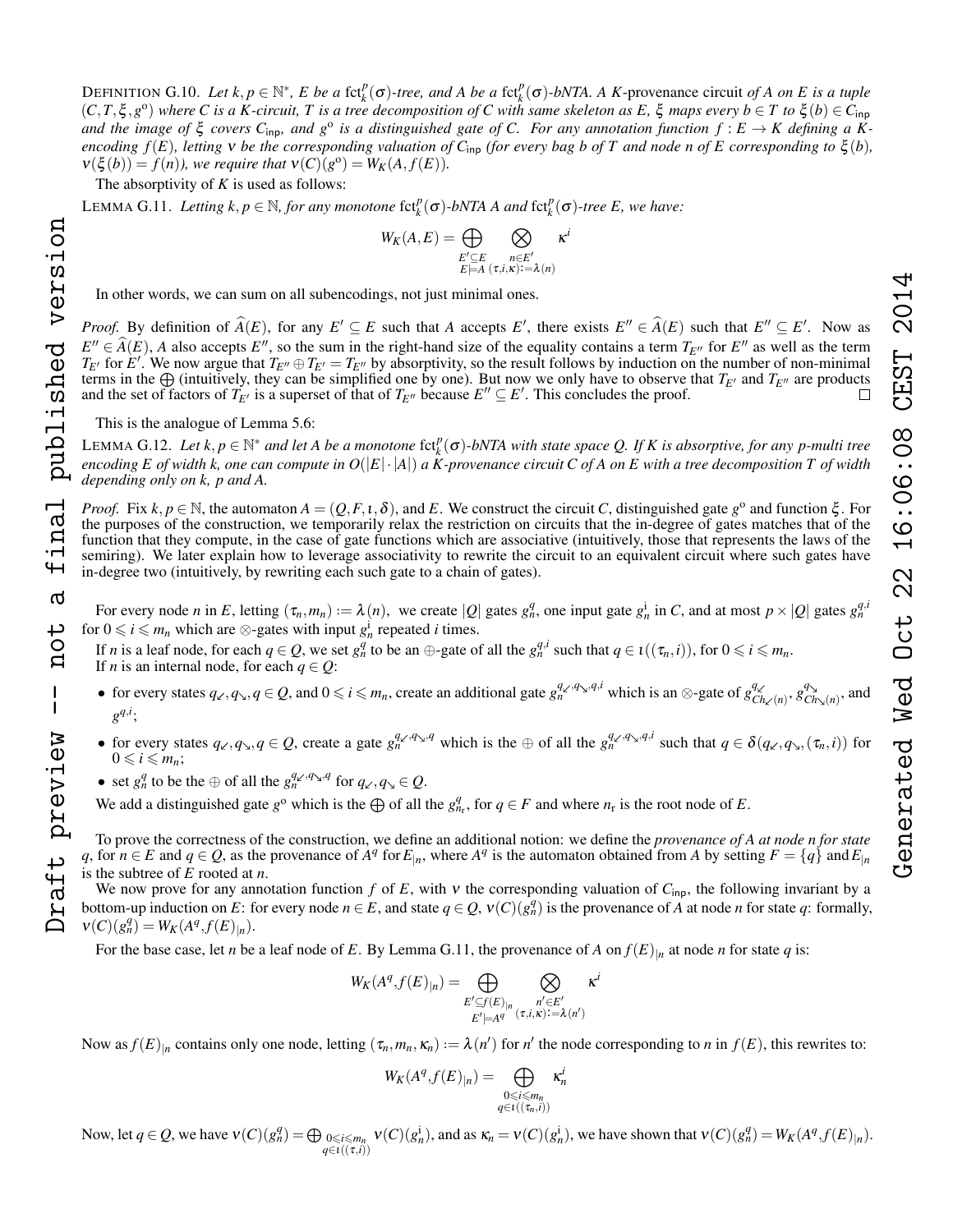DEFINITION G.10. *Let $k, p \in \mathbb{N}^*$, $E$ be a $\mathrm{fct}_k^p(\sigma)$-tree, and $A$ be a $\mathrm{fct}_k^p(\sigma)$-bNTA. A $K$-provenance circuit of $A$ on $E$ is a tuple $(C, T, \xi, g^{\mathrm{o}})$ where $C$ is a $K$-circuit, $T$ is a tree decomposition of $C$ with same skeleton as $E$, $\xi$ maps every $b \in T$ to $\xi(b) \in C_{\mathsf{inp}}$ and the image of $\xi$ covers $C_{\mathsf{inp}}$, and $g^{\mathrm{o}}$ is a distinguished gate of $C$. For any annotation function $f : E \to K$ defining a $K$-encoding $f(E)$, letting $\nu$ be the corresponding valuation of $C_{\mathsf{inp}}$ (for every bag $b$ of $T$ and node $n$ of $E$ corresponding to $\xi(b)$, $\nu(\xi(b)) = f(n)$), we require that $\nu(C)(g^{\mathrm{o}}) = W_K(A, f(E))$.*

The absorptivity of $K$ is used as follows:

LEMMA G.11. *Letting $k, p \in \mathbb{N}$, for any monotone $\mathrm{fct}_k^p(\sigma)$-bNTA $A$ and $\mathrm{fct}_k^p(\sigma)$-tree $E$, we have:*

$$W_K(A, E) = \bigoplus_{\substack{E' \subseteq E \\ E' \models A}} \bigotimes_{\substack{n \in E' \\ (\tau, i, \kappa) := \lambda(n)}} \kappa^i$$

In other words, we can sum on all subencodings, not just minimal ones.

*Proof.* By definition of $\widehat{A}(E)$, for any $E' \subseteq E$ such that $A$ accepts $E'$, there exists $E'' \in \widehat{A}(E)$ such that $E'' \subseteq E'$. Now as $E'' \in \widehat{A}(E)$, $A$ also accepts $E''$, so the sum in the right-hand size of the equality contains a term $T_{E''}$ for $E''$ as well as the term $T_{E'}$ for $E'$. We now argue that $T_{E''} \oplus T_{E'} = T_{E''}$ by absorptivity, so the result follows by induction on the number of non-minimal terms in the $\bigoplus$ (intuitively, they can be simplified one by one). But now we only have to observe that $T_{E'}$ and $T_{E''}$ are products and the set of factors of $T_{E'}$ is a superset of that of $T_{E''}$ because $E'' \subseteq E'$. This concludes the proof. $\square$

This is the analogue of Lemma 5.6:

LEMMA G.12. *Let $k, p \in \mathbb{N}^*$ and let $A$ be a monotone $\mathrm{fct}_k^p(\sigma)$-bNTA with state space $Q$. If $K$ is absorptive, for any $p$-multi tree encoding $E$ of width $k$, one can compute in $O(|E| \cdot |A|)$ a $K$-provenance circuit $C$ of $A$ on $E$ with a tree decomposition $T$ of width depending only on $k$, $p$ and $A$.*

*Proof.* Fix $k, p \in \mathbb{N}$, the automaton $A = (Q, F, \iota, \delta)$, and $E$. We construct the circuit $C$, distinguished gate $g^{\mathrm{o}}$ and function $\xi$. For the purposes of the construction, we temporarily relax the restriction on circuits that the in-degree of gates matches that of the function that they compute, in the case of gate functions which are associative (intuitively, those that represents the laws of the semiring). We later explain how to leverage associativity to rewrite the circuit to an equivalent circuit where such gates have in-degree two (intuitively, by rewriting each such gate to a chain of gates).

For every node $n$ in $E$, letting $(\tau_n, m_n) := \lambda(n)$, we create $|Q|$ gates $g_n^q$, one input gate $g_n^{\mathrm{i}}$ in $C$, and at most $p \times |Q|$ gates $g_n^{q,i}$ for $0 \leqslant i \leqslant m_n$ which are $\otimes$-gates with input $g_n^{\mathrm{i}}$ repeated $i$ times.

If $n$ is a leaf node, for each $q \in Q$, we set $g_n^q$ to be an $\oplus$-gate of all the $g_n^{q,i}$ such that $q \in \iota((\tau_n, i))$, for $0 \leqslant i \leqslant m_n$.
If $n$ is an internal node, for each $q \in Q$:

- for every states $q_\swarrow, q_\searrow, q \in Q$, and $0 \leqslant i \leqslant m_n$, create an additional gate $g_n^{q_\swarrow, q_\searrow, q, i}$ which is an $\otimes$-gate of $g_{Ch_\swarrow(n)}^{q_\swarrow}$, $g_{Ch_\searrow(n)}^{q_\searrow}$, and $g_n^{q,i}$;
- for every states $q_\swarrow, q_\searrow, q \in Q$, create a gate $g_n^{q_\swarrow, q_\searrow, q}$ which is the $\oplus$ of all the $g_n^{q_\swarrow, q_\searrow, q, i}$ such that $q \in \delta(q_\swarrow, q_\searrow, (\tau_n, i))$ for $0 \leqslant i \leqslant m_n$;
- set $g_n^q$ to be the $\oplus$ of all the $g_n^{q_\swarrow, q_\searrow, q}$ for $q_\swarrow, q_\searrow \in Q$.

We add a distinguished gate $g^{\mathrm{o}}$ which is the $\bigoplus$ of all the $g_{n_{\mathrm{r}}}^q$, for $q \in F$ and where $n_{\mathrm{r}}$ is the root node of $E$.

To prove the correctness of the construction, we define an additional notion: we define the *provenance of $A$ at node $n$ for state $q$*, for $n \in E$ and $q \in Q$, as the provenance of $A^q$ for $E_{|n}$, where $A^q$ is the automaton obtained from $A$ by setting $F = \{q\}$ and $E_{|n}$ is the subtree of $E$ rooted at $n$.

We now prove for any annotation function $f$ of $E$, with $\nu$ the corresponding valuation of $C_{\mathsf{inp}}$, the following invariant by a bottom-up induction on $E$: for every node $n \in E$, and state $q \in Q$, $\nu(C)(g_n^q)$ is the provenance of $A$ at node $n$ for state $q$: formally, $\nu(C)(g_n^q) = W_K(A^q, f(E)_{|n})$.

For the base case, let $n$ be a leaf node of $E$. By Lemma G.11, the provenance of $A$ on $f(E)_{|n}$ at node $n$ for state $q$ is:

$$W_K(A^q, f(E)_{|n}) = \bigoplus_{\substack{E' \subseteq f(E)_{|n} \\ E' \models A^q}} \bigotimes_{\substack{n' \in E' \\ (\tau, i, \kappa) := \lambda(n')}} \kappa^i$$

Now as $f(E)_{|n}$ contains only one node, letting $(\tau_n, m_n, \kappa_n) := \lambda(n')$ for $n'$ the node corresponding to $n$ in $f(E)$, this rewrites to:

$$W_K(A^q, f(E)_{|n}) = \bigoplus_{\substack{0 \leqslant i \leqslant m_n \\ q \in \iota((\tau_n, i))}} \kappa_n^i$$

Now, let $q \in Q$, we have $\nu(C)(g_n^q) = \bigoplus_{\substack{0 \leqslant i \leqslant m_n \\ q \in \iota((\tau, i))}} \nu(C)(g_n^{\mathrm{i}})$, and as $\kappa_n = \nu(C)(g_n^{\mathrm{i}})$, we have shown that $\nu(C)(g_n^q) = W_K(A^q, f(E)_{|n})$.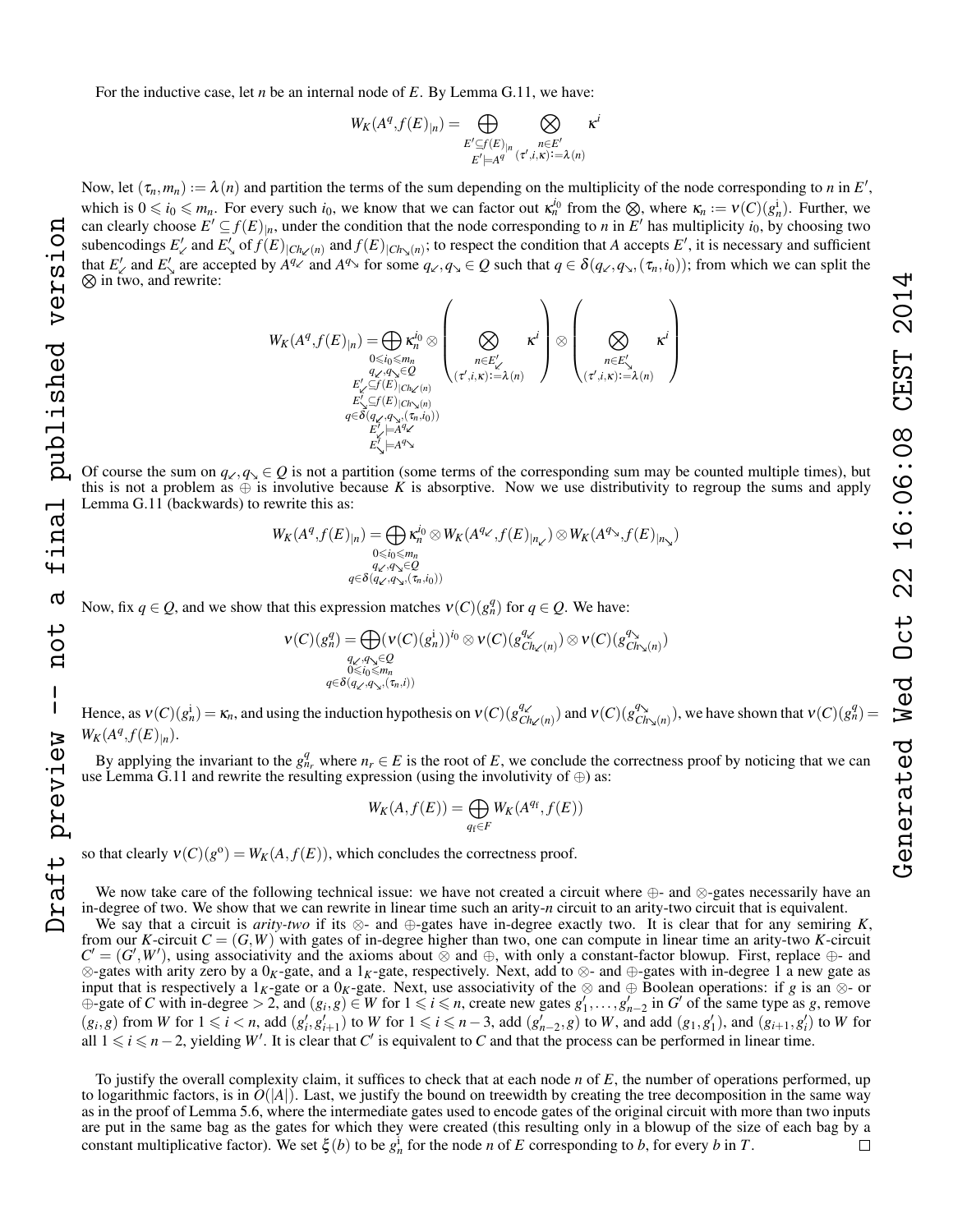For the inductive case, let $n$ be an internal node of $E$. By Lemma G.11, we have:

$$W_K(A^q, f(E)_{|n}) = \bigoplus_{\substack{E' \subseteq f(E)_{|n} \\ E' \models A^q}} \bigotimes_{\substack{n \in E' \\ (\tau', i, \kappa) := \lambda(n)}} \kappa^i$$

Now, let $(\tau_n, m_n) := \lambda(n)$ and partition the terms of the sum depending on the multiplicity of the node corresponding to $n$ in $E'$, which is $0 \leqslant i_0 \leqslant m_n$. For every such $i_0$, we know that we can factor out $\kappa_n^{i_0}$ from the $\bigotimes$, where $\kappa_n := \nu(C)(g_n^{\mathrm{i}})$. Further, we can clearly choose $E' \subseteq f(E)_{|n}$, under the condition that the node corresponding to $n$ in $E'$ has multiplicity $i_0$, by choosing two subencodings $E'_{\swarrow}$ and $E'_{\searrow}$ of $f(E)_{|Ch_{\swarrow}(n)}$ and $f(E)_{|Ch_{\searrow}(n)}$; to respect the condition that $A$ accepts $E'$, it is necessary and sufficient that $E'_{\swarrow}$ and $E'_{\searrow}$ are accepted by $A^{q_{\swarrow}}$ and $A^{q_{\searrow}}$ for some $q_{\swarrow}, q_{\searrow} \in Q$ such that $q \in \delta(q_{\swarrow}, q_{\searrow}, (\tau_n, i_0))$; from which we can split the $\bigotimes$ in two, and rewrite:

$$W_K(A^q, f(E)_{|n}) = \bigoplus_{\substack{0 \leqslant i_0 \leqslant m_n \\ q_{\swarrow}, q_{\searrow} \in Q \\ E'_{\swarrow} \subseteq f(E)_{|Ch_{\swarrow}(n)} \\ E'_{\searrow} \subseteq f(E)_{|Ch_{\searrow}(n)} \\ q \in \delta(q_{\swarrow}, q_{\searrow}, (\tau_n, i_0)) \\ E'_{\swarrow} \models A^{q_{\swarrow}} \\ E'_{\searrow} \models A^{q_{\searrow}}}} \kappa_n^{i_0} \otimes \left( \bigotimes_{\substack{n \in E'_{\swarrow} \\ (\tau', i, \kappa) := \lambda(n)}} \kappa^i \right) \otimes \left( \bigotimes_{\substack{n \in E'_{\searrow} \\ (\tau', i, \kappa) := \lambda(n)}} \kappa^i \right)$$

Of course the sum on $q_{\swarrow}, q_{\searrow} \in Q$ is not a partition (some terms of the corresponding sum may be counted multiple times), but this is not a problem as $\oplus$ is involutive because $K$ is absorptive. Now we use distributivity to regroup the sums and apply Lemma G.11 (backwards) to rewrite this as:

$$W_K(A^q, f(E)_{|n}) = \bigoplus_{\substack{0 \leqslant i_0 \leqslant m_n \\ q_{\swarrow}, q_{\searrow} \in Q \\ q \in \delta(q_{\swarrow}, q_{\searrow}, (\tau_n, i_0))}} \kappa_n^{i_0} \otimes W_K(A^{q_{\swarrow}}, f(E)_{|n_{\swarrow}}) \otimes W_K(A^{q_{\searrow}}, f(E)_{|n_{\searrow}})$$

Now, fix $q \in Q$, and we show that this expression matches $\nu(C)(g_n^q)$ for $q \in Q$. We have:

$$\nu(C)(g_n^q) = \bigoplus_{\substack{q_{\swarrow}, q_{\searrow} \in Q \\ 0 \leqslant i_0 \leqslant m_n \\ q \in \delta(q_{\swarrow}, q_{\searrow}, (\tau_n, i))}} (\nu(C)(g_n^{\mathrm{i}}))^{i_0} \otimes \nu(C)(g_{Ch_{\swarrow}(n)}^{q_{\swarrow}}) \otimes \nu(C)(g_{Ch_{\searrow}(n)}^{q_{\searrow}})$$

Hence, as $\nu(C)(g_n^{\mathrm{i}}) = \kappa_n$, and using the induction hypothesis on $\nu(C)(g_{Ch_{\swarrow}(n)}^{q_{\swarrow}})$ and $\nu(C)(g_{Ch_{\searrow}(n)}^{q_{\searrow}})$, we have shown that $\nu(C)(g_n^q) = W_K(A^q, f(E)_{|n})$.

By applying the invariant to the $g_{n_r}^q$ where $n_r \in E$ is the root of $E$, we conclude the correctness proof by noticing that we can use Lemma G.11 and rewrite the resulting expression (using the involutivity of $\oplus$) as:

$$W_K(A, f(E)) = \bigoplus_{q_{\mathrm{f}} \in F} W_K(A^{q_{\mathrm{f}}}, f(E))$$

so that clearly $\nu(C)(g^{\mathrm{o}}) = W_K(A, f(E))$, which concludes the correctness proof.

We now take care of the following technical issue: we have not created a circuit where $\oplus$- and $\otimes$-gates necessarily have an in-degree of two. We show that we can rewrite in linear time such an arity-$n$ circuit to an arity-two circuit that is equivalent.

We say that a circuit is *arity-two* if its $\otimes$- and $\oplus$-gates have in-degree exactly two. It is clear that for any semiring $K$, from our $K$-circuit $C = (G, W)$ with gates of in-degree higher than two, one can compute in linear time an arity-two $K$-circuit $C' = (G', W')$, using associativity and the axioms about $\otimes$ and $\oplus$, with only a constant-factor blowup. First, replace $\oplus$- and $\otimes$-gates with arity zero by a $0_K$-gate, and a $1_K$-gate, respectively. Next, add to $\otimes$- and $\oplus$-gates with in-degree 1 a new gate as input that is respectively a $1_K$-gate or a $0_K$-gate. Next, use associativity of the $\otimes$ and $\oplus$ Boolean operations: if $g$ is an $\otimes$- or $\oplus$-gate of $C$ with in-degree $> 2$, and $(g_i, g) \in W$ for $1 \leqslant i \leqslant n$, create new gates $g'_1, \ldots, g'_{n-2}$ in $G'$ of the same type as $g$, remove $(g_i, g)$ from $W$ for $1 \leqslant i < n$, add $(g'_i, g'_{i+1})$ to $W$ for $1 \leqslant i \leqslant n-3$, add $(g'_{n-2}, g)$ to $W$, and add $(g_1, g'_1)$, and $(g_{i+1}, g'_i)$ to $W$ for all $1 \leqslant i \leqslant n-2$, yielding $W'$. It is clear that $C'$ is equivalent to $C$ and that the process can be performed in linear time.

To justify the overall complexity claim, it suffices to check that at each node $n$ of $E$, the number of operations performed, up to logarithmic factors, is in $O(|A|)$. Last, we justify the bound on treewidth by creating the tree decomposition in the same way as in the proof of Lemma 5.6, where the intermediate gates used to encode gates of the original circuit with more than two inputs are put in the same bag as the gates for which they were created (this resulting only in a blowup of the size of each bag by a constant multiplicative factor). We set $\xi(b)$ to be $g_n^{\mathrm{i}}$ for the node $n$ of $E$ corresponding to $b$, for every $b$ in $T$. □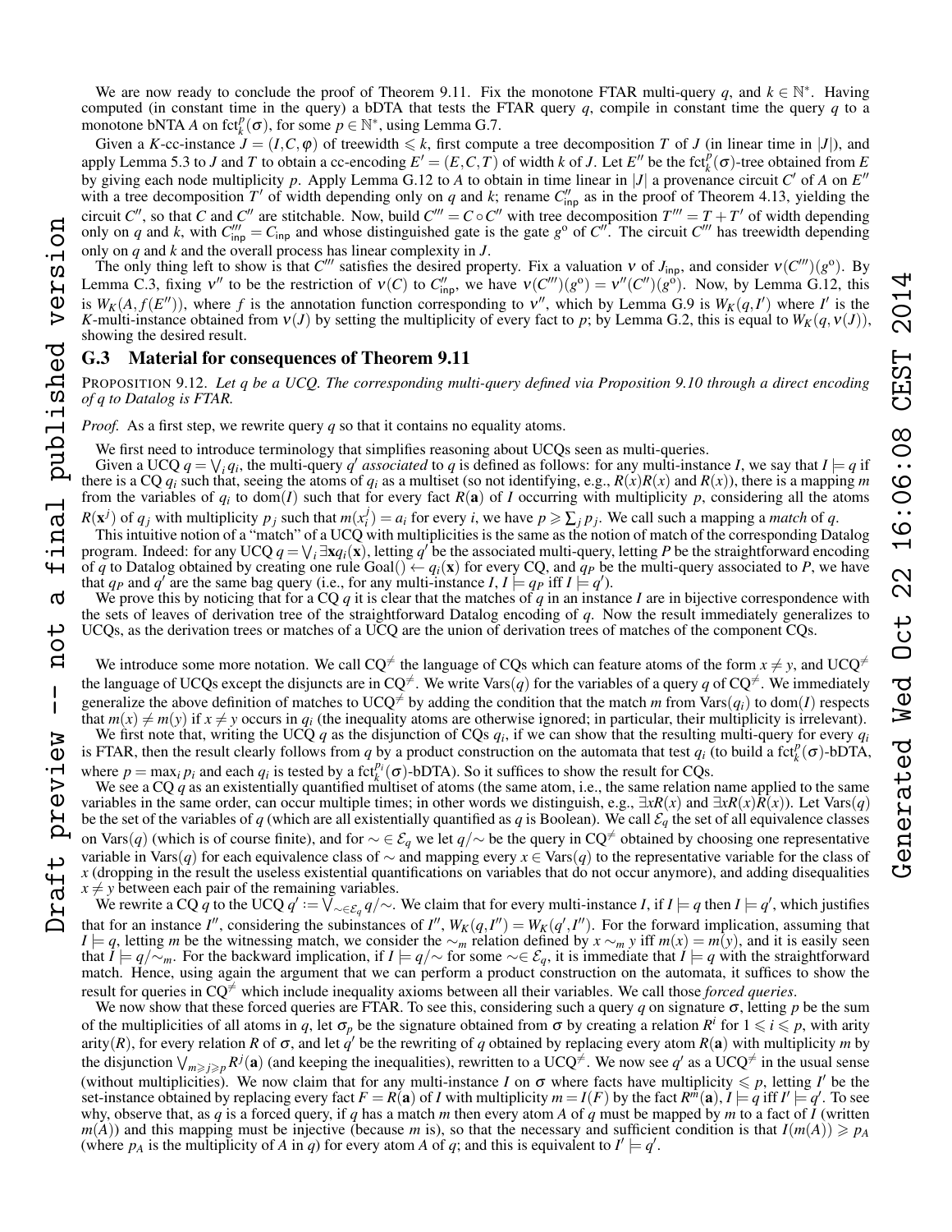We are now ready to conclude the proof of Theorem 9.11. Fix the monotone FTAR multi-query $q$, and $k \in \mathbb{N}^*$. Having computed (in constant time in the query) a bDTA that tests the FTAR query $q$, compile in constant time the query $q$ to a monotone bNTA $A$ on $\text{fct}_k^p(\sigma)$, for some $p \in \mathbb{N}^*$, using Lemma G.7.

Given a $K$-cc-instance $J = (I, C, \varphi)$ of treewidth $\leqslant k$, first compute a tree decomposition $T$ of $J$ (in linear time in $|J|$), and apply Lemma 5.3 to $J$ and $T$ to obtain a cc-encoding $E' = (E, C, T)$ of width $k$ of $J$. Let $E''$ be the $\text{fct}_k^p(\sigma)$-tree obtained from $E$ by giving each node multiplicity $p$. Apply Lemma G.12 to $A$ to obtain in time linear in $|J|$ a provenance circuit $C'$ of $A$ on $E''$ with a tree decomposition $T'$ of width depending only on $q$ and $k$; rename $C''_{\text{inp}}$ as in the proof of Theorem 4.13, yielding the circuit $C''$, so that $C$ and $C''$ are stitchable. Now, build $C''' = C \circ C''$ with tree decomposition $T''' = T + T'$ of width depending only on $q$ and $k$, with $C'''_{\text{inp}} = C_{\text{inp}}$ and whose distinguished gate is the gate $g^{\text{o}}$ of $C''$. The circuit $C'''$ has treewidth depending only on $q$ and $k$ and the overall process has linear complexity in $J$.

The only thing left to show is that $C'''$ satisfies the desired property. Fix a valuation $\nu$ of $J_{\text{inp}}$, and consider $\nu(C''')(g^{\text{o}})$. By Lemma C.3, fixing $\nu''$ to be the restriction of $\nu(C)$ to $C''_{\text{inp}}$, we have $\nu(C''')(g^{\text{o}}) = \nu''(C'')(g^{\text{o}})$. Now, by Lemma G.12, this is $W_K(A, f(E''))$, where $f$ is the annotation function corresponding to $\nu''$, which by Lemma G.9 is $W_K(q, I')$ where $I'$ is the $K$-multi-instance obtained from $\nu(J)$ by setting the multiplicity of every fact to $p$; by Lemma G.2, this is equal to $W_K(q, \nu(J))$, showing the desired result.

### G.3 Material for consequences of Theorem 9.11

PROPOSITION 9.12. *Let $q$ be a UCQ. The corresponding multi-query defined via Proposition 9.10 through a direct encoding of $q$ to Datalog is FTAR.*

*Proof.* As a first step, we rewrite query $q$ so that it contains no equality atoms.

We first need to introduce terminology that simplifies reasoning about UCQs seen as multi-queries.

Given a UCQ $q = \bigvee_i q_i$, the multi-query $q'$ *associated* to $q$ is defined as follows: for any multi-instance $I$, we say that $I \models q$ if there is a CQ $q_i$ such that, seeing the atoms of $q_i$ as a multiset (so not identifying, e.g., $R(x)R(x)$ and $R(x)$), there is a mapping $m$ from the variables of $q_i$ to $\text{dom}(I)$ such that for every fact $R(\mathbf{a})$ of $I$ occurring with multiplicity $p$, considering all the atoms $R(\mathbf{x}^j)$ of $q_j$ with multiplicity $p_j$ such that $m(x_i^j) = a_i$ for every $i$, we have $p \geqslant \sum_j p_j$. We call such a mapping a *match* of $q$.

This intuitive notion of a "match" of a UCQ with multiplicities is the same as the notion of match of the corresponding Datalog program. Indeed: for any UCQ $q = \bigvee_i \exists \mathbf{x} q_i(\mathbf{x})$, letting $q'$ be the associated multi-query, letting $P$ be the straightforward encoding of $q$ to Datalog obtained by creating one rule $\text{Goal}() \leftarrow q_i(\mathbf{x})$ for every CQ, and $q_P$ be the multi-query associated to $P$, we have that $q_P$ and $q'$ are the same bag query (i.e., for any multi-instance $I$, $I \models q_P$ iff $I \models q'$).

We prove this by noticing that for a CQ $q$ it is clear that the matches of $q$ in an instance $I$ are in bijective correspondence with the sets of leaves of derivation tree of the straightforward Datalog encoding of $q$. Now the result immediately generalizes to UCQs, as the derivation trees or matches of a UCQ are the union of derivation trees of matches of the component CQs.

We introduce some more notation. We call $\text{CQ}^{\neq}$ the language of CQs which can feature atoms of the form $x \neq y$, and $\text{UCQ}^{\neq}$ the language of UCQs except the disjuncts are in $\text{CQ}^{\neq}$. We write $\text{Vars}(q)$ for the variables of a query $q$ of $\text{CQ}^{\neq}$. We immediately generalize the above definition of matches to $\text{UCQ}^{\neq}$ by adding the condition that the match $m$ from $\text{Vars}(q_i)$ to $\text{dom}(I)$ respects that $m(x) \neq m(y)$ if $x \neq y$ occurs in $q_i$ (the inequality atoms are otherwise ignored; in particular, their multiplicity is irrelevant).

We first note that, writing the UCQ $q$ as the disjunction of CQs $q_i$, if we can show that the resulting multi-query for every $q_i$ is FTAR, then the result clearly follows from $q$ by a product construction on the automata that test $q_i$ (to build a $\text{fct}_k^p(\sigma)$-bDTA, where $p = \max_i p_i$ and each $q_i$ is tested by a $\text{fct}_k^{p_i}(\sigma)$-bDTA). So it suffices to show the result for CQs.

We see a CQ $q$ as an existentially quantified multiset of atoms (the same atom, i.e., the same relation name applied to the same variables in the same order, can occur multiple times; in other words we distinguish, e.g., $\exists x R(x)$ and $\exists x R(x) R(x)$). Let $\text{Vars}(q)$ be the set of the variables of $q$ (which are all existentially quantified as $q$ is Boolean). We call $\mathcal{E}_q$ the set of all equivalence classes on $\text{Vars}(q)$ (which is of course finite), and for $\sim \in \mathcal{E}_q$ we let $q/\!\sim$ be the query in $\text{CQ}^{\neq}$ obtained by choosing one representative variable in $\text{Vars}(q)$ for each equivalence class of $\sim$ and mapping every $x \in \text{Vars}(q)$ to the representative variable for the class of $x$ (dropping in the result the useless existential quantifications on variables that do not occur anymore), and adding disequalities $x \neq y$ between each pair of the remaining variables.

We rewrite a CQ $q$ to the UCQ $q' := \bigvee_{\sim \in \mathcal{E}_q} q/\!\sim$. We claim that for every multi-instance $I$, if $I \models q$ then $I \models q'$, which justifies that for an instance $I''$, considering the subinstances of $I''$, $W_K(q, I'') = W_K(q', I'')$. For the forward implication, assuming that $I \models q$, letting $m$ be the witnessing match, we consider the $\sim_m$ relation defined by $x \sim_m y$ iff $m(x) = m(y)$, and it is easily seen that $I \models q/\!\sim_m$. For the backward implication, if $I \models q/\!\sim$ for some $\sim \in \mathcal{E}_q$, it is immediate that $I \models q$ with the straightforward match. Hence, using again the argument that we can perform a product construction on the automata, it suffices to show the result for queries in $\text{CQ}^{\neq}$ which include inequality axioms between all their variables. We call those *forced queries*.

We now show that these forced queries are FTAR. To see this, considering such a query $q$ on signature $\sigma$, letting $p$ be the sum of the multiplicities of all atoms in $q$, let $\sigma_p$ be the signature obtained from $\sigma$ by creating a relation $R^i$ for $1 \leqslant i \leqslant p$, with arity $\text{arity}(R)$, for every relation $R$ of $\sigma$, and let $q'$ be the rewriting of $q$ obtained by replacing every atom $R(\mathbf{a})$ with multiplicity $m$ by the disjunction $\bigvee_{m \geqslant j \geqslant p} R^j(\mathbf{a})$ (and keeping the inequalities), rewritten to a $\text{UCQ}^{\neq}$. We now see $q'$ as a $\text{UCQ}^{\neq}$ in the usual sense (without multiplicities). We now claim that for any multi-instance $I$ on $\sigma$ where facts have multiplicity $\leqslant p$, letting $I'$ be the set-instance obtained by replacing every fact $F = R(\mathbf{a})$ of $I$ with multiplicity $m = I(F)$ by the fact $R^m(\mathbf{a})$, $I \models q$ iff $I' \models q'$. To see why, observe that, as $q$ is a forced query, if $q$ has a match $m$ then every atom $A$ of $q$ must be mapped by $m$ to a fact of $I$ (written $m(A)$) and this mapping must be injective (because $m$ is), so that the necessary and sufficient condition is that $I(m(A)) \geqslant p_A$ (where $p_A$ is the multiplicity of $A$ in $q$) for every atom $A$ of $q$; and this is equivalent to $I' \models q'$.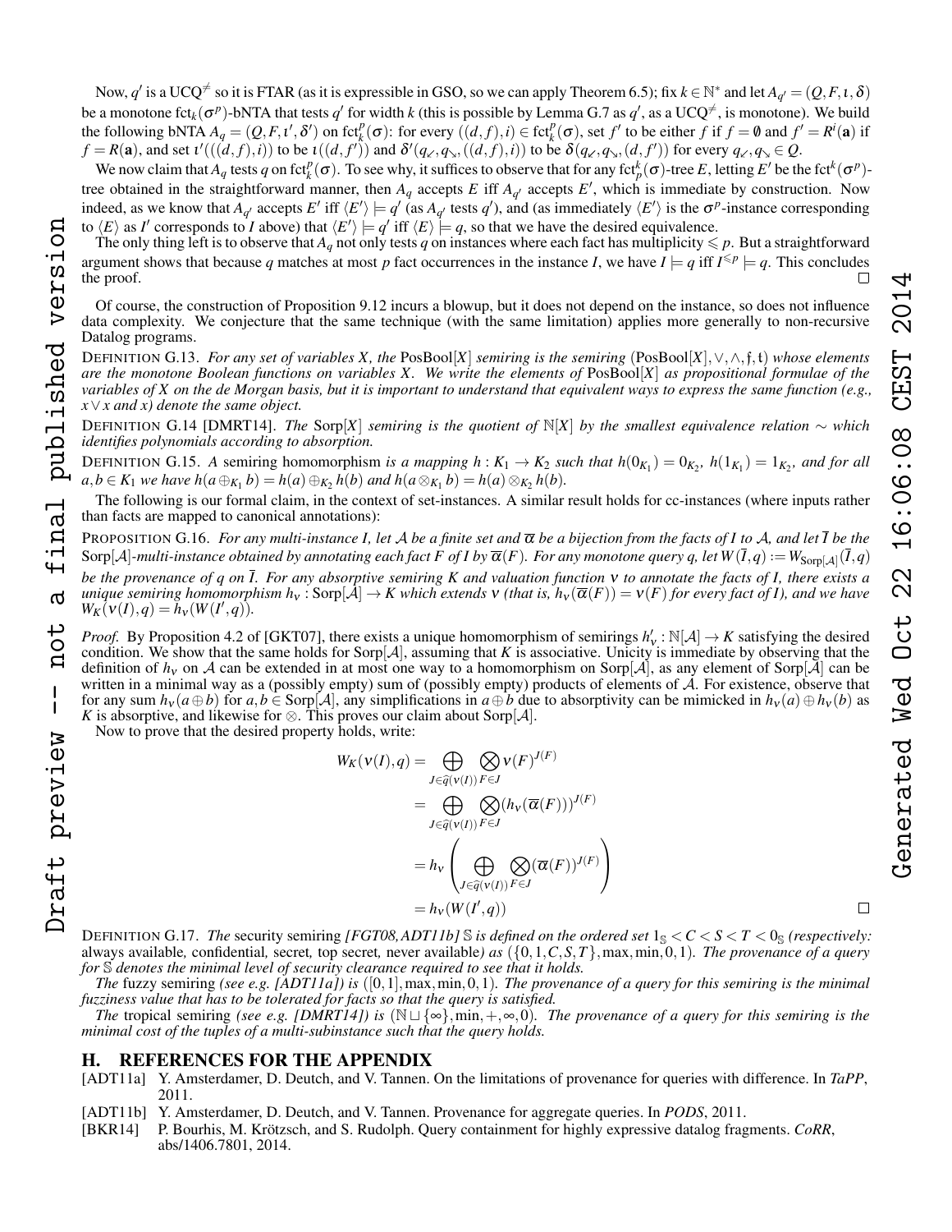Now, $q'$ is a $\text{UCQ}^{\neq}$ so it is FTAR (as it is expressible in GSO, so we can apply Theorem 6.5); fix $k \in \mathbb{N}^*$ and let $A_{q'} = (Q, F, \iota, \delta)$ be a monotone $\text{fct}_k(\sigma^p)$-bNTA that tests $q'$ for width $k$ (this is possible by Lemma G.7 as $q'$, as a $\text{UCQ}^{\neq}$, is monotone). We build the following bNTA $A_q = (Q, F, \iota', \delta')$ on $\text{fct}^p_k(\sigma)$: for every $((d, f), i) \in \text{fct}^p_k(\sigma)$, set $f'$ to be either $f$ if $f = \emptyset$ and $f' = R^i(\mathbf{a})$ if $f = R(\mathbf{a})$, and set $\iota'(((d, f), i))$ to be $\iota((d, f'))$ and $\delta'(q_\swarrow, q_\searrow, ((d, f), i))$ to be $\delta(q_\swarrow, q_\searrow, (d, f'))$ for every $q_\swarrow, q_\searrow \in Q$.

We now claim that $A_q$ tests $q$ on $\text{fct}^p_k(\sigma)$. To see why, it suffices to observe that for any $\text{fct}^k_p(\sigma)$-tree $E$, letting $E'$ be the $\text{fct}^k(\sigma^p)$-tree obtained in the straightforward manner, then $A_q$ accepts $E$ iff $A_{q'}$ accepts $E'$, which is immediate by construction. Now indeed, as we know that $A_{q'}$ accepts $E'$ iff $\langle E' \rangle \models q'$ (as $A_{q'}$ tests $q'$), and (as immediately $\langle E' \rangle$ is the $\sigma^p$-instance corresponding to $\langle E \rangle$ as $I'$ corresponds to $I$ above) that $\langle E' \rangle \models q'$ iff $\langle E \rangle \models q$, so that we have the desired equivalence.

The only thing left is to observe that $A_q$ not only tests $q$ on instances where each fact has multiplicity $\leqslant p$. But a straightforward argument shows that because $q$ matches at most $p$ fact occurrences in the instance $I$, we have $I \models q$ iff $I^{\leqslant p} \models q$. This concludes the proof. □

Of course, the construction of Proposition 9.12 incurs a blowup, but it does not depend on the instance, so does not influence data complexity. We conjecture that the same technique (with the same limitation) applies more generally to non-recursive Datalog programs.

DEFINITION G.13. *For any set of variables $X$, the* PosBool$[X]$ *semiring is the semiring* $(\text{PosBool}[X], \vee, \wedge, \mathfrak{f}, \mathfrak{t})$ *whose elements are the monotone Boolean functions on variables $X$. We write the elements of* PosBool$[X]$ *as propositional formulae of the variables of $X$ on the de Morgan basis, but it is important to understand that equivalent ways to express the same function (e.g., $x \vee x$ and $x$) denote the same object.*

DEFINITION G.14 [DMRT14]. *The* Sorp$[X]$ *semiring is the quotient of* $\mathbb{N}[X]$ *by the smallest equivalence relation* $\sim$ *which identifies polynomials according to absorption.*

DEFINITION G.15. *A* semiring homomorphism *is a mapping $h : K_1 \to K_2$ such that $h(0_{K_1}) = 0_{K_2}$, $h(1_{K_1}) = 1_{K_2}$, and for all $a, b \in K_1$ we have $h(a \oplus_{K_1} b) = h(a) \oplus_{K_2} h(b)$ and $h(a \otimes_{K_1} b) = h(a) \otimes_{K_2} h(b)$.*

The following is our formal claim, in the context of set-instances. A similar result holds for cc-instances (where inputs rather than facts are mapped to canonical annotations):

PROPOSITION G.16. *For any multi-instance $I$, let $\mathcal{A}$ be a finite set and $\overline{\alpha}$ be a bijection from the facts of $I$ to $\mathcal{A}$, and let $\overline{I}$ be the* Sorp$[\mathcal{A}]$*-multi-instance obtained by annotating each fact $F$ of $I$ by $\overline{\alpha}(F)$. For any monotone query $q$, let $W(\overline{I}, q) := W_{\text{Sorp}[\mathcal{A}]}(\overline{I}, q)$ be the provenance of $q$ on $\overline{I}$. For any absorptive semiring $K$ and valuation function $\nu$ to annotate the facts of $I$, there exists a unique semiring homomorphism $h_\nu : \text{Sorp}[\mathcal{A}] \to K$ which extends $\nu$ (that is, $h_\nu(\overline{\alpha}(F)) = \nu(F)$ for every fact of $I$), and we have $W_K(\nu(I), q) = h_\nu(W(I', q))$.*

*Proof.* By Proposition 4.2 of [GKT07], there exists a unique homomorphism of semirings $h'_\nu : \mathbb{N}[\mathcal{A}] \to K$ satisfying the desired condition. We show that the same holds for Sorp$[\mathcal{A}]$, assuming that $K$ is associative. Unicity is immediate by observing that the definition of $h_\nu$ on $\mathcal{A}$ can be extended in at most one way to a homomorphism on Sorp$[\mathcal{A}]$, as any element of Sorp$[\mathcal{A}]$ can be written in a minimal way as a (possibly empty) sum of (possibly empty) products of elements of $\mathcal{A}$. For existence, observe that for any sum $h_\nu(a \oplus b)$ for $a, b \in \text{Sorp}[\mathcal{A}]$, any simplifications in $a \oplus b$ due to absorptivity can be mimicked in $h_\nu(a) \oplus h_\nu(b)$ as $K$ is absorptive, and likewise for $\otimes$. This proves our claim about Sorp$[\mathcal{A}]$.

Now to prove that the desired property holds, write:

$$
\begin{aligned}
W_K(\nu(I), q) &= \bigoplus_{J \in \widehat{q}(\nu(I))} \bigotimes_{F \in J} \nu(F)^{J(F)} \\
&= \bigoplus_{J \in \widehat{q}(\nu(I))} \bigotimes_{F \in J} (h_\nu(\overline{\alpha}(F)))^{J(F)} \\
&= h_\nu \left( \bigoplus_{J \in \widehat{q}(\nu(I))} \bigotimes_{F \in J} (\overline{\alpha}(F))^{J(F)} \right) \\
&= h_\nu(W(I', q))
\end{aligned}
$$

□

DEFINITION G.17. *The* security semiring *[FGT08, ADT11b]* $\mathbb{S}$ *is defined on the ordered set* $1_{\mathbb{S}} < C < S < T < 0_{\mathbb{S}}$ *(respectively:* always available*,* confidential*,* secret*,* top secret*,* never available*) as* $(\{0, 1, C, S, T\}, \max, \min, 0, 1)$. *The provenance of a query for* $\mathbb{S}$ *denotes the minimal level of security clearance required to see that it holds.*

*The* fuzzy semiring *(see e.g. [ADT11a]) is* $([0, 1], \max, \min, 0, 1)$. *The provenance of a query for this semiring is the minimal fuzziness value that has to be tolerated for facts so that the query is satisfied.*

*The* tropical semiring *(see e.g. [DMRT14]) is* $(\mathbb{N} \sqcup \{\infty\}, \min, +, \infty, 0)$. *The provenance of a query for this semiring is the minimal cost of the tuples of a multi-subinstance such that the query holds.*

## H. REFERENCES FOR THE APPENDIX

[ADT11a] Y. Amsterdamer, D. Deutch, and V. Tannen. On the limitations of provenance for queries with difference. In *TaPP*, 2011.

[ADT11b] Y. Amsterdamer, D. Deutch, and V. Tannen. Provenance for aggregate queries. In *PODS*, 2011.

[BKR14] P. Bourhis, M. Krötzsch, and S. Rudolph. Query containment for highly expressive datalog fragments. *CoRR*, abs/1406.7801, 2014.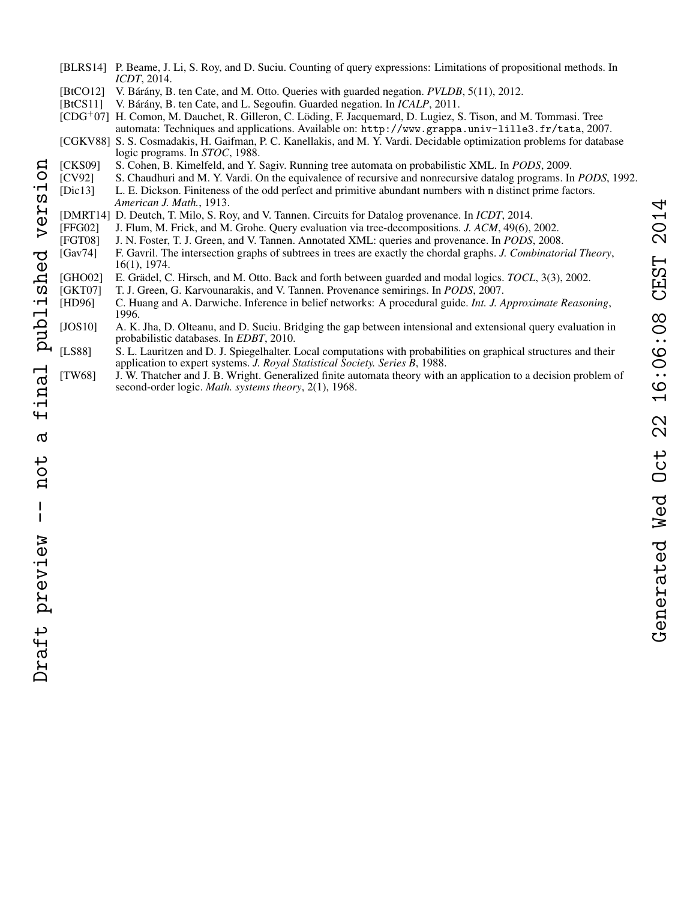[BLRS14] P. Beame, J. Li, S. Roy, and D. Suciu. Counting of query expressions: Limitations of propositional methods. In *ICDT*, 2014.

[BtCO12] V. Bárány, B. ten Cate, and M. Otto. Queries with guarded negation. *PVLDB*, 5(11), 2012.

[BtCS11] V. Bárány, B. ten Cate, and L. Segoufin. Guarded negation. In *ICALP*, 2011.

[CDG$^+$07] H. Comon, M. Dauchet, R. Gilleron, C. Löding, F. Jacquemard, D. Lugiez, S. Tison, and M. Tommasi. Tree automata: Techniques and applications. Available on: `http://www.grappa.univ-lille3.fr/tata`, 2007.

[CGKV88] S. S. Cosmadakis, H. Gaifman, P. C. Kanellakis, and M. Y. Vardi. Decidable optimization problems for database logic programs. In *STOC*, 1988.

[CKS09] S. Cohen, B. Kimelfeld, and Y. Sagiv. Running tree automata on probabilistic XML. In *PODS*, 2009.

[CV92] S. Chaudhuri and M. Y. Vardi. On the equivalence of recursive and nonrecursive datalog programs. In *PODS*, 1992.

[Dic13] L. E. Dickson. Finiteness of the odd perfect and primitive abundant numbers with n distinct prime factors. *American J. Math.*, 1913.

[DMRT14] D. Deutch, T. Milo, S. Roy, and V. Tannen. Circuits for Datalog provenance. In *ICDT*, 2014.

[FFG02] J. Flum, M. Frick, and M. Grohe. Query evaluation via tree-decompositions. *J. ACM*, 49(6), 2002.

[FGT08] J. N. Foster, T. J. Green, and V. Tannen. Annotated XML: queries and provenance. In *PODS*, 2008.

[Gav74] F. Gavril. The intersection graphs of subtrees in trees are exactly the chordal graphs. *J. Combinatorial Theory*, 16(1), 1974.

[GHO02] E. Grädel, C. Hirsch, and M. Otto. Back and forth between guarded and modal logics. *TOCL*, 3(3), 2002.

[GKT07] T. J. Green, G. Karvounarakis, and V. Tannen. Provenance semirings. In *PODS*, 2007.

[HD96] C. Huang and A. Darwiche. Inference in belief networks: A procedural guide. *Int. J. Approximate Reasoning*, 1996.

[JOS10] A. K. Jha, D. Olteanu, and D. Suciu. Bridging the gap between intensional and extensional query evaluation in probabilistic databases. In *EDBT*, 2010.

[LS88] S. L. Lauritzen and D. J. Spiegelhalter. Local computations with probabilities on graphical structures and their application to expert systems. *J. Royal Statistical Society. Series B*, 1988.

[TW68] J. W. Thatcher and J. B. Wright. Generalized finite automata theory with an application to a decision problem of second-order logic. *Math. systems theory*, 2(1), 1968.